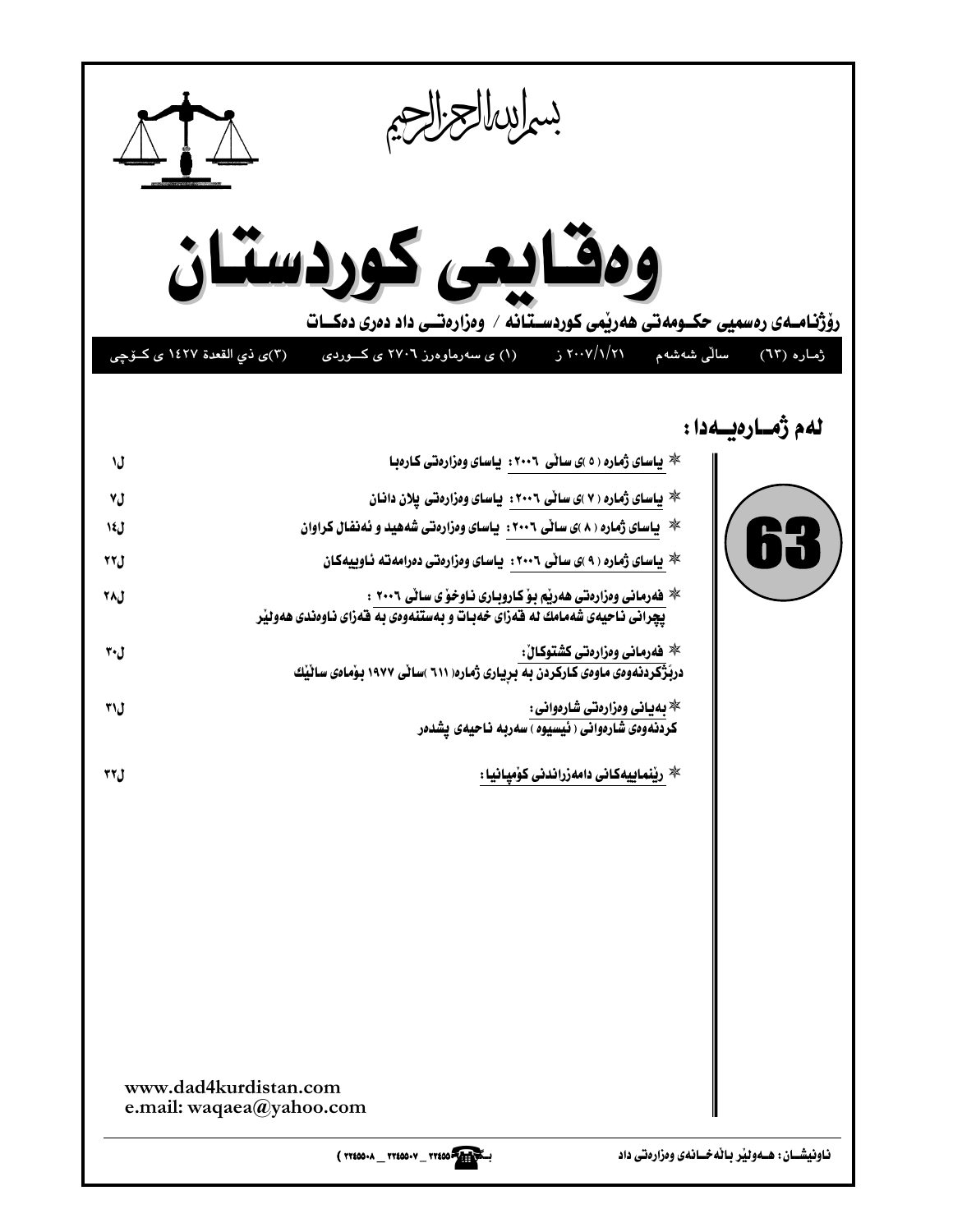بسم الله الرحمن الرحيم

# وەقایعی کوردستان

**رۆژنامەی رەسمیی حکومەتی هەرێمی کوردستانە / وەزارەتی داد دەری دەکات**

ژمارە (٦٣) سالّی شەشەم ٢٠٠٧/١/٢١ ز (١) ی سەرماوەرز ٢٧٠٦ ی کوردی (٣)ی ذي القعدة ١٤٢٧ ی کۆچی

## لەم ژمارەیەدا :

63

| | |
|---|---|
| * یاسای ژمارە (٥)ی سالّی ٢٠٠٦ : یاسای وەزارەتی کارەبا | ل١ |
| * یاسای ژمارە (٧)ی سالّی ٢٠٠٦ : یاسای وەزارەتی پلان دانان | ل٧ |
| * یاسای ژمارە (٨)ی سالّی ٢٠٠٦ : یاسای وەزارەتی شەهید و ئەنفال کراوان | ل١٤ |
| * یاسای ژمارە (٩)ی سالّی ٢٠٠٦ : یاسای وەزارەتی دەرامەتە ئاوییەکان | ل٢٢ |
| * فەرمانی وەزارەتی هەرێم بۆ کاروباری ناوخۆی سالّی ٢٠٠٦ : پچرانی ناحیەی شەمامك لە قەزای خەبات و بەستنەوەی بە قەزای ناوەندی هەولێر | ل٢٨ |
| * فەرمانی وەزارەتی کشتوکالّ : درێژکردنەوەی ماوەی کارکردن بە بڕیاری ژمارە (٦١١)سالّی ١٩٧٧ بۆماوەی سالێك | ل٣٠ |
| * بەیانی وەزارەتی شارەوانی : کردنەوەی شارەوانی (ئیسیوە) سەربە ناحیەی پشدەر | ل٣١ |
| * رێنماییەکانی دامەزراندنی کۆمپانیا : | ل٣٢ |

www.dad4kurdistan.com
e.mail: waqaea@yahoo.com

ناونیشان : هەولێر باڵەخانەی وەزارەتی داد

بەدالە: ( ٢٢٤٥٥٠٨ _ ٢٢٤٥٥٠٧ _ ٢٢٤٥٥٠ )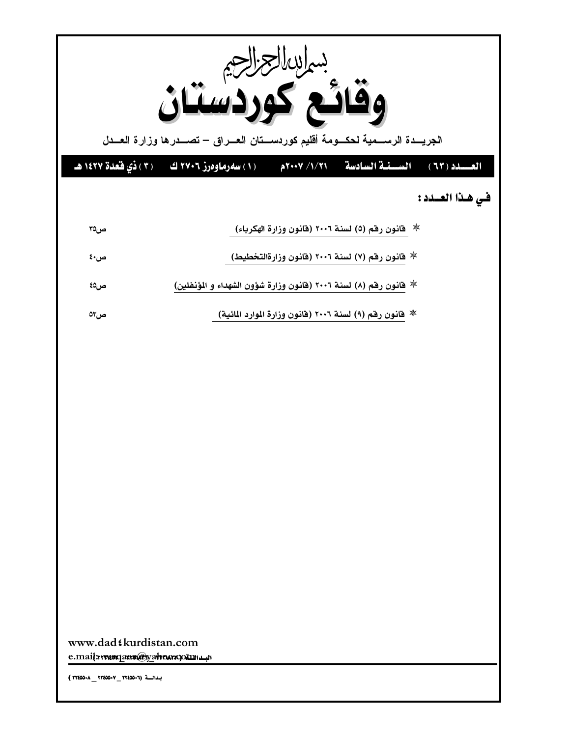بسم الله الرحمن الرحيم

# وقائع كوردستان

الجريــدة الرســمية لحكــومة أقليم كوردســتان العــراق – تصــدرها وزارة العــدل

**العــدد (٦٣) الســنـة السادسة ٢١/١/ ٢٠٠٧م (١) سەرماوەرز ٢٧٠٦ ك (٣) ذي قعدة ١٤٢٧ هـ**

## فـي هـذا العـدد :

* قانون رقم (٥) لسنة ٢٠٠٦ (قانون وزارة الهكرباء) ص٣٥
* قانون رقم (٧) لسنة ٢٠٠٦ (قانون وزارةالتخطيط) ص٤٠
* قانون رقم (٨) لسنة ٢٠٠٦ (قانون وزارة شؤون الشهداء و المؤنفلين) ص٤٥
* قانون رقم (٩) لسنة ٢٠٠٦ (قانون وزارة الموارد المائية) ص٥٣

www.dad٤kurdistan.com

e.mail:waqaey_ka@yahoo.com

بدالـة (٢٢٤٥٥٠٦ _ ٢٢٤٥٥٠٧ _ ٢٢٤٥٥٠٨)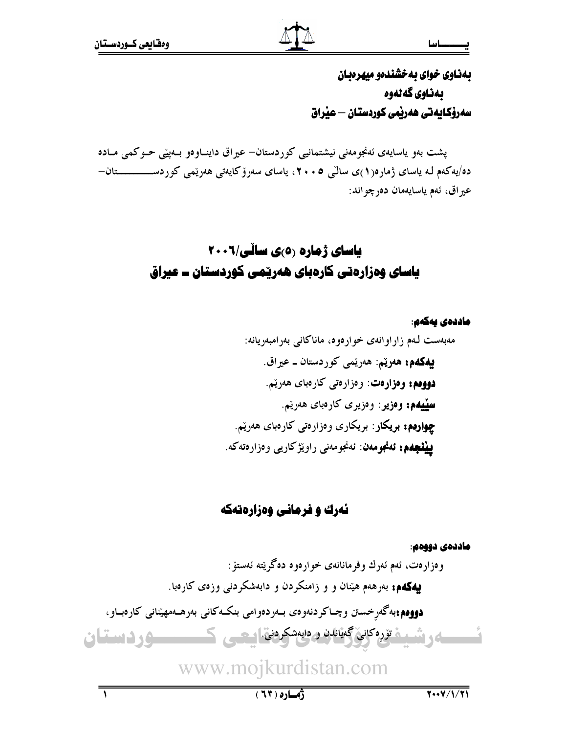**بەناوی خوای بەخشندەو میهرەبان**
**بەناوی گەلەوە**
**سەرۆكایەتی هەرێمی كوردستان – عێراق**

پشت بەو یاسایەی ئەنجومەنی نیشتمانیی كوردستان– عیراق داینـاوەو بـەپێی حـوكمی مـادە دە/یەكەم لـە یاسای ژمارە(١)ی ساڵی ٢٠٠٥، یاسای سەرۆكایەتی هەرێمی كوردســـــــــتان– عیراق، ئەم یاسایەمان دەرچواند:

# یاسای ژمارە (٥)ی ساڵی/٢٠٠٦
# یاسای وەزارەتی كارەبای هەرێمی كوردستان ـ عیراق

**ماددەی یەكەم:**

مەبەست لـەم زاراوانەی خوارەوە، ماناكانی بەرامبەریانە:

**یەكەم: هەرێم**: هەرێمی كوردستان ـ عیراق.

**دووەم: وەزارەت**: وەزارەتی كارەبای هەرێم.

**سێیەم: وەزیر**: وەزیری كارەبای هەرێم.

**چوارەم: بریكار**: بریكاری وەزارەتی كارەبای هەرێم.

**پێنجەم: ئەنجومەن**: ئەنجومەنی راوێژكاریی وەزارەتەكە.

## ئەرك و فرمانی وەزارەتەكە

**ماددەی دووەم:**

وەزارەت، ئەم ئەرك وفرمانانەی خوارەوە دەگرێتە ئەستۆ:

**یەكەم:** بەرهەم هێنان و و زامنكردن و دابەشكردنی وزەی كارەبا.

**دووەم:** بەگەڕخستن وچـاكردنەوەی بـەردەوامی بنكـەكانی بەرهـەمهێنانی كارەبـاو، تۆڕەكانی گەیاندن و دابەشكردنی.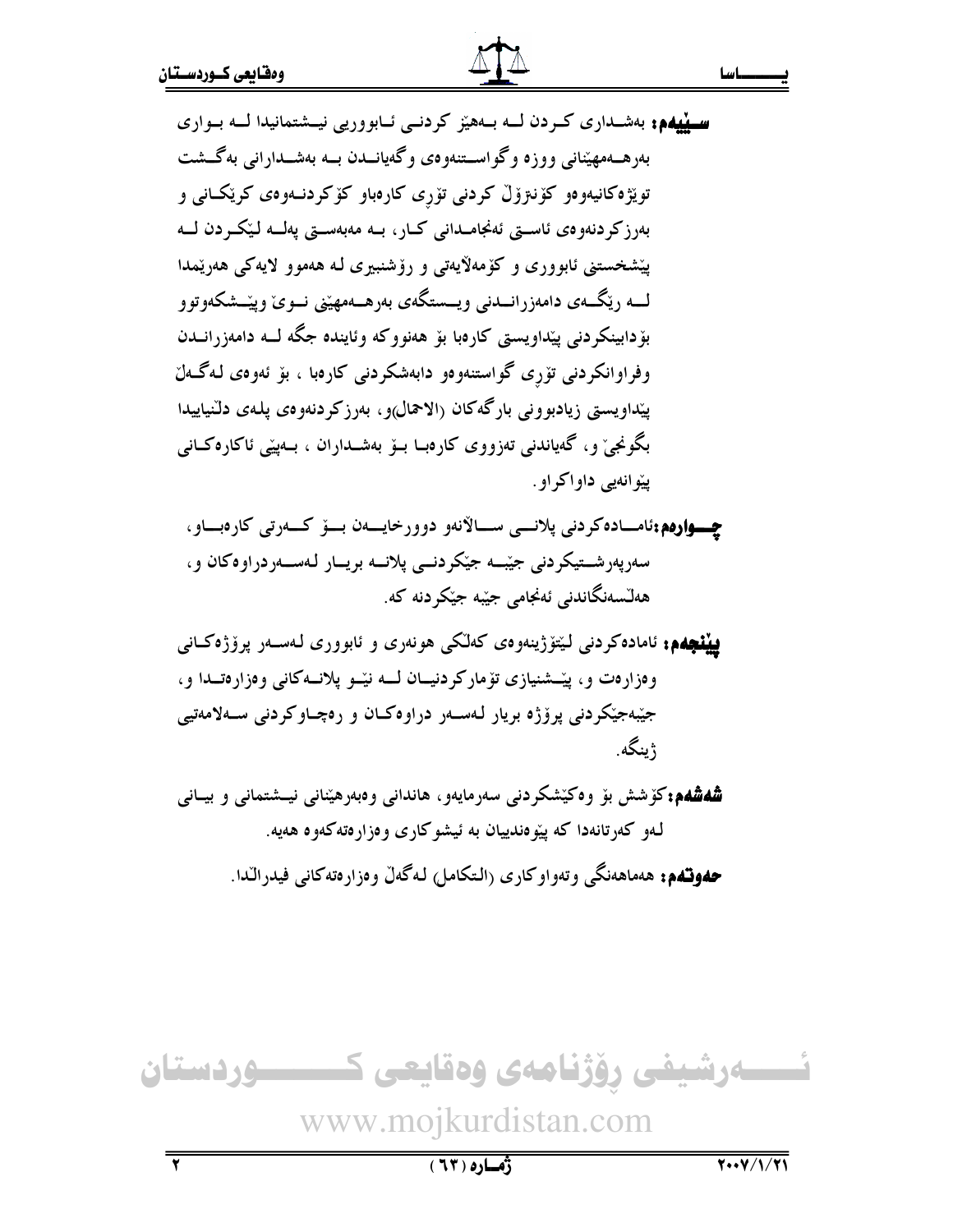**سێیەم:** بەشـداری کـردن لـە بـەهێز کردنـی ئـابووریی نیـشتمانیدا لـە بـواری بەرهـەمهێنانی ووزە وگواسـتنەوەی وگەیانـدن بـە بەشـدارانی بەگـشت تویژەکانیەوەو کۆنترۆڵ کردنی تۆڕی کارەباو کۆکردنـەوەی کرێکـانی و بەرزکردنەوەی ئاسـتی ئەنجامـدانی کـار، بـە مەبەسـتی پەلـە لێکـردن لـە پێشخستنی ئابووری و کۆمەڵایەتی و رۆشنبیری لە هەموو لایەکی هەرێمدا لــە رێگــەی دامەزرانــدنی ویــستگەی بەرهــەمهێنی نــوێ وپێــشکەوتوو بۆدابینکردنی پێداویستی کارەبا بۆ هەنووکە وئاینده جگە لــە دامەزرانــدن وفراوانکردنی تۆڕی گواستنەوەو دابەشکردنی کارەبا ، بۆ ئەوەی لـەگـەڵ پێداویستی زیادبوونی بارگەکان (الاحمال)و، بەرزکردنەوەی پلەی دڵنیاییدا بگونجێ و، گەیاندنی تەزووی کارەبـا بـۆ بەشـداران ، بـەپێی ئاکارەکـانی پێوانەیی داواکراو.

**چـوارەم:** ئامـادەکردنی پلانـی سـاڵانەو دوورخایـەن بـۆ کـەرتی کارەبـاو، سەرپەرشـتیکردنی جێبـە جێکردنـی پلانـە بریـار لەسـەردراوەکان و، هەڵسەنگاندنی ئەنجامی جێبە جێکردنە کە.

**پێنجەم:** ئامادەکردنی لێتۆژینەوەی کەڵکی هونەری و ئابووری لەسـەر پرۆژەکـانی وەزارەت و، پێـشنیازی تۆمارکردنیـان لــە نێـو پلانـەکانی وەزارەتـدا و، جێبەجێکردنی پرۆژە بریار لەسـەر دراوەکـان و رەچـاوکردنی سـەلامەتیی ژینگە.

**شەشەم:** کۆشش بۆ وەکێشکردنی سەرمایەو، هاندانی وەبەرهێنانی نیـشتمانی و بیـانی لەو کەرتانەدا کە پێوەندییان بە ئیشوکاری وەزارەتەکەوە هەیە.

**حەوتەم:** هەماهەنگی وتەواوکاری (التکامل) لەگەڵ وەزارەتەکانی فیدراڵدا.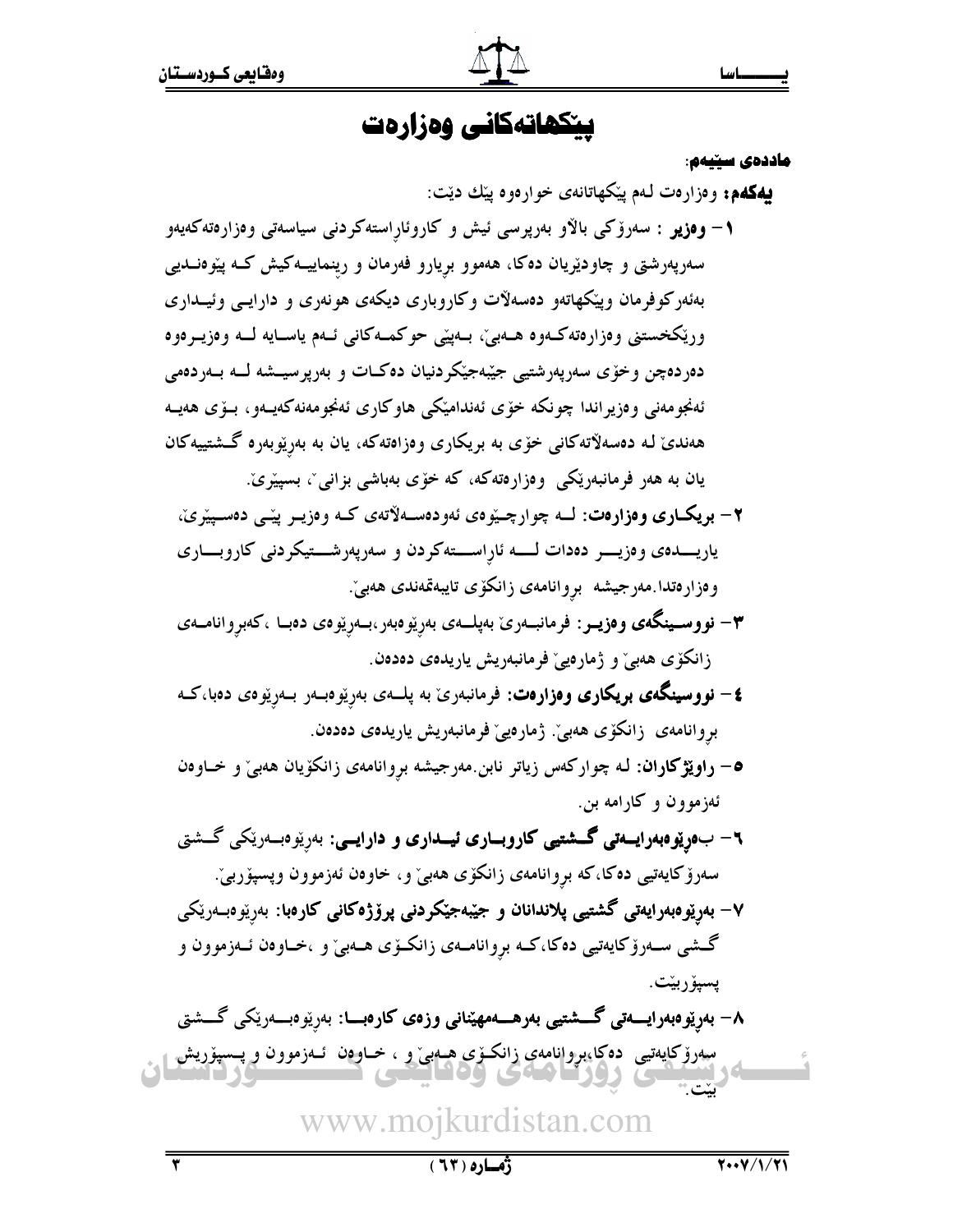# پێكهاتەكانی وەزارەت

**ماددەی سێیەم:**

**یەكەم:** وەزارەت لەم پێكهاتانەی خوارەوە پێك دێت:

١- **وەزیر** : سەرۆكی باڵاو بەرپرسی ئیش و كاروئاڕاستەكردنی سیاسەتی وەزارەتەكەیەو سەرپەرشتی و چاودێریان دەكا، هەموو بڕیارو فەرمان و ڕێنماییەكیش كە پێوەندیی بەئەركوفرمان وپێكهاتەو دەسەڵات وكاروباری دیكەی هونەری و دارایی وئیداری وڕێكخستنی وەزارەتەكەوە هەبێ، بەپێی حوكمەكانی ئەم یاسایە لە وەزیرەوە دەردەچن وخۆی سەرپەرشتیی جێبەجێكردنیان دەكات و بەرپرسیشە لە بەردەمی ئەنجومەنی وەزیراندا چونكە خۆی ئەندامێكی هاوكاری ئەنجومەنەكەیەو، بۆی هەیە هەندێ لە دەسەڵاتەكانی خۆی بە بریكاری وەزاەتەكە، یان بە بەڕێوبەرە گشتییەكان یان بە هەر فەرمانبەرێكی وەزارەتەكە، كە خۆی بەباشی بزانێ، بسپێرێ.

٢- **بریكاری وەزارەت:** لە چوارچێوەی ئەودەسەڵاتەی كە وەزیر پێی دەسپێرێ، یاریدەی وەزیر دەدات لە ئاڕاستەكردن و سەرپەرشتیكردنی كاروباری وەزارەتدا.مەرجیشە بڕوانامەی زانكۆی تایبەتمەندی هەبێ.

٣- **نووسینگەی وەزیر:** فرمانبەرێ بەپلەی بەڕێوەبەر،بەڕێوەی دەبا ،كەبڕوانامەی زانكۆی هەبێ و ژمارەیێ فرمانبەریش یاریدەی دەدەن.

٤- **نووسینگەی بریكاری وەزارەت:** فرمانبەرێ بە پلەی بەڕێوەبەر بەڕێوەی دەبا،كە بڕوانامەی زانكۆی هەبێ. ژمارەیێ فرمانبەریش یاریدەی دەدەن.

٥- **ڕاوێژكاران:** لە چواركەس زیاتر نابن.مەرجیشە بڕوانامەی زانكۆیان هەبێ و خاوەن ئەزموون و كارامە بن.

٦- **بەڕێوەبەرایەتی گشتیی كاروباری ئیداری و دارایی:** بەڕێوەبەرێكی گشتی سەرۆكایەتیی دەكا،كە بڕوانامەی زانكۆی هەبێ و، خاوەن ئەزموون وپسپۆڕبێ.

٧- **بەڕێوەبەرایەتی گشتیی پلاندانان و جێبەجێكردنی پڕۆژەكانی كارەبا:** بەڕێوەبەرێكی گشتی سەرۆكایەتیی دەكا،كە بڕوانامەی زانكۆی هەبێ و ،خاوەن ئەزموون و پسپۆڕبێت.

٨- **بەڕێوەبەرایەتی گشتیی بەرهەمهێنانی وزەی كارەبا:** بەڕێوەبەرێكی گشتی سەرۆكایەتیی دەكا،بڕوانامەی زانكۆی هەبێ و ، خاوەن ئەزموون و پسپۆڕیش بێت.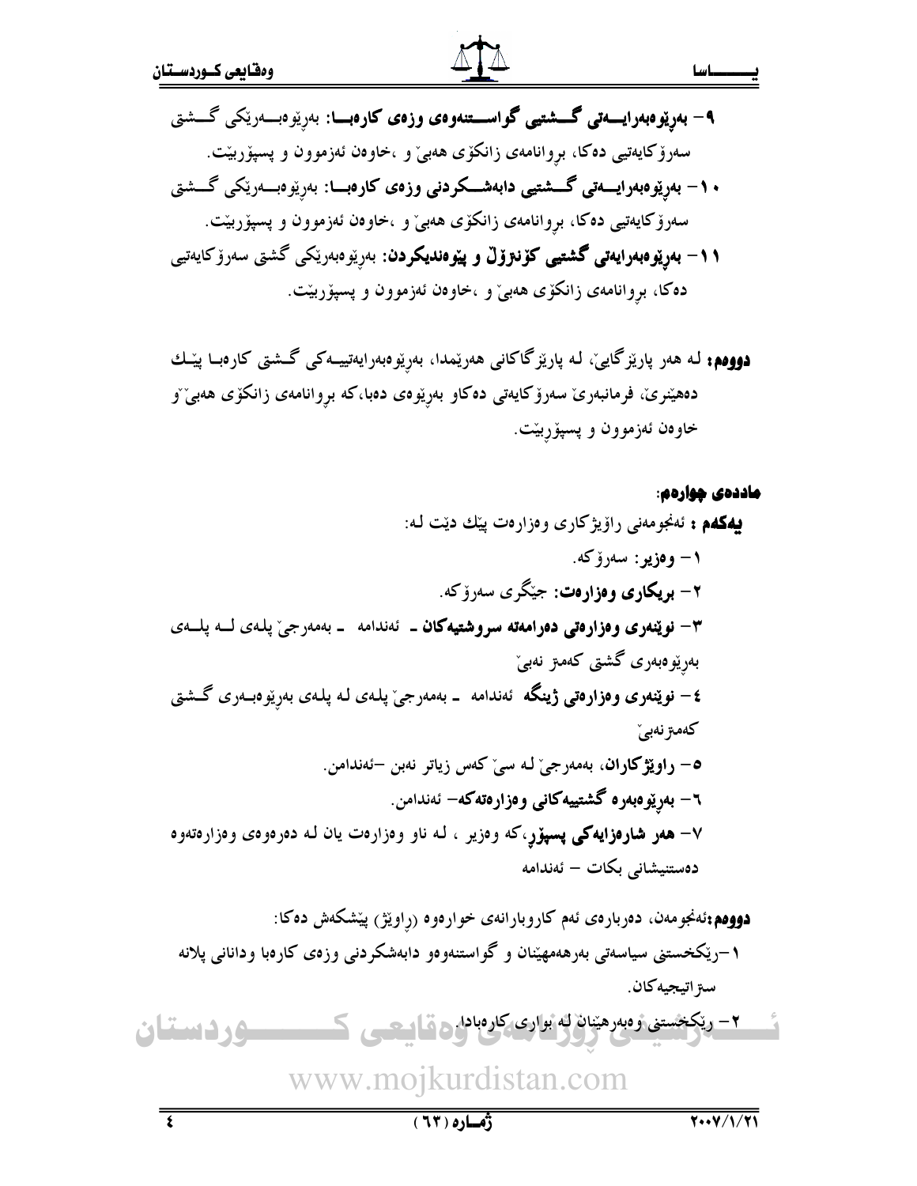**٩- بەڕێوەبەرایەتی گشتیی گواستنەوەی وزەی کارەبا:** بەڕێوەبەرێکی گشتی سەرۆکایەتیی دەکا، بڕوانامەی زانکۆی هەبێ و ،خاوەن ئەزموون و پسپۆربێت.

**١٠- بەڕێوەبەرایەتی گشتیی دابەشکردنی وزەی کارەبا:** بەڕێوەبەرێکی گشتی سەرۆکایەتیی دەکا، بڕوانامەی زانکۆی هەبێ و ،خاوەن ئەزموون و پسپۆربێت.

**١١- بەڕێوەبەرایەتی گشتیی کۆنترۆڵ و پەیوەندیکردن:** بەڕێوەبەرێکی گشتی سەرۆکایەتیی دەکا، بڕوانامەی زانکۆی هەبێ و ،خاوەن ئەزموون و پسپۆربێت.

**دووەم:** لە هەر پارێزگایێ، لە پارێزگاکانی هەرێمدا، بەڕێوەبەرایەتییەکی گشتی کارەبا پێك دەهێنرێ، فرمانبەرێ سەرۆکایەتی دەکاو بەڕێوەی دەبا،کە بڕوانامەی زانکۆی هەبێ و خاوەن ئەزموون و پسپۆربێت.

**ماددەی چوارەم:**

**یەکەم :** ئەنجومەنی ڕاوێژکاری وەزارەت پێك دێت لە:

١- **وەزیر:** سەرۆکە.

٢- **بریکاری وەزارەت:** جێگری سەرۆکە.

٣- **نوێنەری وەزارەتی دەرامەتە سروشتیەکان ـ** ئەندامە ـ بەمەرجێ پلەی لە پلەی بەڕێوەبەری گشتی کەمتر نەبێ

٤- **نوێنەری وەزارەتی ژینگە** ئەندامە ـ بەمەرجێ پلەی لە پلەی بەڕێوەبەری گشتی کەمترنەبێ

٥- **ڕاوێژکاران،** بەمەرجێ لە سێ کەس زیاتر نەبن –ئەندامن.

٦- **بەڕێوەبەرە گشتییەکانی وەزارەتەکە–** ئەندامن.

٧- **هەر شارەزایەکی پسپۆڕ،**کە وەزیر ، لە ناو وەزارەت یان لە دەرەوەی وەزارەتەوە دەستنیشانی بکات – ئەندامە

**دووەم:**ئەنجومەن، دەربارەی ئەم کاروبارانەی خوارەوە (ڕاوێژ) پێشکەش دەکا:

١–ڕێکخستنی سیاسەتی بەرهەمهێنان و گواستنەوەو دابەشکردنی وزەی کارەبا ودانانی پلانە ستراتیجیەکان.

٢– ڕێکخستنی وەبەرهێنان لە بواری کارەبادا.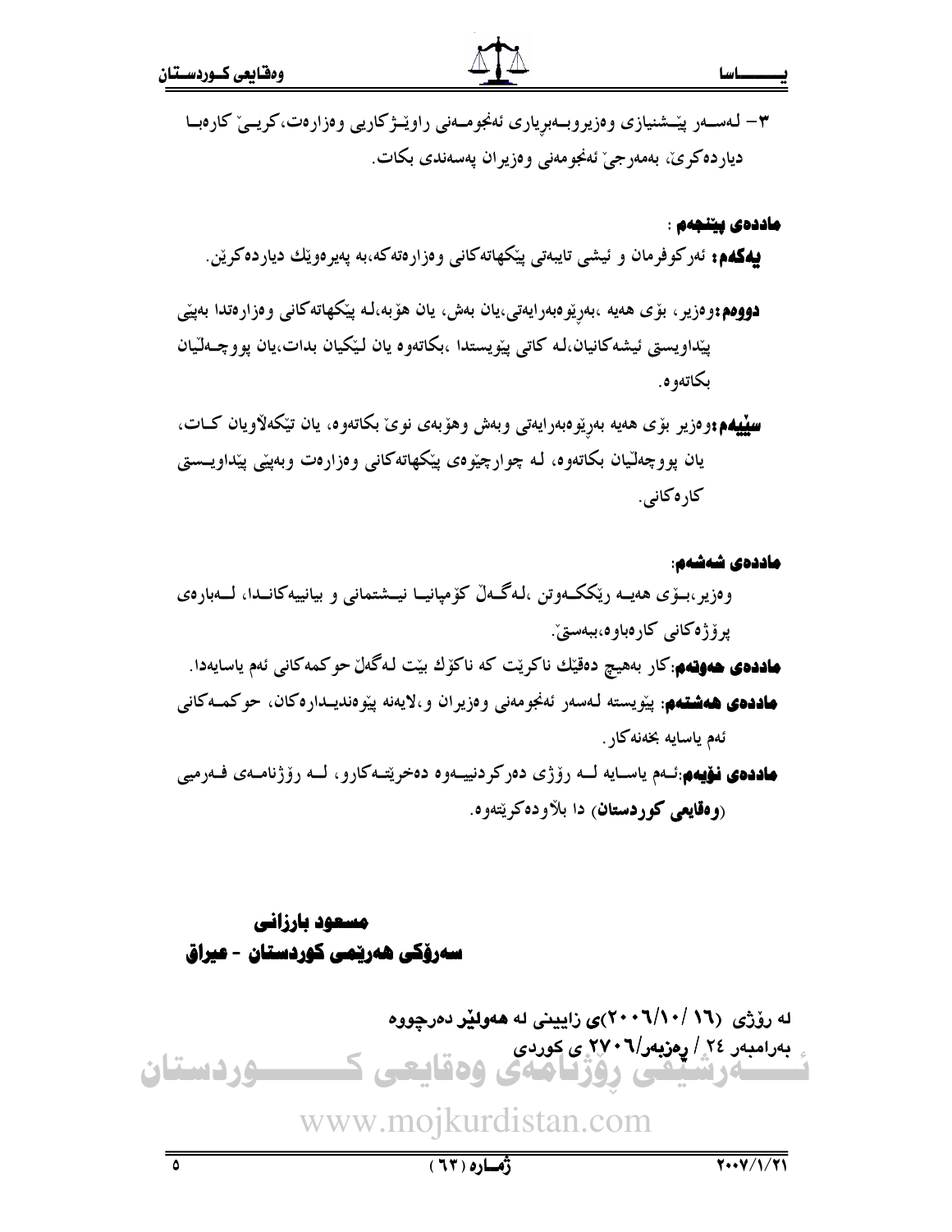٣- لەسەر پێشنیازی وەزیروبەبڕیاری ئەنجومەنی راوێژکاریی وەزارەت،کرێی کارەبا دیاردەکرێ، بەمەرجێ ئەنجومەنی وەزیران پەسەندی بکات.

**ماددەی پێنجەم** :

**یەکەم:** ئەرکوفرمان و ئیشی تایبەتی پێکهاتەکانی وەزارەتەکە،بە پەیرەوێك دیاردەکرێن.

**دووەم:**وەزیر، بۆی هەیە ،بەڕێوەبەرایەتی،یان بەش، یان هۆبە،لە پێکهاتەکانی وەزارەتدا بەپێی پێداویستی ئیشەکانیان،لە کاتی پێویستدا ،بکاتەوە یان لێکیان بدات،یان پووچەڵیان بکاتەوە.

**سێیەم:**وەزیر بۆی هەیە بەرێوەبەرایەتی وبەش وهۆبەی نوێ بکاتەوە، یان تێکەڵاویان کات، یان پووچەڵیان بکاتەوە، لە چوارچێوەی پێکهاتەکانی وەزارەت وبەپێی پێداویستی کارەکانی.

**ماددەی شەشەم**:

وەزیر،بۆی هەیە رێککەوتن ،لەگەڵ کۆمپانیا نیشتمانی و بیانییەکاندا، لەبارەی پرۆژەکانی کارەباوە،ببەستێ.

**ماددەی حەوتەم**:کار بەهیچ دەقێك ناکرێت کە ناکۆك بێت لەگەڵ حوکمەکانی ئەم یاسایەدا.

**ماددەی هەشتەم**: پێویستە لەسەر ئەنجومەنی وەزیران و،لایەنە پێوەندیدارەکان، حوکمەکانی ئەم یاسایە بخەنەکار.

**ماددەی نۆیەم**:ئەم یاسایە لە رۆژی دەرکردنییەوە دەخرێتەکارو، لە رۆژنامەی فەرمیی (**وەقایعی کوردستان**) دا بلاودەکرێتەوە.

**مسعود بارزانی**
**سەرۆکی هەرێمی کوردستان - عیراق**

لە رۆژی (١٦ /٢٠٠٦/١٠)ی زایینی لە **هەولێر** دەرچووە
بەرامبەر ٢٤ / **رەزبەر/٢٧٠٦** ی کوردی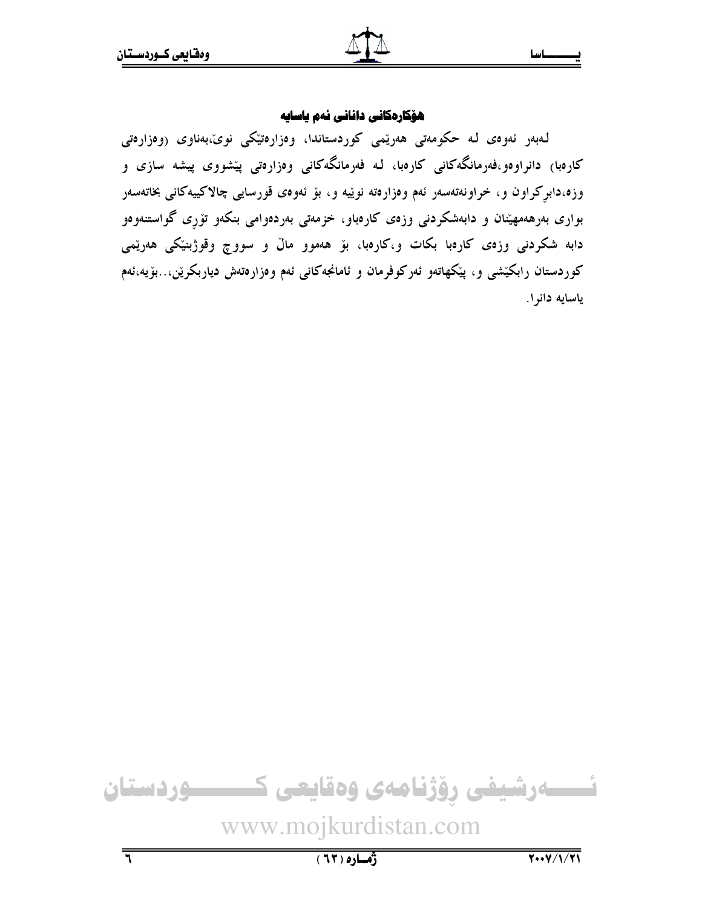## هۆكارەكانی دانانی ئەم یاسایە

لەبەر ئەوەی لە حكومەتی هەرێمی كوردستاندا، وەزارەتێكی نوێ،بەناوی (وەزارەتی كارەبا) دانراوەو،فەرمانگەكانی كارەبا، لە فەرمانگەكانی وەزارەتی پێشووی پیشە سازی و وزە،دابڕكراون و، خراونەتەسەر ئەم وەزارەتە نوێیە و، بۆ ئەوەی قورسایی چالاكییەكانی بخاتەسەر بواری بەرهەمهێنان و دابەشكردنی وزەی كارەباو، خزمەتی بەردەوامی بنكەو تۆڕی گواستنەوەو دابە شكردنی وزەی كارەبا بكات و،كارەبا، بۆ هەموو ماڵ و سووچ وقوژبنێكی هەرێمی كوردستان رابكێشی و، پێكهاتەو ئەركوفرمان و ئامانجەكانی ئەم وەزارەتەش دیاربكرێن،..بۆیە،ئەم یاسایە دانرا.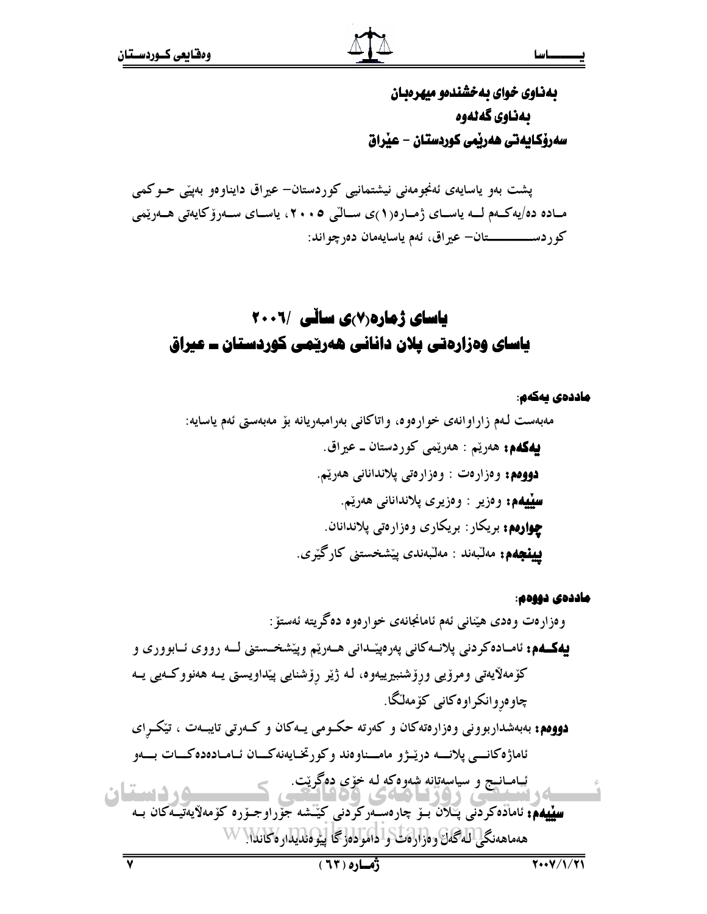**بەناوی خوای بەخشندەو میهرەبان**
**بەناوی گەلەوە**
**سەرۆکایەتی هەرێمی کوردستان – عێراق**

پشت بەو یاسایەی ئەنجومەنی نیشتمانیی کوردستان– عیراق دایناوەو بەپێی حوکمی مادە دە/یەکەم لە یاسای ژمارە(١)ی ساڵی ٢٠٠٥، یاسای سەرۆکایەتی هەرێمی کوردستان– عیراق، ئەم یاسایەمان دەرچواند:

# یاسای ژمارە(٧)ی ساڵی ٢٠٠٦/
# یاسای وەزارەتی پلان دانانی هەرێمی کوردستان ـ عیراق

**ماددەی یەکەم:**

مەبەست لەم زاراوانەی خوارەوە، واتاکانی بەرامبەریانە بۆ مەبەستی ئەم یاسایە:

**یەکەم:** هەرێم : هەرێمی کوردستان ـ عیراق.
**دووەم:** وەزارەت : وەزارەتی پلاندانانی هەرێم.
**سێیەم:** وەزیر : وەزیری پلاندانانی هەرێم.
**چوارەم:** بریکار: بریکاری وەزارەتی پلاندانان.
**پێنجەم:** مەڵبەند : مەڵبەندی پێشخستنی کارگێری.

**ماددەی دووەم:**

وەزارەت وەدی هێنانی ئەم ئامانجانەی خوارەوە دەگرێتە ئەستۆ:

**یەکەم:** ئامادەکردنی پلانەکانی پەرەپێدانی هەرێم وپێشخستنی لە رووی ئابووری و کۆمەڵایەتی ومرۆیی ورۆشنبیرییەوە، لە ژێر رۆشنایی پێداویستی یە هەنووکەیی یە چاوەڕوانکراوەکانی کۆمەڵگا.

**دووەم:** بەبەشداربوونی وەزارەتەکان و کەرتە حکومی یەکان و کەرتی تایبەت ، تێکرای ئاماژەکانی پلانە درێژو مامناوەند وکورتخایەنەکان ئامادەدەکات بەو ئامانج و سیاسەتانە شەوەکە لە خۆی دەگرێت.

**سێیەم:** ئامادەکردنی پلان بۆ چارەسەرکردنی کێشە جۆراوجۆرە کۆمەڵایەتیەکان بە هەماهەنگی لەگەڵ وەزارەت و دامودەزگا پێوەندیدارەکاندا.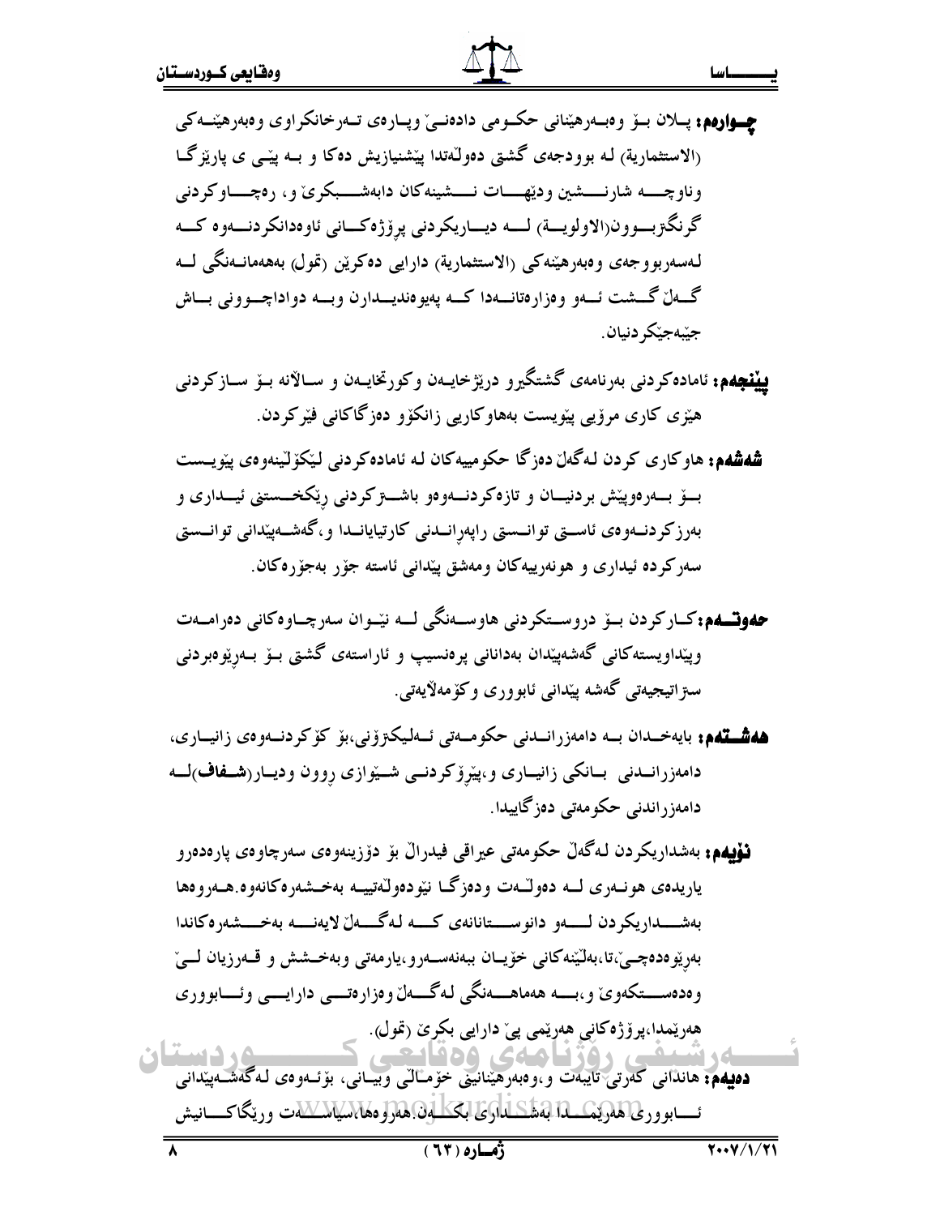**چـوارەم:** پـلان بـۆ وەبـەرهێنانی حکـومی دادەنـێ وپـارەی تـەرخانکراوی وەبەرهێنـەکی (الاستثمارية) لـە بوودجەی گشتی دەوڵەتدا پێشنیازیش دەکا و بـە پێـی ی پارێزگـا وناوچـــە شارنـــشین ودێهـــات نـــشینەکان دابەشـــبکرێ و، رەچـــاوکردنی گرنگتربـــوون(الاولويـــة) لـــە دیـــاریکردنی پرۆژەکـــانی ئاوەدانکردنـــەوە کـــە لەسەربووجەی وەبەرهێنەکی (الاستثمارية) دارایی دەکرێن (تمول) بەهەماهـەنگی لـە گـــەڵ گـــشت ئـــەو وەزارەتانـــەدا کـــە پەیوەندیـــدارن وبـــە دواداچـــوونی بـــاش جێبەجێکردنیان.

**پێنجەم:** ئامادەکردنی بەرنامەی گشتگیرو درێژخایـەن وکورتخایـەن و سـاڵانە بـۆ سـازکردنی هێزی کاری مرۆیی پێویست بەهاوکاریی زانکۆو دەزگاکانی فێرکردن.

**شەشەم:** هاوکاری کردن لـەگەڵ دەزگا حکومییەکان لە ئامادەکردنی لێکۆڵینەوەی پێویـست بـــۆ بـــەرەوپێش بردنیـــان و تازەکردنـــەوەو باشـــترکردنی رێکخـــستنی ئیـــداری و بەرزکردنـەوەی ئاسـتی توانـستی راپەڕانـدنی کارتیایانـدا و،گەشـەپێدانی توانـستی سەرکردە ئیداری و هونەرییەکان ومەشق پێدانی ئاستە جۆر بەجۆرەکان.

**حەوتـــەم:** کـارکردن بـۆ دروسـتکردنی هاوسـەنگی لـە نێـوان سەرچـاوەکانی دەرامـەت وپێداویستەکانی گەشەپێدان بەدانانی پرەنسیپ و ئاراستەی گشتی بـۆ بـەڕێوەبردنی ستراتیجیەتی گەشە پێدانی ئابووری وکۆمەڵایەتی.

**هەشـــتەم:** بایەخــدان بــە دامەزرانــدنی حکومــەتی ئــەلیکترۆنی،بۆ کۆکردنــەوەی زانیــاری، دامەزرانــدنی بــانکی زانیــاری و،پێرۆکردنــی شــێوازی ڕوون ودیــار(**شــفاف**)لــە دامەزراندنی حکومەتی دەزگاییدا.

**نۆیەم:** بەشداریکردن لـەگەڵ حکومەتی عیراقی فیدراڵ بۆ دۆزینەوەی سەرچاوەی پارەدەرو یاریدەی هونـەری لــە دەوڵــەت ودەزگـا نێودەوڵەتییـە بەخـشەرەکانەوە.هـەروەها بەشـــداریکردن لـــەو دانوســـتانانەی کـــە لـەگـــەڵ لایەنـــە بەخـــشەرەکاندا بەڕێوەدەچـێ،تا،بەڵێنەکانی خۆیـان بـبەنەسـەرو،یارمەتی وبەخـشش و قـەرزیان لـێ وەدەســتکەوێ و،بـــە هەماهـــەنگی لـەگـــەڵ وەزارەتـــی دارایـــی وئـــابووری هەرێمدا،پرۆژەکانی هەرێمی پێ دارایی بکرێ (تمول).

**دەیەم:** هاندانی کەرتی تایبەت و،وەبەرهێنانی خۆماڵی وبیـانی، بۆئـەوەی لەگەشـەپێدانی ئـــابووری هەرێمـــدا بەشـــداری بکـــەن.هەروەها،سیاســـەت ورێگاکـــانیش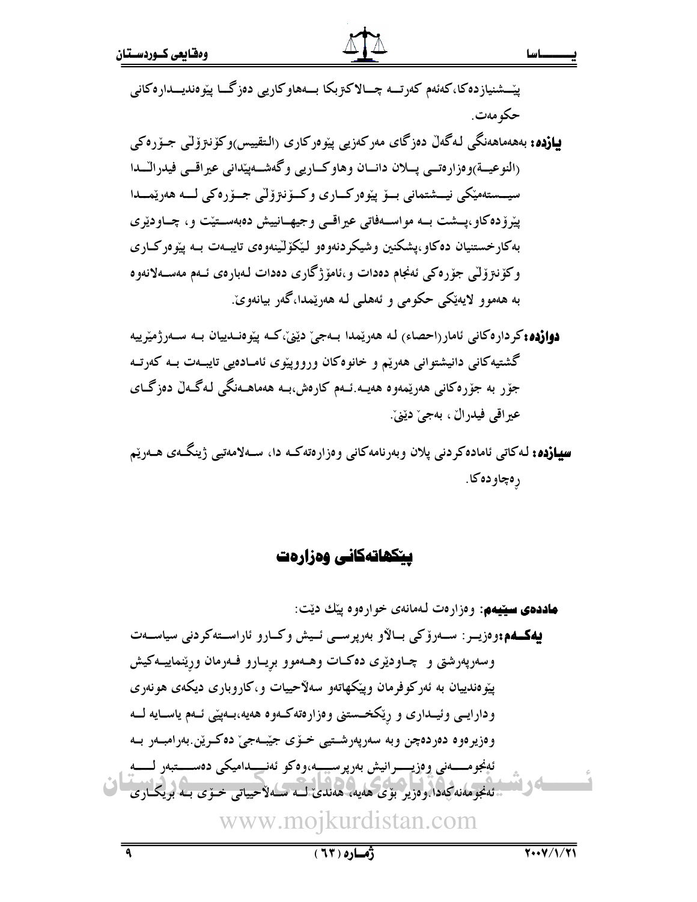پێشنیازدەکا،کەئەم کەرتە چالاکتربکا بەهاوکاری دەزگا پێوەندیدارەکانی حکومەت.

**یازدە:** بەهەماهەنگی لەگەڵ دەزگای مەرکەزیی پێوەرکاری (التقییس)وکۆنترۆڵی جۆرەکی (النوعیة)وەزارەتی پلان دانان وهاوکاریی وگەشەپێدانی عیراقی فیدراڵدا سیستەمێکی نیشتمانی بۆ پێوەرکاری وکۆنترۆڵی جۆرەکی لە هەرێمدا پێرۆدەکاو،پشت بە مواسەفاتی عیراقی وجیهانییش دەبەستێت و، چاودێری بەکارخستنیان دەکاو،پشکنین وشیکردنەوەو لێکۆڵینەوەی تایبەت بە پێوەرکاری وکۆنترۆڵی جۆرەکی ئەنجام دەدات و،ئامۆژگاری دەدات لەبارەی ئەم مەسەلانەوە بە هەموو لایەێکی حکومی و ئەهلی لە هەرێمدا،گەر بیانەوێ.

**دوازدە:** کردارەکانی ئامار(احصاء) لە هەرێمدا بەجێ دێنێ،کە پێوەندییان بە سەرژمێرییە گشتیەکانی دانیشتوانی هەرێم و خانوەکان ورووپێوی ئامادەیی تایبەت بە کەرتە جۆر بە جۆرەکانی هەرێمەوە هەیە.ئەم کارەش،بە هەماهەنگی لەگەڵ دەزگای عیراقی فیدراڵ ، بەجێ دێنێ.

**سیازدە:** لەکاتی ئامادەکردنی پلان وبەرنامەکانی وەزارەتەکە دا، سەلامەتیی ژینگەی هەرێم ڕەچاودەکا.

## پێکهاتەکانی وەزارەت

**ماددەی سێیەم:** وەزارەت لەمانەی خوارەوە پێك دێت:

**یەکەم:**وەزیر: سەرۆکی بالاو بەرپرسی ئیش وکارو ئاراستەکردنی سیاسەت وسەرپەرشتی و چاودێری دەکات وهەموو بریارو فەرمان ورێنماییەکیش پێوەندییان بە ئەرکوفرمان وپێکهاتەو سەلاحییات و،کاروباری دیکەی هونەری ودارایی وئیداری و ڕێکخستنی وەزارەتەکەوە هەیە،بەپێی ئەم یاسایە لە وەزیرەوە دەردەچن وبە سەرپەرشتیی خۆی جێبەجێ دەکرێن.بەرامبەر بە ئەنجومەنی وەزیرانیش بەرپرسە،وەکو ئەندامیکی دەستبەر لە ئەنجومەنەکەدا.وەزیر بۆی هەیە، هەندێ لە سەلاحییاتی خۆی بە بریکاری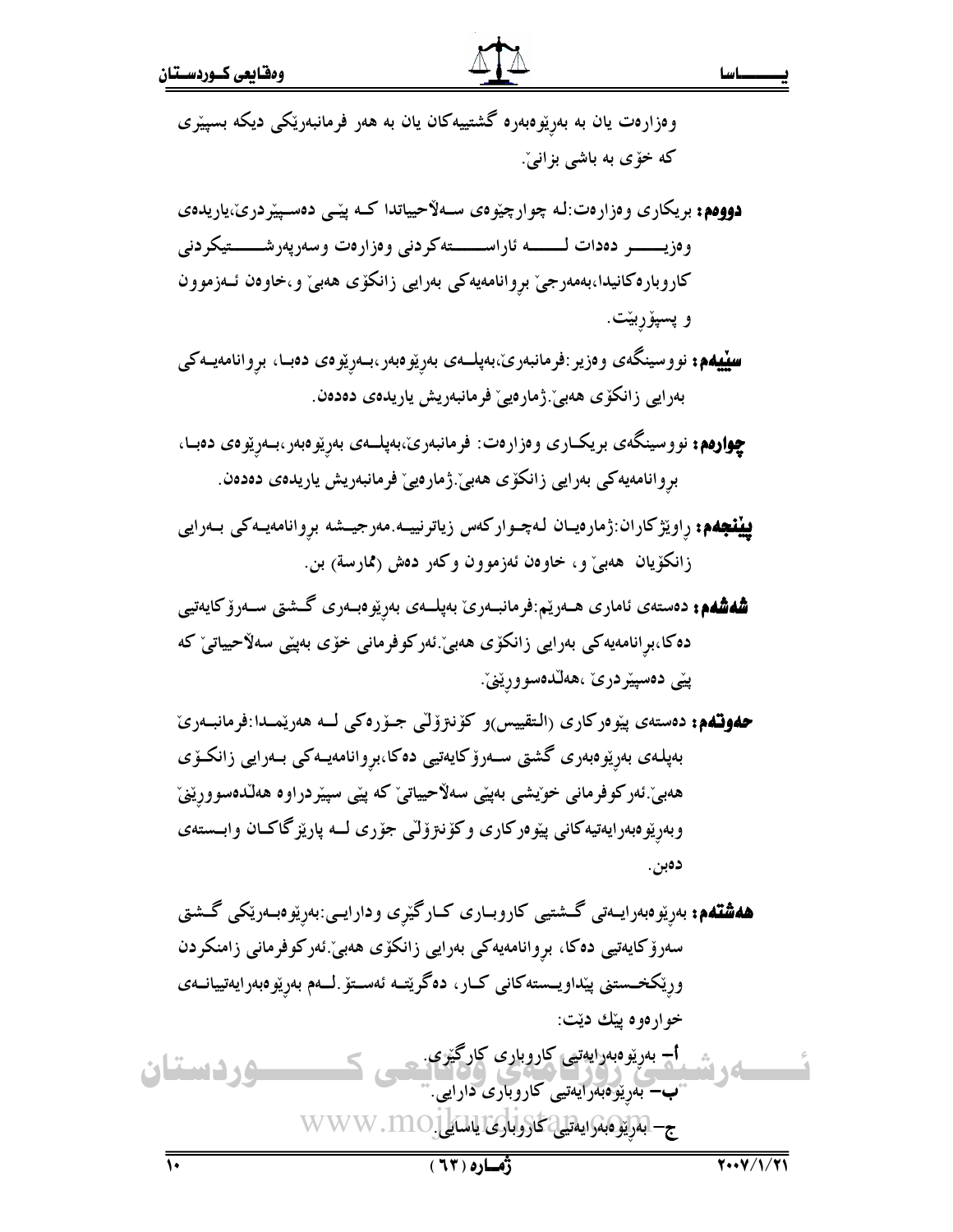وەزارەت یان بە بەڕێوەبەرە گشتییەکان یان بە هەر فرمانبەرێکی دیکە بسپێری کە خۆی بە باشی بزانێ.

**دووەم:** بریکاری وەزارەت:لە چوارچێوەی سەلاحییاتدا کە پێی دەسپێردرێ،یاریدەی وەزیر دەدات لە ئاراستەکردنی وەزارەت وسەرپەرشتیکردنی کاروبارەکانیدا،بەمەرجێ بڕوانامەیەکی بەرایی زانکۆی هەبێ و،خاوەن ئەزموون و پسپۆڕبێت.

**سێیەم:** نووسینگەی وەزیر:فرمانبەرێ،بەپلەی بەڕێوەبەر،بەڕێوەی دەبا، بڕوانامەیەکی بەرایی زانکۆی هەبێ.ژمارەیێ فرمانبەریش یاریدەی دەدەن.

**چوارەم:** نووسینگەی بریکاری وەزارەت: فرمانبەرێ،بەپلەی بەڕێوەبەر،بەڕێوەی دەبا، بڕوانامەیەکی بەرایی زانکۆی هەبێ.ژمارەیێ فرمانبەریش یاریدەی دەدەن.

**پێنجەم:** ڕاوێژکاران:ژمارەیان لەچوارکەس زیاترنییە.مەرجیشە بڕوانامەیەکی بەرایی زانکۆیان هەبێ و، خاوەن ئەزموون وکەر دەش (ممارسة) بن.

**شەشەم:** دەستەی ئاماری هەرێم:فرمانبەرێ بەپلەی بەڕێوەبەری گشتی سەرۆکایەتیی دەکا،بڕوانامەیەکی بەرایی زانکۆی هەبێ.ئەرکوفرمانی خۆی بەپێی سەلاحییاتێ کە پێی دەسپێردرێ ،هەڵدەسووڕێنێ.

**حەوتەم:** دەستەی پێوەرکاری (التقييس)و کۆنترۆڵی جۆرەکی لە هەرێمدا:فرمانبەرێ بەپلەی بەڕێوەبەری گشتی سەرۆکایەتیی دەکا،بڕوانامەیەکی بەرایی زانکۆی هەبێ.ئەرکوفرمانی خۆیشی بەپێی سەلاحییاتێ کە پێی سپێردراوە هەڵدەسووڕێنێ وبەڕێوەبەرایەتیەکانی پێوەرکاری وکۆنترۆڵی جۆری لە پارێزگاکان وابستەی دەبن.

**هەشتەم:** بەڕێوەبەرایەتی گشتیی کاروباری کارگێری ودارایی:بەڕێوەبەرێکی گشتی سەرۆکایەتیی دەکا، بڕوانامەیەکی بەرایی زانکۆی هەبێ.ئەرکوفرمانی زامنکردن وڕێکخستنی پێداویستەکانی کار، دەگرێتە ئەستۆ.لەم بەڕێوەبەرایەتییانەی خوارەوە پێك دێت:

أ- بەڕێوەبەرایەتیی کاروباری کارگێری.
ب- بەڕێوەبەرایەتیی کاروباری دارایی.
ج- بەڕێوەبەرایەتیی کاروباری یاسایی.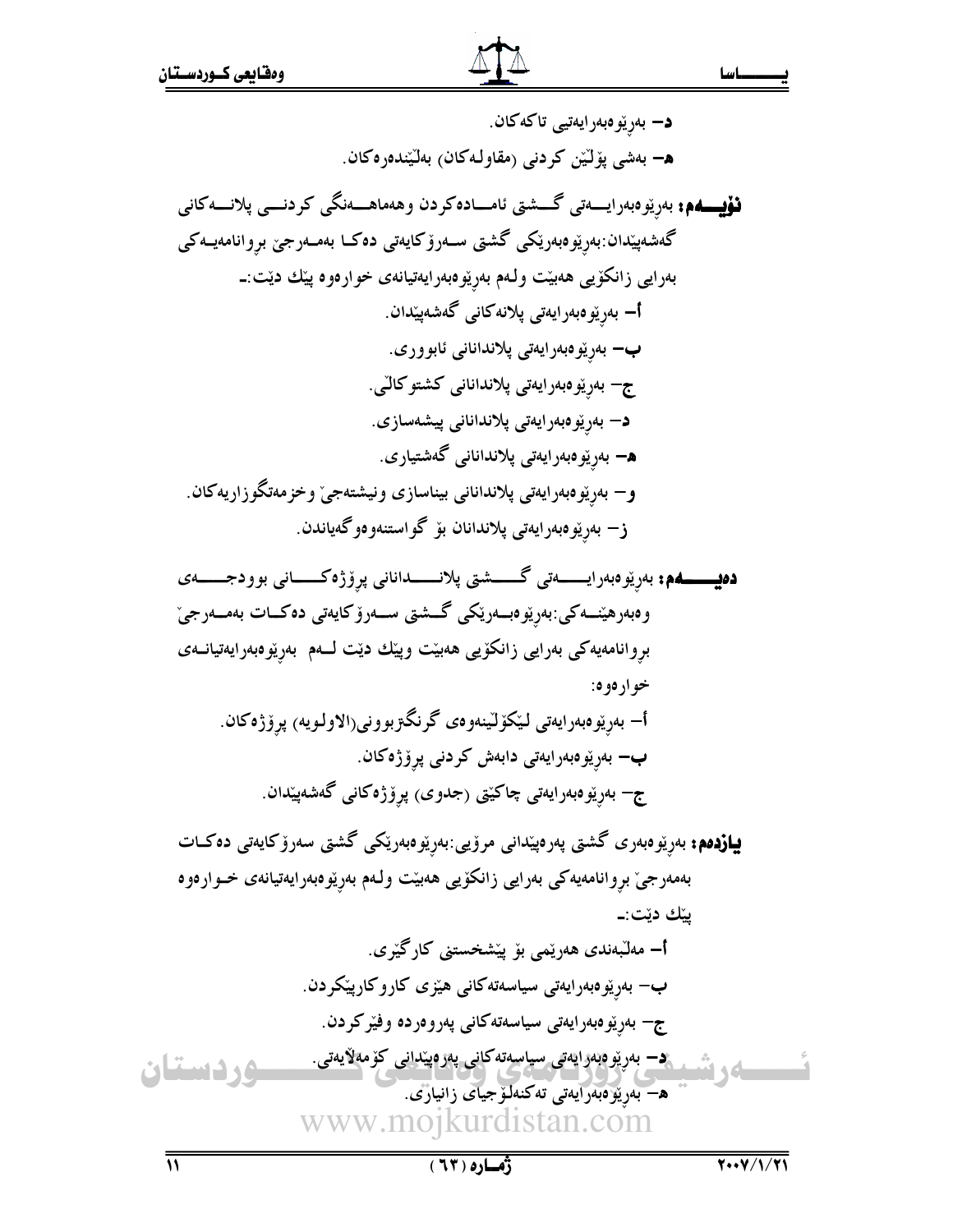د– بەڕێوەبەرایەتیی تاکەکان.

هـ– بەشی پۆلێن کردنی (مقاولـەکان) بەڵێندەرەکان.

**نۆیـــەم:** بەڕێوەبەرایـــەتی گـــشتی ئامـــادەکردن وهەماهـــەنگی کردنـــی پلانـــەکانی گەشەپێدان:بەڕێوەبەرێکی گشتی سـەرۆکایەتی دەکـا بەمـەرجێ بڕوانامەیـەکی بەرایی زانکۆیی هەبێت ولـەم بەڕێوەبەرایەتیانەی خوارەوە پێك دێت:ـ

أ– بەڕێوەبەرایەتی پلانەکانی گەشەپێدان.

ب– بەڕێوەبەرایەتی پلاندانانی ئابووری.

ج– بەڕێوەبەرایەتی پلاندانانی کشتوکاڵی.

د– بەڕێوەبەرایەتی پلاندانانی پیشەسازی.

هـ– بەڕێوەبەرایەتی پلاندانانی گەشتیاری.

و– بەڕێوەبەرایەتی پلاندانانی بیناسازی ونیشتەجێ وخزمەتگوزاریەکان.

ز– بەڕێوەبەرایەتی پلاندانان بۆ گواستنەوەوگەیاندن.

**دەیـــــەم:** بەڕێوەبەرایـــــەتی گـــــشتی پلانـــــدانانی پرۆژەکـــــانی بوودجـــــەی وەبەرهێنـــەکی:بەڕێوەبـــەرێکی گـــشتی ســـەرۆکایەتی دەکـــات بەمـــەرجێ بڕوانامەیەکی بەرایی زانکۆیی هەبێت وپێك دێت لـــەم بەڕێوەبەرایەتیانـەی خوارەوە:

أ– بەڕێوەبەرایەتی لێکۆڵینەوەی گرنگتربوونی(الاولویە) پرۆژەکان.

ب– بەڕێوەبەرایەتی دابەش کردنی پرۆژەکان.

ج– بەڕێوەبەرایەتی چاکێتی (جدوی) پرۆژەکانی گەشەپێدان.

**یازدەم:** بەڕێوەبەری گشتی پەرەپێدانی مرۆیی:بەڕێوەبەرێکی گشتی سەرۆکایەتی دەکـات بەمەرجێ بڕوانامەیەکی بەرایی زانکۆیی هەبێت ولـەم بەڕێوەبەرایەتیانەی خـوارەوە پێك دێت:ـ

أ– مەڵبەندی هەرێمی بۆ پێشخستنی کارگێری.

ب– بەڕێوەبەرایەتی سیاسەتەکانی هێزی کاروکارپێکردن.

ج– بەڕێوەبەرایەتی سیاسەتەکانی پەروەردە وفێرکردن.

د– بەڕێوەبەرایەتی سیاسەتەکانی پەرەپێدانی کۆمەڵایەتی.

هـ– بەڕێوەبەرایەتی تەکنەلۆجیای زانیاری.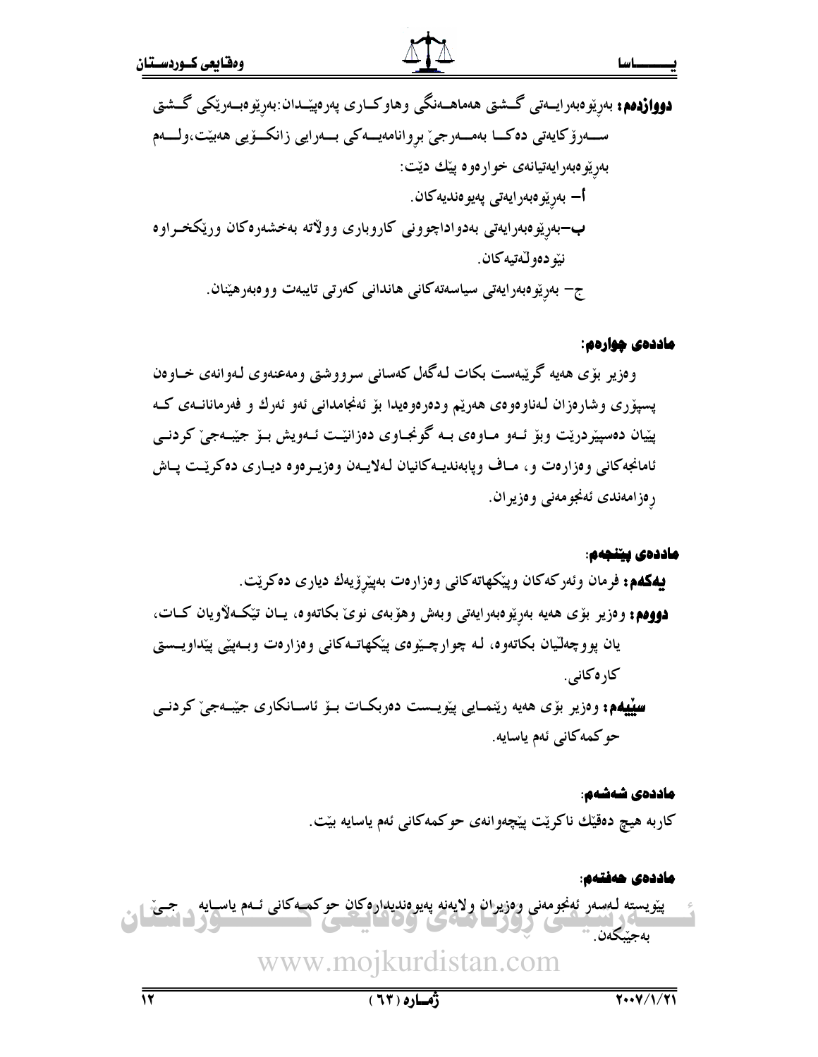**دووازدەم:** بەڕێوەبەرایــەتی گــشتی هەماهــەنگی وهاوکــاری پەرەپێــدان:بەڕێوەبــەرێکی گــشتی ســـەرۆکایەتی دەکـــا بەمـــەرجێ بڕوانامەیـــەکی بـــەرایی زانکـــۆیی هەبێت،ولـــەم بەڕێوەبەرایەتیانەی خوارەوە پێك دێت:

أ- بەڕێوەبەرایەتی پەیوەندیەکان.

ب-بەڕێوەبەرایەتی بەدواداچوونی کاروباری وولاتە بەخشەرەکان ورێکخـراوە نێودەوڵەتیەکان.

ج- بەڕێوەبەرایەتی سیاسەتەکانی هاندانی کەرتی تایبەت ووەبەرهێنان.

**ماددەی چوارەم:**

وەزیر بۆی هەیە گرێبەست بکات لەگەل کەسانی سرووشتی ومەعنەوی لەوانەی خـاوەن پسپۆری وشارەزان لەناوەوەی هەرێم ودەرەوەیدا بۆ ئەنجامدانی ئەو ئەرك و فەرمانانــەی کــە پێیان دەسپێردرێت وبۆ ئــەو مــاوەی بــە گونجـاوی دەزانێــت ئــەویش بــۆ جێبــەجێ کردنــی ئامانجەکانی وەزارەت و، مـاف وپابەندیـەکانیان لەلایـەن وەزیـرەوە دیـاری دەکرێـت پـاش ڕەزامەندی ئەنجومەنی وەزیران.

**ماددەی پێنجەم:**

**یەکەم:** فرمان وئەرکەکان وپێکهاتەکانی وەزارەت بەپێڕۆیەك دیاری دەکرێت.

**دووەم:** وەزیر بۆی هەیە بەڕێوەبەرایەتی وبەش وهۆبەی نوێ بکاتەوە، یـان تێکـەڵاویان کـات، یان پووچەڵیان بکاتەوە، لە چوارچـێوەی پێکهاتـەکانی وەزارەت وبـەپێی پێداویـستی کارەکانی.

**سێیەم:** وەزیر بۆی هەیە رێنمـایی پێویـست دەربکـات بـۆ ئاسـانکاری جێبـەجێ کردنـی حوکمەکانی ئەم یاسایە.

**ماددەی شەشەم:**

کاربە هیچ دەقێك ناکرێت پێچەوانەی حوکمەکانی ئەم یاسایە بێت.

**ماددەی حەفتەم:**

پێویستە لەسەر ئەنجومەنی وەزیران ولایەنە پەیوەندیدارەکان حوکمـەکانی ئـەم یاسـایە جـێ بەجێبکەن.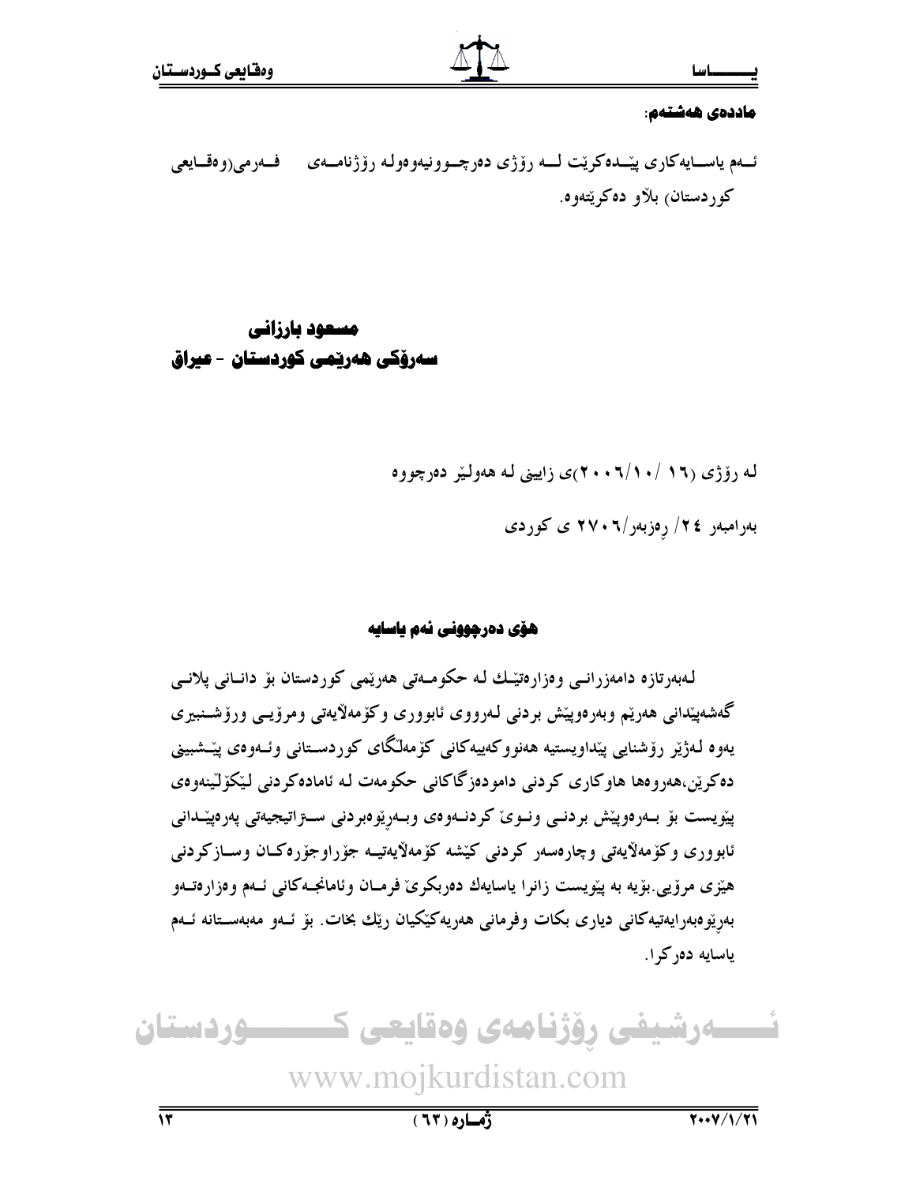**ماددەی هەشتەم:**

ئـەم یاسـایەکاری پێـدەکرێت لــە رۆژی دەرچــوونیەوەولە رۆژنامــەی فــەرمی(وەقــایعی کوردستان) بلاّو دەکرێتەوە.

**مسعود بارزانی**
**سەرۆکی هەرێمی کوردستان - عیراق**

لە رۆژی (١٦ /١٠/٢٠٠٦)ی زایینی لە هەولێر دەرچووە

بەرامبەر ٢٤/ رەزبەر/٢٧٠٦ ی کوردی

**هۆی دەرچوونی ئەم یاسایە**

لەبەرتازە دامەزرانـی وەزارەتێـك لە حکومـەتی هەرێمی کوردستان بۆ دانـانی پلانـی گەشەپێدانی هەرێم وبەرەوپێش بردنی لەرووی ئابووری وکۆمەلاّیەتی ومرۆیـی ورۆشـنبیری یەوە لەژێر رۆشنایی پێداویستیە هەنووکەییەکانی کۆمەلّگای کوردسـتانی وئـەوەی پێـشبینی دەکرێن،هەروەها هاوکاری کردنی دامودەزگاکانی حکومەت لە ئامادەکردنی لێکۆلّینەوەی پێویست بۆ بـەرەوپێش بردنـی ونـوێ کردنـەوەی وبـەڕێوەبردنی سـتراتیجیەتی پەرەپێـدانی ئابووری وکۆمەلاّیەتی وچارەسەر کردنی کێشە کۆمەلاّیەتیـە جۆراوجۆرەکـان وسـازکردنی هێزی مرۆیی.بۆیە بە پێویست زانرا یاسایەك دەربکرێ فرمـان وئامانجـەکانی ئـەم وەزارەتـەو بەڕێوەبەرایەتیەکانی دیاری بکات وفرمانی هەریەکێکیان رێك بخات. بۆ ئـەو مەبەسـتانە ئـەم یاسایە دەرکرا.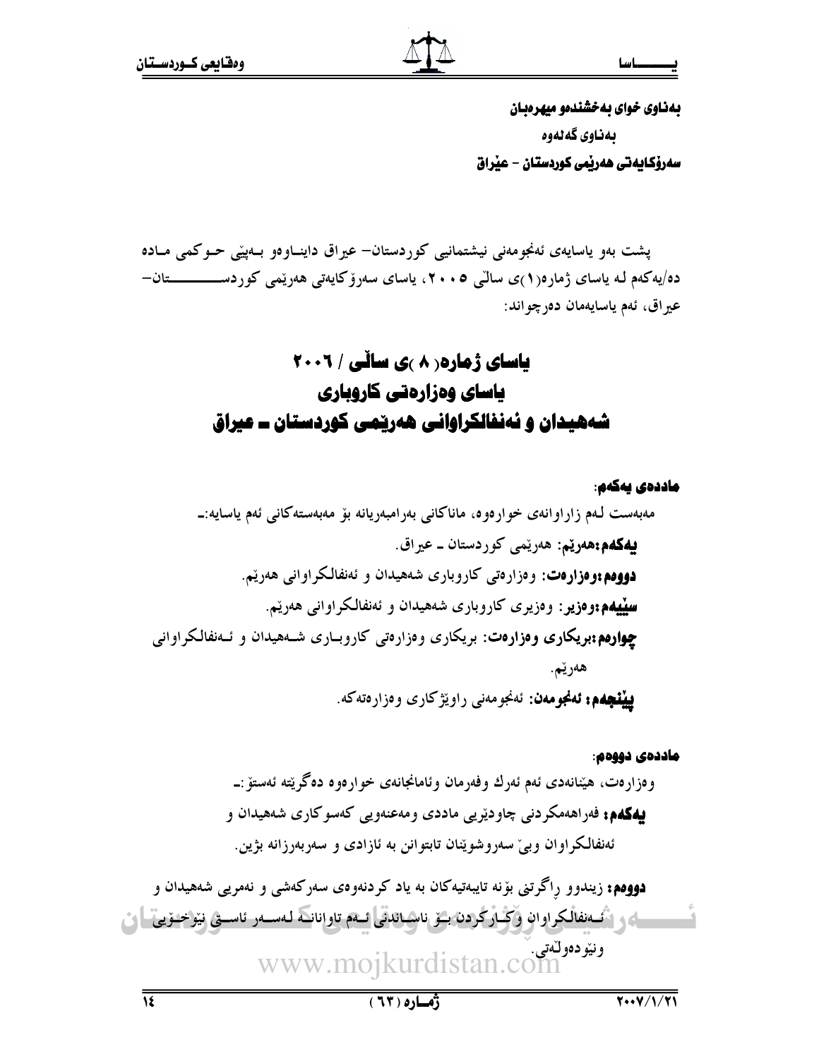**بەناوی خوای بەخشندەو میهرەبان**

**بەناوی گەلەوە**

**سەرۆکایەتی هەرێمی کوردستان - عێراق**

پشت بەو یاسایەی ئەنجومەنی نیشتمانیی کوردستان– عیراق داینــاوەو بــەپێی حــوکمی مــادە دە/یەکەم لــە یاسای ژمارە(١)ی ساڵی ٢٠٠٥، یاسای سەرۆکایەتی هەرێمی کوردســـــــــــتان– عیراق، ئەم یاسایەمان دەرچواند:

# یاسای ژمارە( ٨ )ی ساڵی / ٢٠٠٦
# یاسای وەزارەتی کاروباری شەهیدان و ئەنفالکراوانی هەرێمی کوردستان ـ عیراق

**ماددەی یەکەم:**

مەبەست لـەم زاراوانەی خوارەوە، ماناکانی بەرامبەریانە بۆ مەبەستەکانی ئەم یاسایە:ـ

**یەکەم:هەرێم:** هەرێمی کوردستان ـ عیراق.

**دووەم:وەزارەت:** وەزارەتی کاروباری شەهیدان و ئەنفالکراوانی هەرێم.

**سێیەم:وەزیر:** وەزیری کاروباری شەهیدان و ئەنفالکراوانی هەرێم.

**چوارەم:بریکاری وەزارەت:** بریکاری وەزارەتی کاروبــاری شــەهیدان و ئــەنفالکراوانی هەرێم.

**پێنجەم: ئەنجومەن:** ئەنجومەنی راوێژکاری وەزارەتەکە.

**ماددەی دووەم:**

وەزارەت، هێنانەدی ئەم ئەرك وفەرمان وئامانجانەی خوارەوە دەگرێتە ئەستۆ:ـ

**یەکەم:** فەراهەمکردنی چاودێریی ماددی ومەعنەویی کەسوکاری شەهیدان و ئەنفالکراوان وبیٚ سەروشوێنان تابتوانن بە ئازادی و سەربەرزانە بژین.

**دووەم:** زیندوو ڕاگرتنی بۆنە تایبەتیەکان بە یاد کردنەوەی سەرکەشی و نەمریی شەهیدان و ئــەنفالکراوان وکــارکردن بــۆ ناســاندنی ئــەم تاوانانــە لەســەر ئاســتی نێوخــۆیی ونێودەوڵەتی.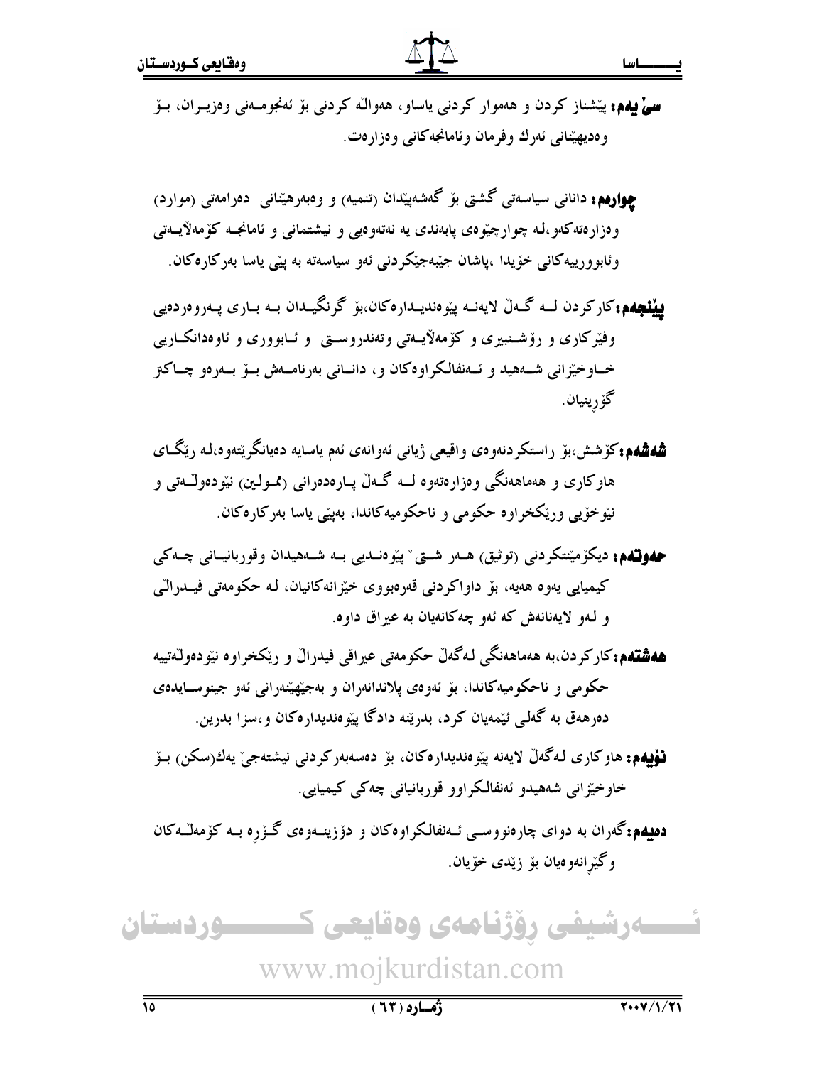**سێ یەم:** پێشناز کردن و هەموار کردنی یاساو، هەواڵە کردنی بۆ ئەنجومەنی وەزیران، بۆ وەدیهێنانی ئەرك وفرمان وئامانجەکانی وەزارەت.

**چوارەم:** دانانی سیاسەتی گشتی بۆ گەشەپێدان (تنمیە) و وەبەرهێنانی دەرامەتی (موارد) وەزارەتەکەو،لە چوارچێوەی پابەندی بە نەتەوەیی و نیشتمانی و ئامانجە کۆمەڵایەتی وئابوورییەکانی خۆیدا ،پاشان جێبەجێکردنی ئەو سیاسەتە بە پێی یاسا بەرکارەکان.

**پێنجەم:**کارکردن لە گەڵ لایەنە پێوەندیدارەکان،بۆ گرنگیدان بە باری پەروەردەیی وفێرکاری و رۆشنبیری و کۆمەڵایەتی وتەندروستی و ئابووری و ئاوەدانکاری خاوخێزانی شەهید و ئەنفالکراوەکان و، دانانی بەرنامەش بۆ بەرەو چاکتر گۆرینیان.

**شەشەم:**کۆشش،بۆ راستکردنەوەی واقیعی ژیانی ئەوانەی ئەم یاسایە دەیانگرێتەوە،لە رێگای هاوکاری و هەماهەنگی وەزارەتەوە لە گەڵ پارەدەرانی (ممولین) نێودەوڵەتی و نێوخۆیی ورێکخراوە حکومی و ناحکومیەکاندا، بەپێی یاسا بەرکارەکان.

**حەوتەم:** دیکۆمێنتکردنی (توثیق) هەر شتێ پێوەندیی بە شەهیدان وقوربانیانی چەکی کیمیایی یەوە هەیە، بۆ داواکردنی قەرەبووی خێزانەکانیان، لە حکومەتی فیدراڵی و لەو لایەنانەش کە ئەو چەکانەیان بە عیراق داوە.

**هەشتەم:**کارکردن،بە هەماهەنگی لەگەڵ حکومەتی عیراقی فیدراڵ و رێکخراوە نێودەوڵەتییە حکومی و ناحکومیەکاندا، بۆ ئەوەی پلاندانەران و بەجێهێنەرانی ئەو جینوسایدەی دەرهەق بە گەلی ئێمەیان کرد، بدرێنە دادگا پێوەندیدارەکان و،سزا بدرین.

**نۆیەم:** هاوکاری لەگەڵ لایەنە پێوەندیدارەکان، بۆ دەستەبەرکردنی نیشتەجێ یەك(سکن) بۆ خاوخێزانی شەهیدو ئەنفالکراوو قوربانیانی چەکی کیمیایی.

**دەیەم:**گەران بە دوای چارەنووسی ئەنفالکراوەکان و دۆزینەوەی گۆرە بە کۆمەڵەکان وگێرانەوەیان بۆ زێدی خۆیان.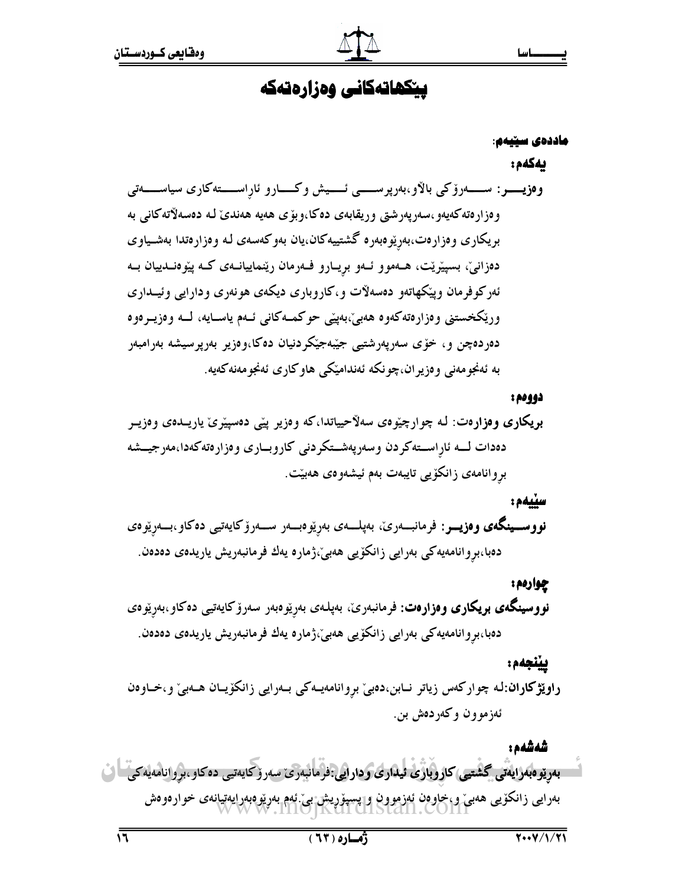# پێكهاتەكانی وەزارەتەكە

**ماددەی سێیەم:**

**یەكەم:**

**وەزیـــر:** ســـەرۆكی باڵاو،بەرپرســـی ئـــیش وكـــارو ئاڕاســـتەكاری سیاســـەتی وەزارەتەكەیەو،سەرپەرشتی وریقابەی دەكا،وبۆی هەیە هەندێ لە دەسەڵاتەكانی بە بریكاری وەزارەت،بەڕێوەبەرە گشتییەكان،یان بەوكەسەی لە وەزارەتدا بەشـیاوی دەزانێ، بسپێرێت، هـەموو ئـەو بڕیـارو فـەرمان ڕێنماییانـەی كـە پێوەنـدییان بـە ئەركوفرمان وپێكهاتەو دەسەڵات و،كاروباری دیكەی هونەری ودارایی وئیـداری وڕێكخستنی وەزارەتەكەوە هەبێ،بەپێی حوكمـەكانی ئـەم یاسـایە، لـە وەزیـرەوە دەردەچن و، خۆی سەرپەرشتیی جێبەجێكردنیان دەكا،وەزیر بەرپرسیشە بەرامبەر بە ئەنجومەنی وەزیران،چونكە ئەندامێكی هاوكاری ئەنجومەنەكەیە.

**دووەم:**

**بریكاری وەزارەت:** لە چوارچێوەی سەلاحییاتدا،كە وەزیر پێی دەسپێرێ یاریـدەی وەزیـر دەدات لـــە ئاڕاســـتەكردن وسەرپەشـــتكردنی كاروبـــاری وەزارەتەكەدا،مەرجیـــشە بڕوانامەی زانكۆیی تایبەت بەم ئیشەوەی هەبێت.

**سێیەم:**

**نووســـینگەی وەزیـــر:** فرمانبـــەرێ، بەپلـــەی بەڕێوەبـــەر ســـەرۆكایەتیی دەكاو،بـــەڕێوەی دەبا،بڕوانامەیەكی بەرایی زانكۆیی هەبێ،ژمارە یەك فرمانبەریش یاریدەی دەدەن.

**چوارەم:**

**نووسینگەی بریكاری وەزارەت:** فرمانبەرێ، بەپلەی بەڕێوەبەر سەرۆكایەتیی دەكاو،بەڕێوەی دەبا،بڕوانامەیەكی بەرایی زانكۆیی هەبێ،ژمارە یەك فرمانبەریش یاریدەی دەدەن.

**پێنجەم:**

**ڕاوێژكاران:** لە چواركەس زیاتر نـابن،دەبێ بڕوانامەیـەكی بـەرایی زانكۆیـان هـەبێ و،خـاوەن ئەزموون وكەردەش بن.

**شەشەم:**

**بەڕێوەبەرایەتی گشتیی كاروباری ئیداری ودارایی:** فرمانبەرێ سەرۆكایەتیی دەكاو،بڕوانامەیەكی بەرایی زانكۆیی هەبێ و،خاوەن ئەزموون و پسپۆڕیش بێ.ئەم بەڕێوەبەرایەتیانەی خوارەوەش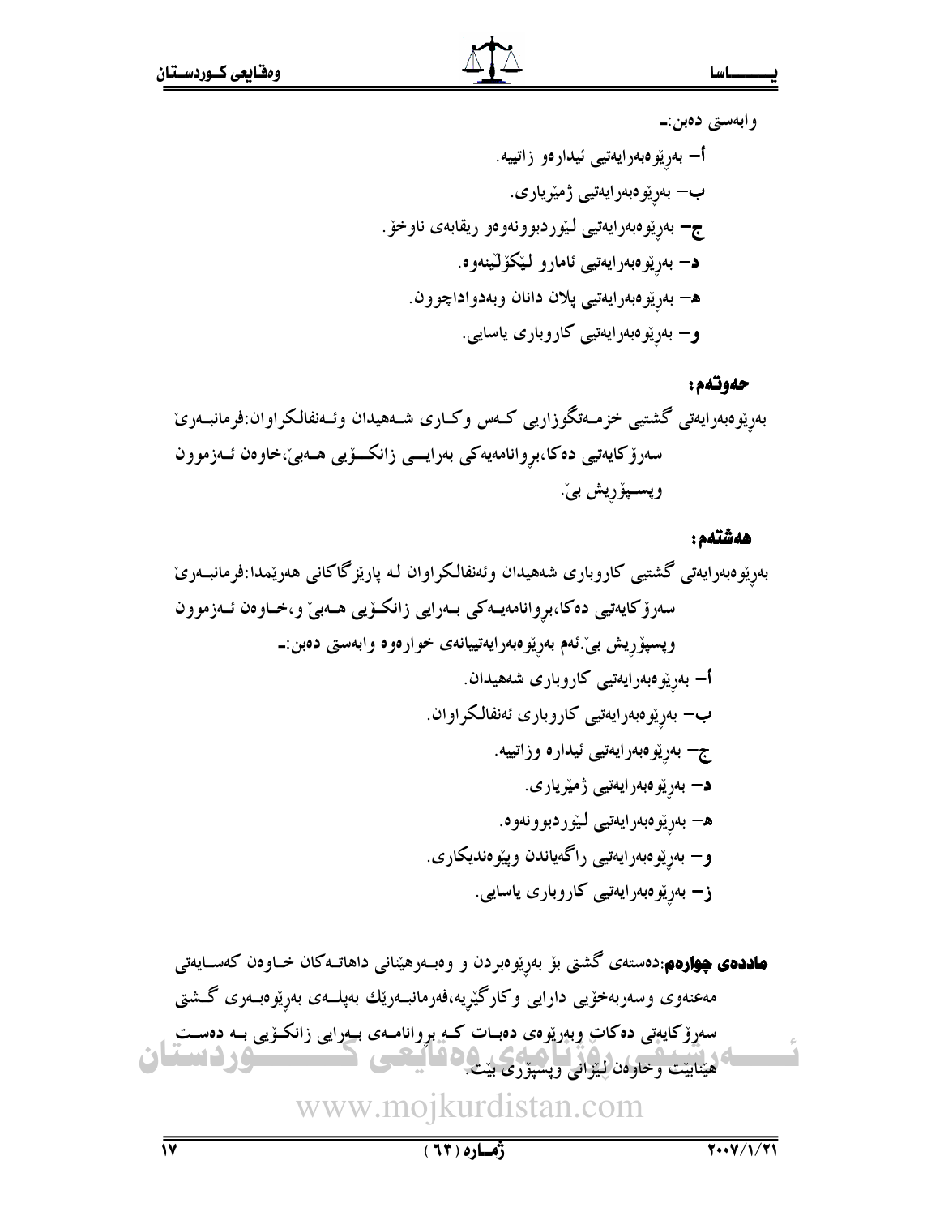وابەستی دەبن:ـ

أ– بەڕێوەبەرایەتیی ئیدارەو زاتییە.

ب– بەڕێوەبەرایەتیی ژمێریاری.

ج– بەڕێوەبەرایەتیی لێوردبوونەوەو ریقابەی ناوخۆ.

د– بەڕێوەبەرایەتیی ئامارو لێکۆڵینەوە.

هـ– بەڕێوەبەرایەتیی پلان دانان وبەدواداچوون.

و– بەڕێوەبەرایەتیی کاروباری یاسایی.

**حەوتەم:**

بەڕێوەبەرایەتی گشتیی خزمـەتگوزاریی کـەس وکـاری شـەهیدان وئـەنفالکراوان:فرمانبـەرێ سەرۆکایەتیی دەکا،بڕوانامەیەکی بەرایـی زانکـۆیی هـەبێ،خاوەن ئـەزموون وپسـپۆریش بێ.

**هەشتەم:**

بەڕێوەبەرایەتی گشتیی کاروباری شەهیدان وئەنفالکراوان لە پارێزگاکانی هەرێمدا:فرمانبـەرێ سەرۆکایەتیی دەکا،بڕوانامەیـەکی بـەرایی زانکـۆیی هـەبێ و،خـاوەن ئـەزموون وپسپۆریش بێ.ئەم بەڕێوەبەرایەتییانەی خوارەوە وابەستی دەبن:ـ

أ– بەڕێوەبەرایەتیی کاروباری شەهیدان.

ب– بەڕێوەبەرایەتیی کاروباری ئەنفالکراوان.

ج– بەڕێوەبەرایەتیی ئیدارە وزاتییە.

د– بەڕێوەبەرایەتیی ژمێریاری.

هـ– بەڕێوەبەرایەتیی لێوردبوونەوە.

و– بەڕێوەبەرایەتیی ڕاگەیاندن وپێوەندیکاری.

ز– بەڕێوەبەرایەتیی کاروباری یاسایی.

**ماددەی چوارەم**:دەستەی گشتی بۆ بەڕێوەبردن و وەبـەرهێنانی داهاتـەکان خـاوەن کەسـایەتی مەعنەوی وسەربەخۆیی دارایی وکارگێڕیە،فەرمانبـەرێك بەپلـەی بەڕێوەبـەری گـشتی سەرۆکایەتی دەکات وبەڕێوەی دەبـات کـە بڕوانامـەی بـەرایی زانکـۆیی بـە دەسـت هێنابێت وخاوەن لێزانی وپسپۆری بێت.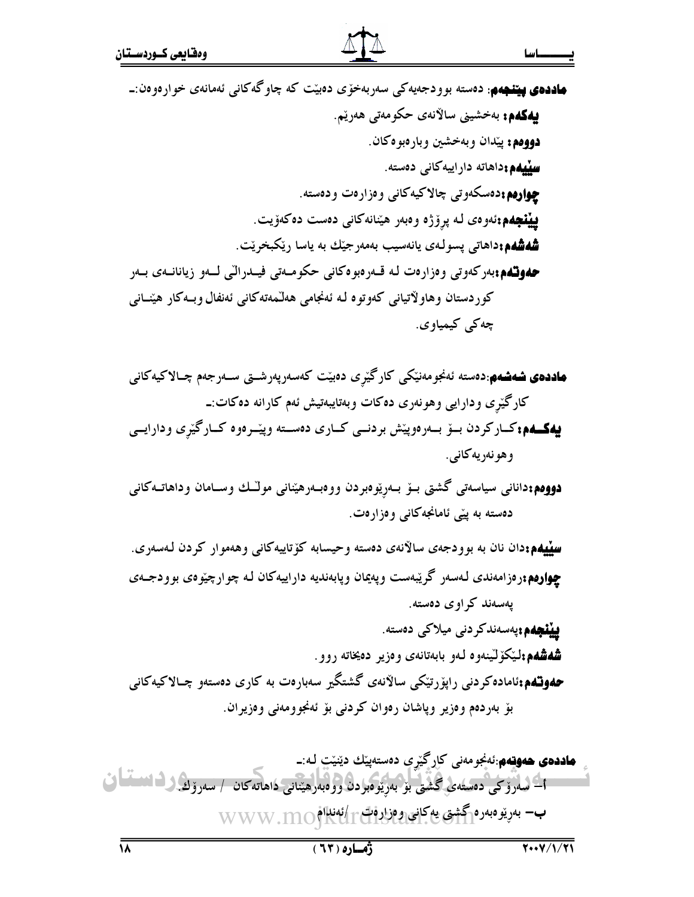**ماددەی پێنجەم**: دەستە بوودجەیەکی سەربەخۆی دەبێت کە چاوگەکانی ئەمانەی خوارەوەن:ـ

**یەکەم**: بەخشینی ساڵانەی حکومەتی هەرێم.

**دووەم**: پێدان وبەخشین وبارەبوەکان.

**سێیەم**:داهاتە داراییەکانی دەستە.

**چوارەم**:دەسکەوتی چالاکیەکانی وەزارەت ودەستە.

**پێنجەم**:ئەوەی لە پرۆژە وەبەر هێنانەکانی دەست دەکەوێت.

**شەشەم**:داهاتی پسولەی یانەسیب بەمەرجێك بە یاسا رێکبخرێت.

**حەوتەم**:بەرکەوتی وەزارەت لە قەرەبوەکانی حکومەتی فیدراڵی لەو زیانانەی بەر کوردستان وهاوڵاتیانی کەوتوە لە ئەنجامی هەڵمەتەکانی ئەنفال وبەکار هێنانی چەکی کیمیاوی.

**ماددەی شەشەم**:دەستە ئەنجومەنێکی کارگێری دەبێت کەسەرپەرشتی سەرجەم چالاکیەکانی کارگێری ودارایی وهونەری دەکات وبەتایبەتیش ئەم کارانە دەکات:ـ

**یەکەم**:کارکردن بۆ بەرەوپێش بردنی کاری دەستە وپێرەوە کارگێری ودارایی وهونەریەکانی.

**دووەم**:دانانی سیاسەتی گشتی بۆ بەرێوەبردن ووەبەرهێنانی موڵك وسامان وداهاتەکانی دەستە بە پێی ئامانجەکانی وەزارەت.

**سێیەم**:دان نان بە بوودجەی ساڵانەی دەستە وحیسابە کۆتاییەکانی وهەموار کردن لەسەری.

**چوارەم**:رەزامەندی لەسەر گرێبەست وپەیمان وپابەندیە داراییەکان لە چوارچێوەی بوودجەی پەسەند کراوی دەستە.

**پێنجەم**:پەسەندکردنی میلاکی دەستە.

**شەشەم**:لێکۆڵینەوە لەو بابەتانەی وەزیر دەیخاتە روو.

**حەوتەم**:ئامادەکردنی راپۆرتێکی ساڵانەی گشتگیر سەبارەت بە کاری دەستەو چالاکیەکانی بۆ بەردەم وەزیر وپاشان رەوان کردنی بۆ ئەنجوومەنی وەزیران.

**ماددەی حەوتەم**:ئەنجومەنی کارگێری دەستەپێك دێنێت لە:ـ

أ– سەرۆکی دەستەی گشتی بۆ بەرێوەبردن ووەبەرهێنانی داهاتەکان / سەرۆك.

ب– بەرێوەبەرە گشتی یەکانی وەزارەت / ئەندام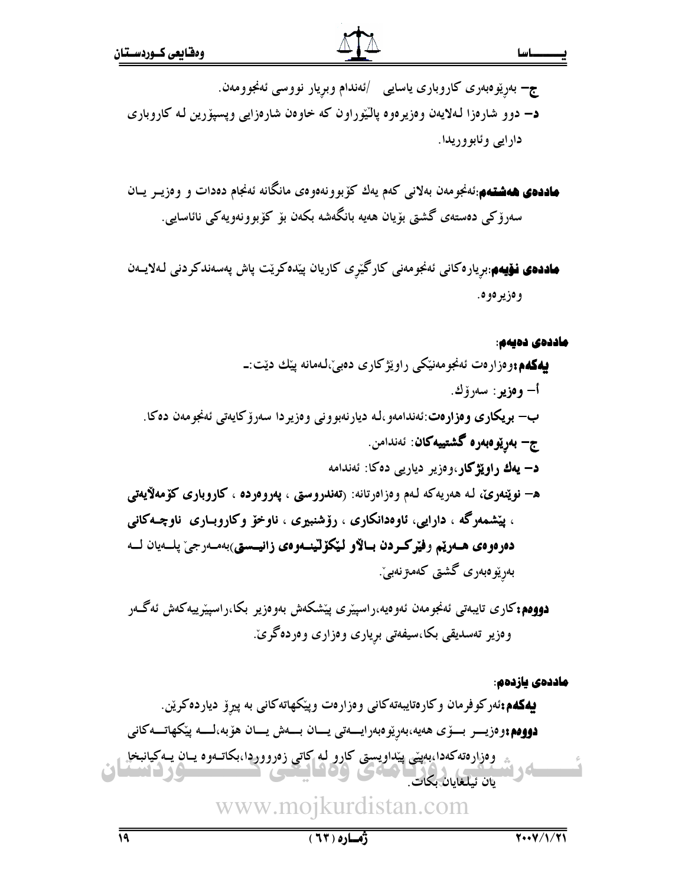ج– بەڕێوەبەری کاروباری یاسایی /ئەندام وبڕیار نووسی ئەنجوومەن.

د– دوو شارەزا لەلایەن وەزیرەوە پاڵێوراون کە خاوەن شارەزایی وپسپۆڕین لە کاروباری دارایی وئابووریدا.

**ماددەی هەشتەم**:ئەنجومەن بەلانی کەم یەك کۆبوونەوەی مانگانە ئەنجام دەدات و وەزیر یان سەرۆکی دەستەی گشتی بۆیان هەیە بانگەشە بکەن بۆ کۆبوونەویەکی نائاسایی.

**ماددەی نۆیەم**:بڕیارەکانی ئەنجومەنی کارگێڕی کاریان پێدەکرێت پاش پەسەندکردنی لەلایەن وەزیرەوە.

**ماددەی دەیەم**:

**یەکەم**:وەزارەت ئەنجومەنێکی راوێژکاری دەبێ،لەمانە پێك دێت:ـ

**أ– وەزیر**: سەرۆك.

**ب– بریکاری وەزارەت**:ئەندامەو،لە دیارنەبوونی وەزیردا سەرۆکایەتی ئەنجومەن دەکا.

**ج– بەڕێوەبەرە گشتییەکان**: ئەندامن.

**د– یەك راوێژکار**،وەزیر دیاریی دەکا: ئەندامە

**هـ– نوێنەرێ**، لە هەریەکە لەم وەزاەرتانە: (**تەندروستی ، پەروەردە ، کاروباری کۆمەلایەتی ، پێشمەرگە ، دارایی، ئاوەدانکاری ، رۆشنبیری ، ناوخۆ وکاروباری ناوچەکانی دەرەوەی هەرێم وفێرکردن بالأو لێکۆلینەوەی زانیستی**)بەمەرجێ پلەیان لە بەڕێوەبەری گشتی کەمترنەبێ.

**دووەم**:کاری تایبەتی ئەنجومەن ئەوەیە،راسپێری پێشکەش بەوەزیر بکا،راسپێرییەکەش ئەگەر وەزیر تەسدیقی بکا،سیفەتی بڕیاری وەزاری وەردەگرێ.

**ماددەی یازدەم**:

**یەکەم**:ئەرکوفرمان وکارەتایبەتەکانی وەزارەت وپێکهاتەکانی بە پیڕۆ دیاردەکرێن.

**دووەم**:وەزیر بۆی هەیە،بەڕێوەبەرایەتی یان بەش یان هۆبە،لە پێکهاتەکانی وەزارەتەکەدا،بەپێی پێداویستی کارو لە کاتی زەروورەدا،بکاتەوە یان یەکیانبخا یان ئیلغایان بکات.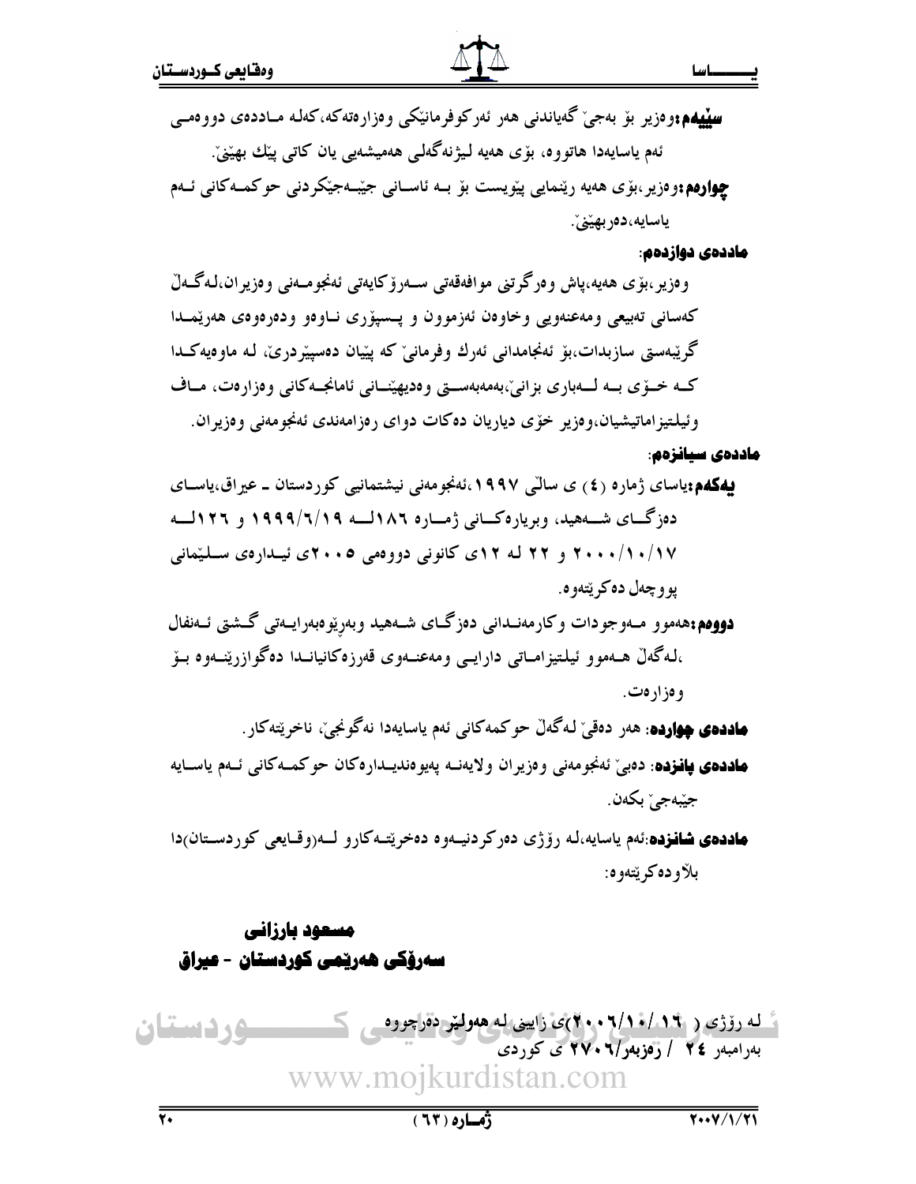**سێیەم:** وەزیر بۆ بەجێ گەیاندنی هەر ئەرکوفرمانێکی وەزارەتەکە،کەلە ماددەی دووەمی ئەم یاسایەدا هاتووە، بۆی هەیە لیژنەگەلی هەمیشەیی یان کاتی پێك بهێنێ.

**چوارەم:** وەزیر،بۆی هەیە رێنمایی پێویست بۆ بە ئاسانی جێبەجێکردنی حوکمەکانی ئەم یاسایە،دەربهێنێ.

**ماددەی دوازدەم:**

وەزیر،بۆی هەیە،پاش وەرگرتنی موافەقەتی سەرۆکایەتی ئەنجومەنی وەزیران،لەگەڵ کەسانی تەبیعی ومەعنەویی وخاوەن ئەزموون و پسپۆری ناوەو ودەرەوەی هەرێمدا گرێبەستی سازبدات،بۆ ئەنجامدانی ئەرك وفرمانێ کە پێیان دەسپێردرێ، لە ماوەیەکدا کە خۆی بە لەباری بزانێ،بەمەبەستی وەدیهێنانی ئامانجەکانی وەزارەت، ماف وئیلتیزاماتیشیان،وەزیر خۆی دیاریان دەکات دوای رەزامەندی ئەنجومەنی وەزیران.

**ماددەی سیانزەم:**

**یەکەم:** یاسای ژمارە (٤) ی ساڵی ١٩٩٧،ئەنجومەنی نیشتمانیی کوردستان ـ عیراق،یاسای دەزگای شەهید، وبریارەکانی ژمارە ١٨٦لە ١٩٩٩/٦/١٩ و ١٢٦لە ٢٠٠٠/١٠/١٧ و ٢٢ لە ١٢ی کانونی دووەمی ٢٠٠٥ی ئیدارەی سلێمانی پووچەل دەکرێتەوە.

**دووەم:** هەموو مەوجودات وکارمەندانی دەزگای شەهید وبەرێوەبەرایەتی گشتی ئەنفال ،لەگەڵ هەموو ئیلتیزاماتی دارایی ومەعنەوی قەرزەکانیاندا دەگوازرێنەوە بۆ وەزارەت.

**ماددەی چواردە:** هەر دەقێ لەگەڵ حوکمەکانی ئەم یاسایەدا نەگونجێ، ناخرێتەکار.

**ماددەی پانزدە:** دەبێ ئەنجومەنی وەزیران ولایەنە پەیوەندیدارەکان حوکمەکانی ئەم یاسایە جێبەجێ بکەن.

**ماددەی شانزدە:** ئەم یاسایە،لە رۆژی دەرکردنیەوە دەخرێتەکارو لە(وقایعی کوردستان)دا بلاودەکرێتەوە:

**مسعود بارزانی**
**سەرۆکی هەرێمی کوردستان - عیراق**

لە رۆژی ( ٢٠٠٦/١٠/١٦ )ی زایینی لە هەولێر دەرچووە
بەرامبەر ٢٤ / رەزبەر/٢٧٠٦ ی کوردی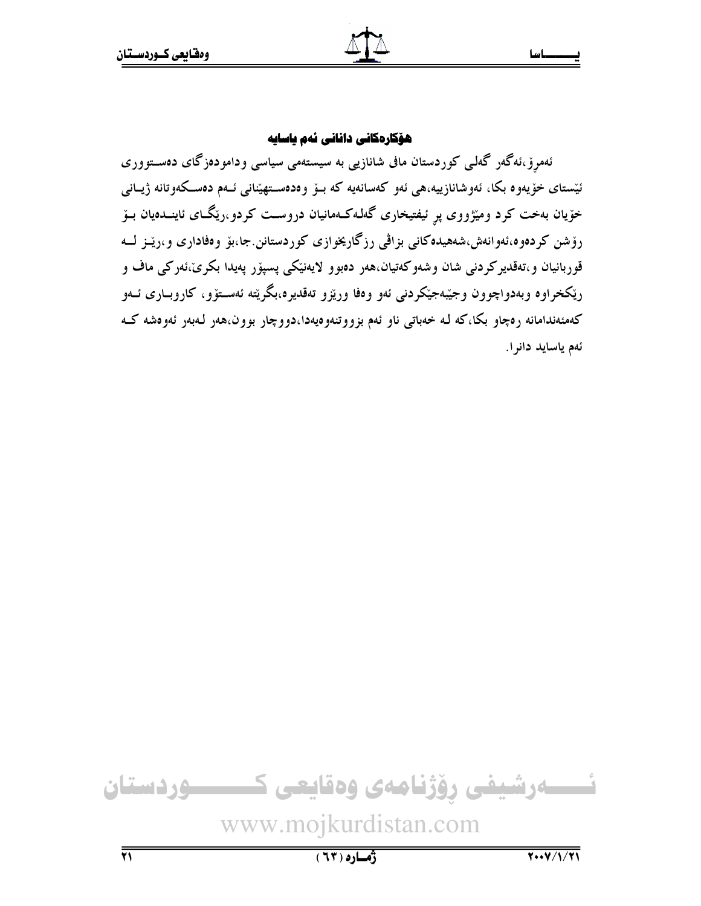### هۆکارەکانی دانانی ئەم یاسایە

ئەمڕۆ،ئەگەر گەلی کوردستان مافی شانازیی بە سیستەمی سیاسی ودامودەزگای دەستووری ئێستای خۆیەوە بکا، ئەوشانازییە،هی ئەو کەسانەیە کە بۆ وەدەستهێنانی ئەم دەسکەوتانە ژیانی خۆیان بەخت کرد ومێژووی پڕ ئیفتیخاری گەلەکەمانیان دروست کردو،ڕێگای ئایندەیان بۆ رۆشن کردەوە،ئەوانەش،شەهیدەکانی بزاڤی رزگاریخوازی کوردستانن.جا،بۆ وەفاداری و،رێز لە قوربانیان و،تەقدیرکردنی شان وشەوکەتیان،هەر دەبوو لایەنێکی پسپۆر پەیدا بکرێ،ئەرکی ماف و رێکخراوە وبەدواچوون وجێبەجێکردنی ئەو وەفا وریزو تەقدیرە،بگرێتە ئەستۆو، کاروباری ئەو کەمئەندامانە رەچاو بکا،کە لە خەباتی ناو ئەم بزووتنەوەیەدا،دووچار بوون،هەر لەبەر ئەوەشە کە ئەم یاسایە دانرا.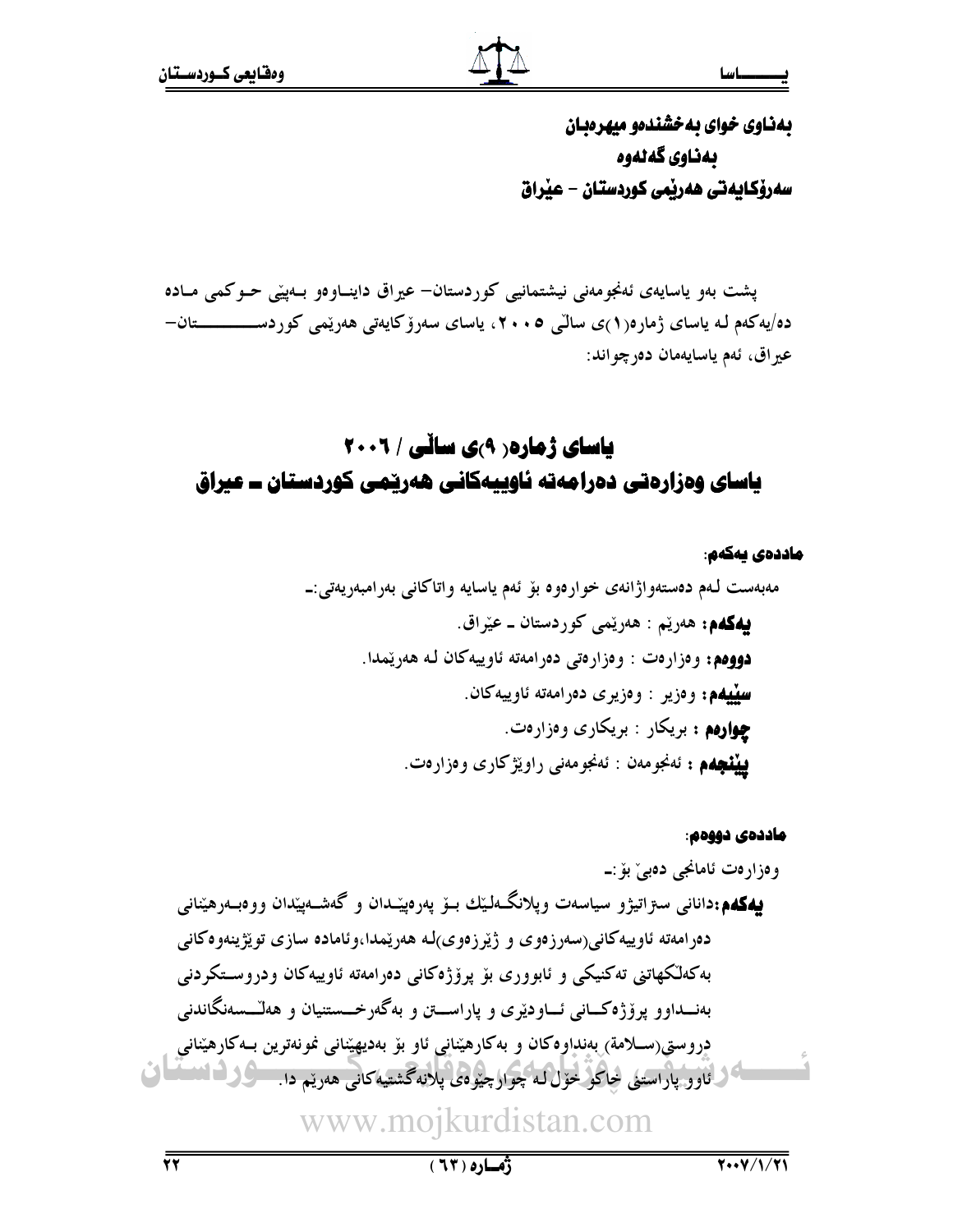**بەناوی خوای بەخشندەو میهرەبان**
**بەناوی گەلەوە**
**سەرۆکایەتی هەرێمی کوردستان - عێراق**

پشت بەو یاسایەی ئەنجومەنی نیشتمانیی کوردستان– عیراق داینـاوەو بـەپێی حـوکمی مـادە دە/یەکەم لـە یاسای ژمارە(١)ی ساڵی ٢٠٠٥، یاسای سەرۆکایەتی هەرێمی کوردستان– عیراق، ئەم یاسایەمان دەرچواند:

# یاسای ژمارە( ٩)ی ساڵی / ٢٠٠٦
# یاسای وەزارەتی دەرامەتە ئاوییەکانی هەرێمی کوردستان ـ عیراق

**ماددەی یەکەم:**

مەبەست لـەم دەستەواژانەی خوارەوە بۆ ئەم یاسایە واتاکانی بەرامبەریەتی:ـ

**یەکەم:** هەرێم : هەرێمی کوردستان ـ عێراق.

**دووەم:** وەزارەت : وەزارەتی دەرامەتە ئاوییەکان لە هەرێمدا.

**سێیەم:** وەزیر : وەزیری دەرامەتە ئاوییەکان.

**چوارەم :** بریکار : بریکاری وەزارەت.

**پێنجەم :** ئەنجومەن : ئەنجومەنی راوێژکاری وەزارەت.

**ماددەی دووەم:**

وەزارەت ئامانجی دەبێ بۆ:ـ

**یەکەم:** دانانی ستراتیژو سیاسەت وپلانگـەلێك بـۆ پەرەپێـدان و گەشـەپێدان ووەبـەرهێنانی دەرامەتە ئاوییەکانی(سەرزەوی و ژێرزەوی)لە هەرێمدا،وئامادە سازی توێژینەوەکانی بەکەڵکهاتنی تەکنیکی و ئابووری بۆ پرۆژەکانی دەرامەتە ئاوییەکان ودروسـتکردنی بەنــداوو پرۆژەکــانی ئــاودێری و پاراســتن و بەگەرخــستنیان و هەڵــسەنگاندنی دروستی(سـلامة) بەنداوەکان و بەکارهێنانی ئاو بۆ بەدیهێنانی نمونەترین بـەکارهێنانی ئاوو پاراستنی خاکو خۆڵ لە چوارچێوەی پلانەگشتیەکانی هەرێم دا.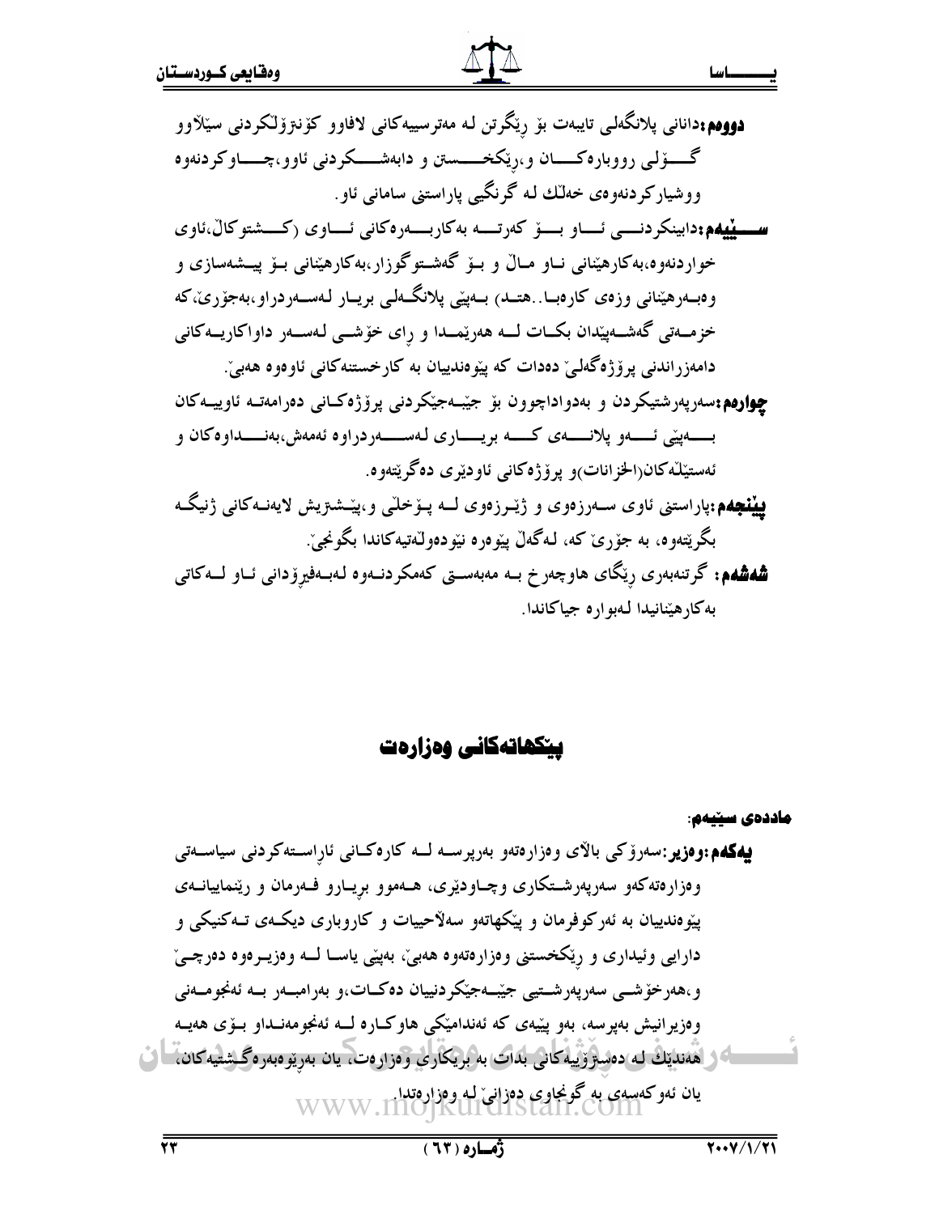**دووەم:** دانانی پلانگەلی تایبەت بۆ ڕێگرتن لە مەترسییەکانی لافاوو کۆنترۆلکردنی سێلاوو گـــۆلی رووبارەکـــان و،ڕێکخـــستن و دابەشـــکردنی ئاوو،چـــاوکردنەوە ووشیارکردنەوەی خەلك لە گرنگیی پاراستنی سامانی ئاو.

**ســـێیەم:** دابینکردنـــی ئـــاو بـــۆ کەرتـــە بەکاربـــەرەکانی ئـــاوی (کـــشتوکاڵ،ئاوی خواردنەوە،بەکارهێنانی نـاو مـاڵ و بـۆ گەشـتوگوزار،بەکارهێنانی بـۆ پیـشەسازی و وەبـەرهێنانی وزەی کارەبـا..هتـد) بـەپێی پلانگـەلی بریـار لەسـەردراو،بەجۆرێ،کە خزمـەتی گەشـەپێدان بکـات لـە هەرێمـدا و ڕای خۆشـی لەسـەر داواکاریـەکانی دامەزراندنی پرۆژەگەلێ دەدات کە پێوەندییان بە کارخستنەکانی ئاوەوە هەبێ.

**چوارەم:** سەرپەرشتیکردن و بەدواداچوون بۆ جێبـەجێکردنی پرۆژەکـانی دەرامەتـە ئاوییـەکان بـــەپێی ئـــەو پلانـــەی کـــە بریـــاری لەســـەردراوە ئەمەش،بەنـــداوەکان و ئەستێلەکان(الخزانات)و پرۆژەکانی ئاودێری دەگرێتەوە.

**پێنجەم:** پاراستنی ئاوی سـەرزەوی و ژێـرزەوی لـە پـۆخلی و،پێـشتریش لایەنـەکانی ژنیگـە بگرێتەوە، بە جۆرێ کە، لەگەڵ پێوەرە نێودەوڵەتیەکاندا بگونجێ.

**شەشەم:** گرتنەبەری ڕێگای هاوچەرخ بـە مەبەسـتی کەمکردنـەوە لەبـەفیڕۆدانی ئـاو لـەکاتی بەکارهێنانیدا لەبوارە جیاکاندا.

## پێکهاتەکانی وەزارەت

**ماددەی سێیەم:**

**یەکەم:وەزیر:** سەرۆکی باڵای وەزارەتەو بەرپرســە لــە کارەکـانی ئاراسـتەکردنی سیاسـەتی وەزارەتەکەو سەرپەرشـتکاری وچـاودێری، هـەموو بریـارو فـەرمان و ڕێنماییانـەی پێوەندییان بە ئەرکوفرمان و پێکهاتەو سەلاحییات و کاروباری دیکـەی تـەکنیکی و دارایی وئیداری و ڕێکخستنی وەزارەتەوە هەبێ، بەپێی یاسـا لــە وەزیـرەوە دەرچـێ و،هەرخۆشـی سەرپەرشـتیی جێبـەجێکردنییان دەکـات،و بەرامبـەر بـە ئەنجومـەنی وەزیرانیش بەپرسە، بەو پێیەی کە ئەندامێکی هاوکـارە لـە ئەنجومەنـداو بـۆی هەیـە هەندێك لە دەستڕۆیییەکانی بدات بە بریکاری وەزارەت، یان بەڕێوەبەرەگشتیەکان، یان ئەوکەسەی بە گونجاوی دەزانێ لە وەزارەتدا.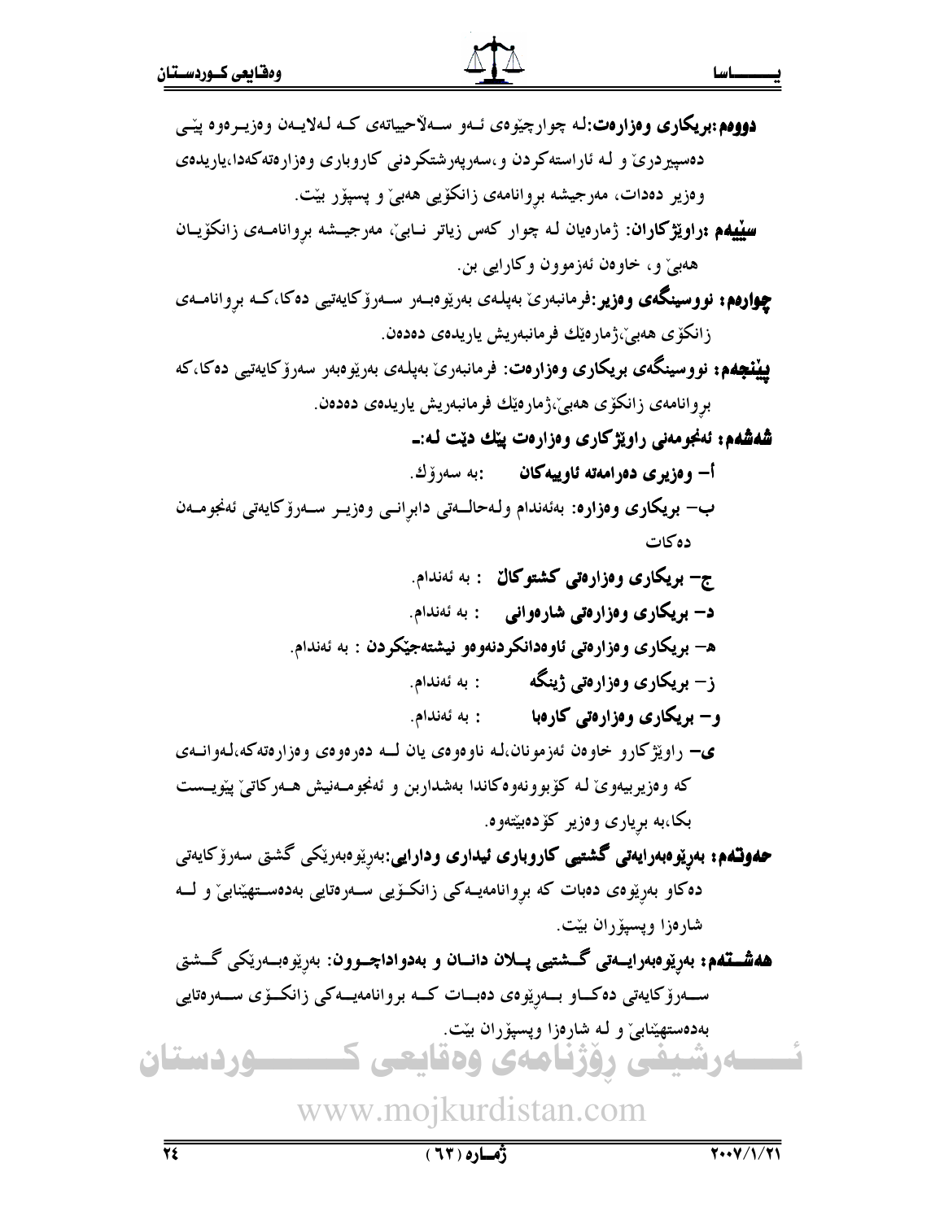**دووەم :بریکاری وەزارەت:**لە چوارچێوەی ئـەو سـەلاحییاتەی کـە لەلایـەن وەزیـرەوە پێـی دەسپێردرێ و لە ئاراستەکردن و،سەرپەرشتکردنی کاروباری وەزارەتەکەدا،یاریدەی وەزیر دەدات، مەرجیشە بڕوانامەی زانکۆیی هەبێ و پسپۆر بێت.

**سێیەم :راوێژکاران:** ژمارەیان لە چوار کەس زیاتر نـابێ، مەرجیـشە بڕوانامـەی زانکۆیـان هەبێ و، خاوەن ئەزموون وکارایی بن.

**چوارەم: نووسینگەی وەزیر:**فرمانبەرێ بەپلەی بەڕێوەبـەر سـەرۆکایەتیی دەکا،کـە بڕوانامـەی زانکۆی هەبێ،ژمارەێك فرمانبەریش یاریدەی دەدەن.

**پێنجەم: نووسینگەی بریکاری وەزارەت:** فرمانبەرێ بەپلەی بەڕێوەبەر سەرۆکایەتیی دەکا،کە بڕوانامەی زانکۆی هەبێ،ژمارەێك فرمانبەریش یاریدەی دەدەن.

**شەشەم: ئەنجومەنی راوێژکاری وەزارەت پێك دێت لە:ـ**

**أ– وەزیری دەرامەتە ئاوییەکان** :بە سەرۆك.

ب– **بریکاری وەزارە:** بەئەندام ولەحالـەتی دابڕانـی وەزیـر سـەرۆکایەتی ئەنجومـەن دەکات

**ج– بریکاری وەزارەتی کشتوکاڵ** : بە ئەندام.

**د– بریکاری وەزارەتی شارەوانی** : بە ئەندام.

**هـ– بریکاری وەزارەتی ئاوەدانکردنەوەو نیشتەجێکردن** : بە ئەندام.

**ز– بریکاری وەزارەتی ژینگە** : بە ئەندام.

**و– بریکاری وەزارەتی کارەبا** : بە ئەندام.

**ی–** راوێژکارو خاوەن ئەزموونان،لە ناوەوەی یان لــە دەرەوەی وەزارەتەکە،لەوانـەی کە وەزیربیەوێ لە کۆبوونەوەکاندا بەشداربن و ئەنجومـەنیش هـەرکاتێ پێویـست بکا،بە بڕیاری وەزیر کۆدەبێتەوە.

**حەوتەم: بەڕێوەبەرایەتی گشتیی کاروباری ئیداری ودارایی:**بەڕێوەبەرێکی گشتی سەرۆکایەتی دەکاو بەڕێوەی دەبات کە بڕوانامەیـەکی زانکـۆیی سـەرەتایی بەدەسـتهێنابێ و لــە شارەزا وپسپۆران بێت.

**هەشـتەم: بەڕێوەبەرایـەتی گـشتیی پـلان دانـان و بەدواداچـوون:** بەڕێوەبـەرێکی گـشتی سـەرۆکایەتی دەکـاو بـەڕێوەی دەبـات کـە بڕوانامەیـەکی زانکـۆی سـەرەتایی بەدەستهێنابێ و لە شارەزا وپسپۆران بێت.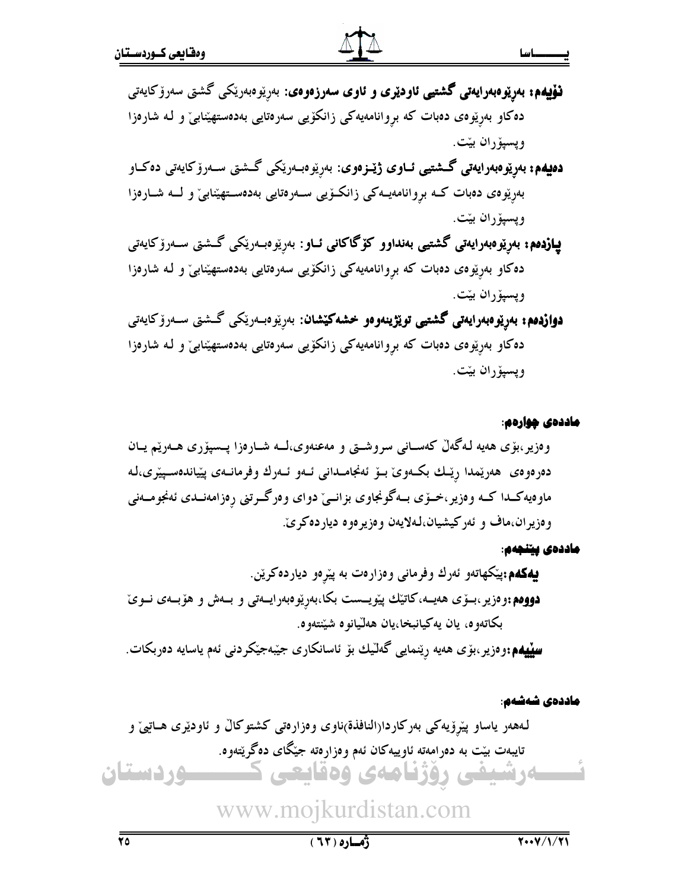**نۆیەم: بەڕێوەبەرایەتی گشتیی ئاودێری و ئاوی سەرزەوی:** بەڕێوەبەرێکی گشتی سەرۆکایەتی دەکاو بەڕێوەی دەبات کە بڕوانامەیەکی زانکۆیی سەرەتایی بەدەستهێنابێ و لە شارەزا وپسپۆڕان بێت.

**دەیەم: بەڕێوەبەرایەتی گشتیی ئاوی ژێرزەوی:** بەڕێوەبەرێکی گشتی سەرۆکایەتی دەکاو بەڕێوەی دەبات کە بڕوانامەیەکی زانکۆیی سەرەتایی بەدەستهێنابێ و لە شارەزا وپسپۆڕان بێت.

**یازدەم: بەڕێوەبەرایەتی گشتیی بەنداوو کۆگاکانی ئاو:** بەڕێوەبەرێکی گشتی سەرۆکایەتی دەکاو بەڕێوەی دەبات کە بڕوانامەیەکی زانکۆیی سەرەتایی بەدەستهێنابێ و لە شارەزا وپسپۆڕان بێت.

**دوازدەم: بەڕێوەبەرایەتی گشتیی توێژینەوەو خشەکێشان:** بەڕێوەبەرێکی گشتی سەرۆکایەتی دەکاو بەڕێوەی دەبات کە بڕوانامەیەکی زانکۆیی سەرەتایی بەدەستهێنابێ و لە شارەزا وپسپۆڕان بێت.

**ماددەی چوارەم:**

وەزیر،بۆی هەیە لەگەڵ کەسانی سروشتی و مەعنەوی،لە شارەزا پسپۆڕی هەرێم یان دەرەوەی هەرێمدا ڕێك بکەوێ بۆ ئەنجامدانی ئەو ئەرك وفرمانەی پێیاندەسپێری،لە ماوەیەکدا کە وەزیر،خۆی بەگونجاوی بزانێ دوای وەرگرتنی ڕەزامەندی ئەنجومەنی وەزیران،ماف و ئەرکیشیان،لەلایەن وەزیرەوە دیاردەکرێ.

**ماددەی پێنجەم:**

**یەکەم**:پێکهاتەو ئەرك وفرمانی وەزارەت بە پێڕەو دیاردەکرێن.

**دووەم**:وەزیر،بۆی هەیە،کاتێك پێویست بکا،بەڕێوەبەرایەتی و بەش و هۆبەی نوێ بکاتەوە، یان یەکیانبخا،یان هەڵیانوە شێنتەوە.

**سێیەم**:وەزیر،بۆی هەیە ڕێنمایی گەڵێك بۆ ئاسانکاری جێبەجێکردنی ئەم یاسایە دەربکات.

**ماددەی شەشەم:**

لەهەر یاساو پێڕۆیەکی بەرکاردا(النافذة)ناوی وەزارەتی کشتوکاڵ و ئاودێری هاتبێ و تایبەت بێت بە دەرامەتە ئاوییەکان ئەم وەزارەتە جێگای دەگرێتەوە.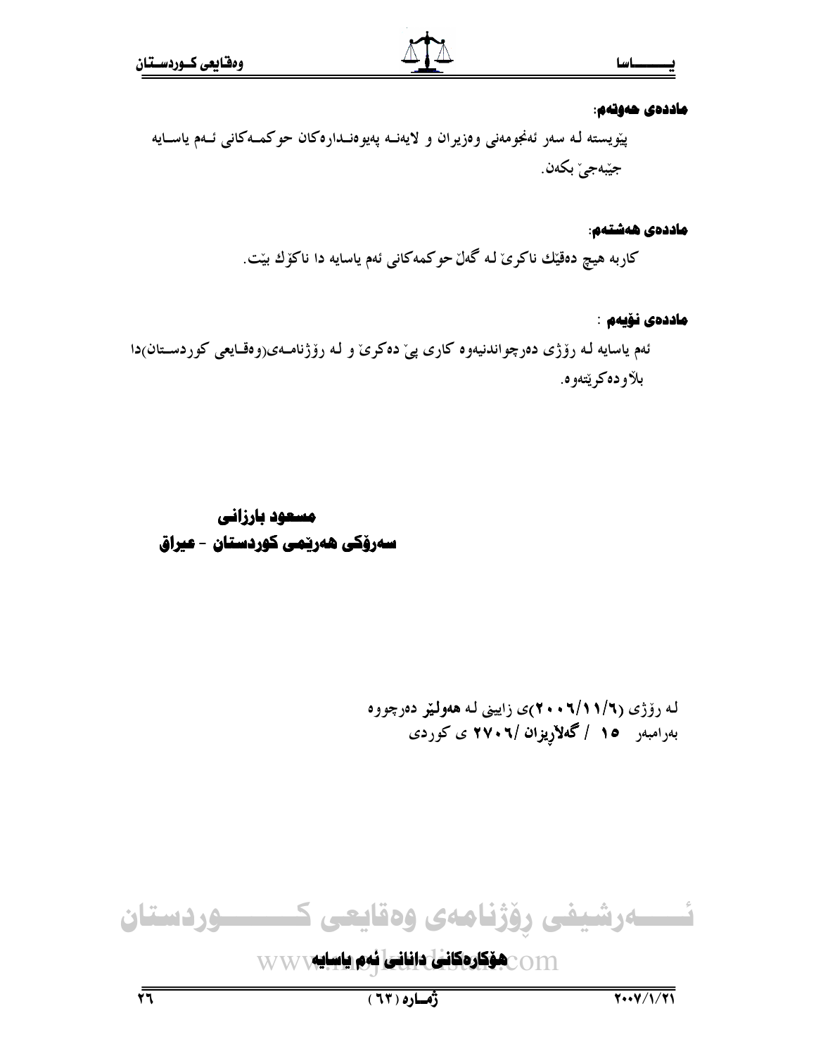**ماددەی حەوتەم:**

پێویستە لە سەر ئەنجومەنی وەزیران و لایەنە پەیوەندارەکان حوکمەکانی ئەم یاسایە جێبەجێ بکەن.

**ماددەی هەشتەم:**

کاربە هیچ دەقێك ناکرێ لە گەڵ حوکمەکانی ئەم یاسایە دا ناکۆك بێت.

**ماددەی نۆیەم :**

ئەم یاسایە لە رۆژی دەرچواندنیەوە کاری پێ دەکرێ و لە رۆژنامەی(وەقایعی کوردستان)دا بلاودەکرێتەوە.

**مسعود بارزانی**
**سەرۆکی هەرێمی کوردستان - عیراق**

لە رۆژی (**٢٠٠٦/١١/٦**)ی زایینی لە **هەولێر** دەرچووە
بەرامبەر **١٥ / گەلاڕێزان /٢٧٠٦** ی کوردی

**هۆکارەکانی دانانی ئەم یاسایە**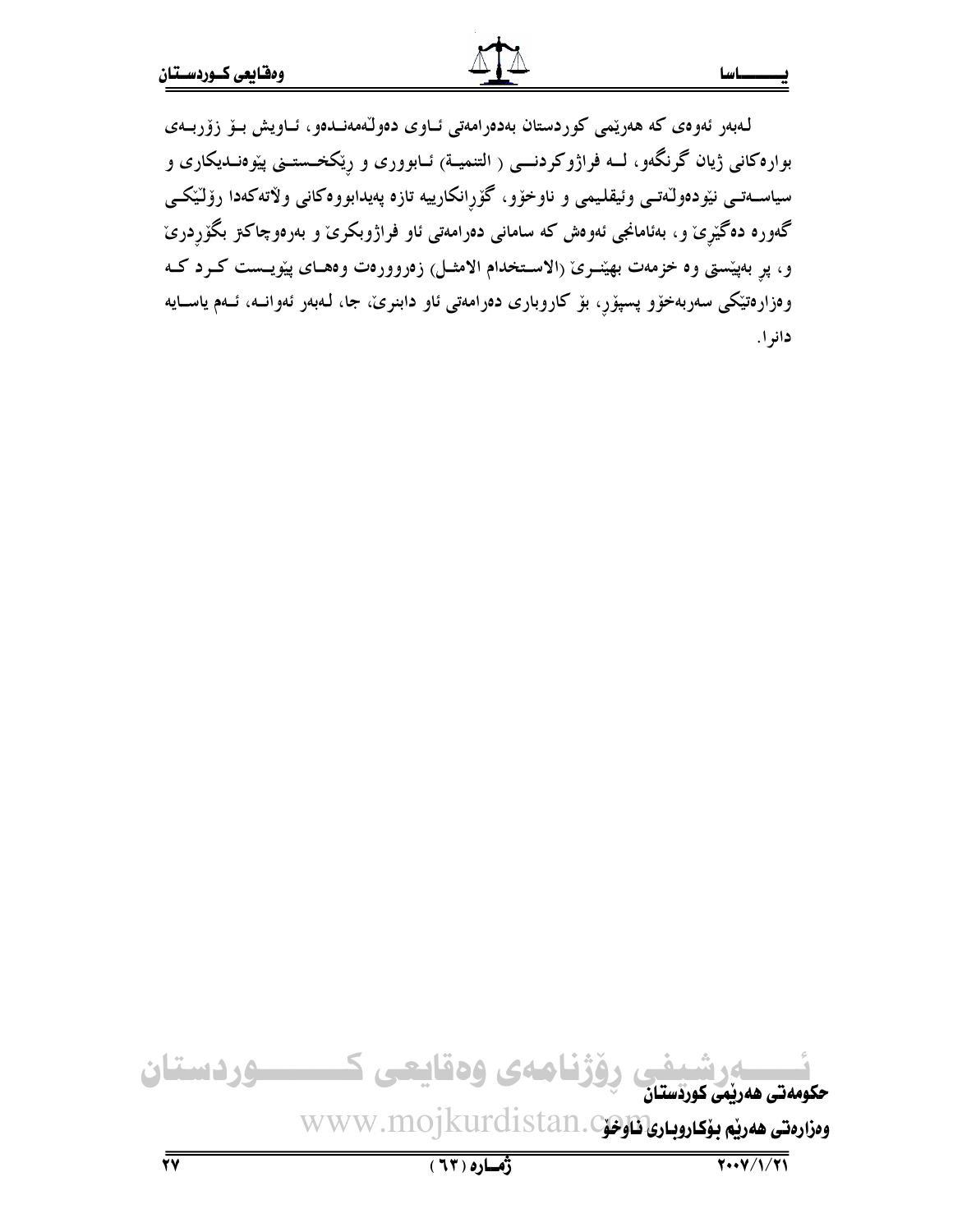لەبەر ئەوەی کە هەرێمی کوردستان بەدەرامەتی ئاوی دەوڵەمەندەو، ئاویش بۆ زۆربەی بوارەکانی ژیان گرنگەو، لە فراژوکردنی ( التنمیة) ئابووری و رێکخستنی پێوەندیکاری و سیاسەتی نێودەوڵەتی وئیقلیمی و ناوخۆو، گۆڕانکارییە تازە پەیدابووەکانی وڵاتەکەدا رۆڵێکی گەورە دەگێڕێ و، بەئامانجی ئەوەش کە سامانی دەرامەتی ئاو فراژوبکرێ و بەرەوچاکتر بگۆڕدرێ و، پر بەپێستی وە خزمەت بهێنرێ (الاستخدام الامثل) زەروورەت وەهای پێویست کرد کە وەزارەتێکی سەربەخۆو پسپۆر، بۆ کاروباری دەرامەتی ئاو دابنرێ، جا، لەبەر ئەوانە، ئەم یاسایە دانرا.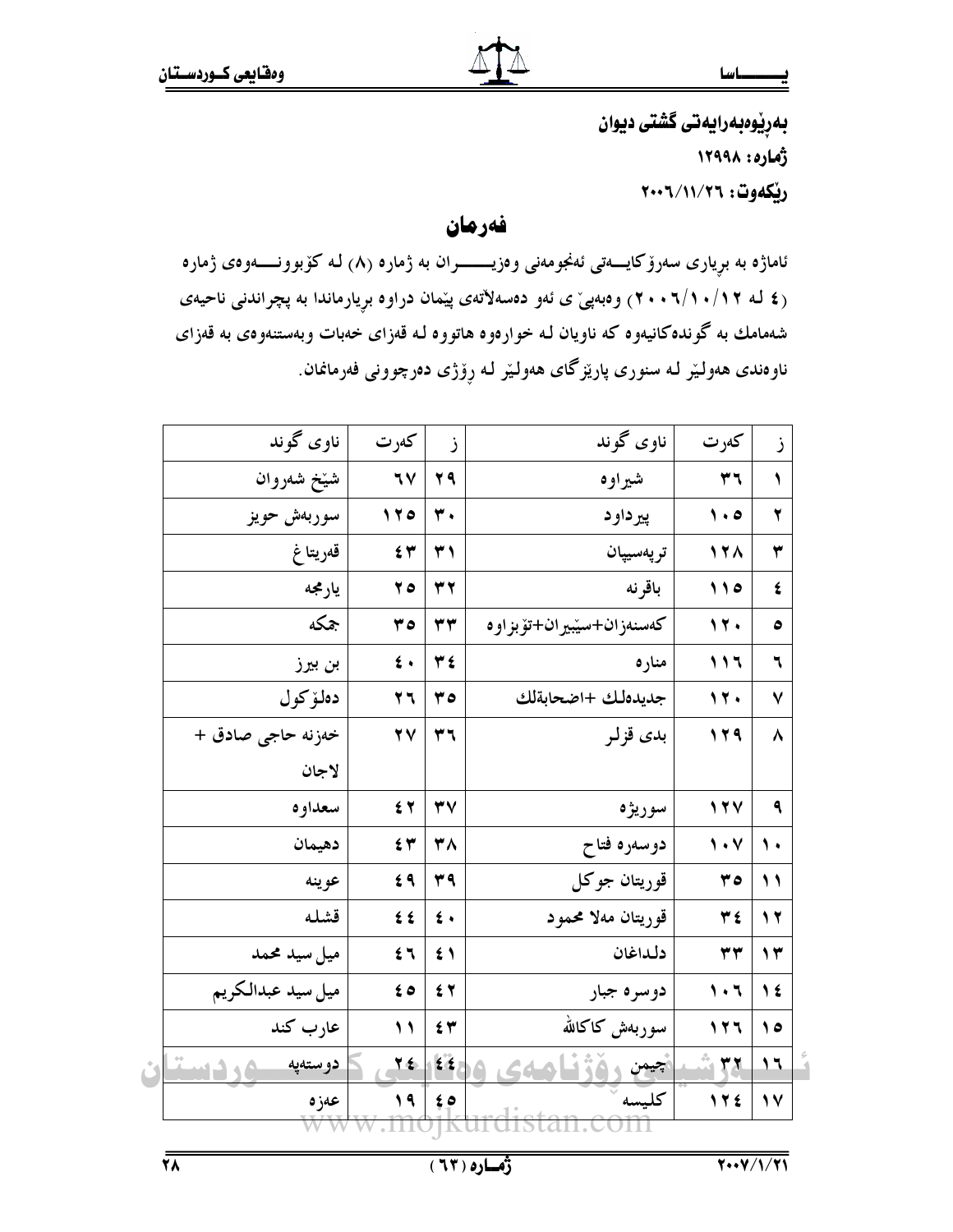بەڕێوەبەرایەتی گشتی دیوان
ژمارە: ١٢٩٩٨
ڕێکەوت: ٢٠٠٦/١١/٢٦

## فەرمان

ئاماژە بە بڕیاری سەرۆکایەتی ئەنجومەنی وەزیران بە ژمارە (٨) لە کۆبوونەوەی ژمارە (٤ لە ٢٠٠٦/١٠/١٢) وەبەپێ ی ئەو دەسەڵاتەی پێمان دراوە بڕیارماندا بە پچڕاندنی ناحیەی شەمامك بە گوندەکانیەوە کە ناویان لە خوارەوە هاتووە لە قەزای خەبات وبەستنەوەی بە قەزای ناوەندی هەولێر لە سنوری پارێزگای هەولێر لە ڕۆژی دەرچوونی فەرمانمان.

| ز | کەرت | ناوی گوند | ز | کەرت | ناوی گوند |
|---|---|---|---|---|---|
| ١ | ٣٦ | شیراوە | ٢٩ | ٦٧ | شێخ شەروان |
| ٢ | ١٠٥ | پیرداود | ٣٠ | ١٢٥ | سوربەش حویز |
| ٣ | ١٢٨ | ترپەسپیان | ٣١ | ٤٣ | قەریتاغ |
| ٤ | ١١٥ | باقرنە | ٣٢ | ٢٥ | یارمجە |
| ٥ | ١٢٠ | کەسنەزان+سێبیران+تۆبزاوە | ٣٣ | ٣٥ | جمکە |
| ٦ | ١١٦ | منارە | ٣٤ | ٤٠ | بن بیرز |
| ٧ | ١٢٠ | جدیدەلك +اضحابةلك | ٣٥ | ٢٦ | دەلۆکول |
| ٨ | ١٢٩ | بدی قزلر | ٣٦ | ٢٧ | خەزنە حاجی صادق + لاجان |
| ٩ | ١٢٧ | سوریژە | ٣٧ | ٤٢ | سعداوە |
| ١٠ | ١٠٧ | دوسەرە فتاح | ٣٨ | ٤٣ | دهیمان |
| ١١ | ٣٥ | قوریتان جوکل | ٣٩ | ٤٩ | عوینە |
| ١٢ | ٣٤ | قوریتان مەلا محمود | ٤٠ | ٤٤ | قشلە |
| ١٣ | ٣٣ | دلداغان | ٤١ | ٤٦ | میل سید محمد |
| ١٤ | ١٠٦ | دوسرە جبار | ٤٢ | ٤٥ | میل سید عبدالکریم |
| ١٥ | ١٢٦ | سوربەش کاکاللە | ٤٣ | ١١ | عارب کند |
| ١٦ | ٣٢ | چیمن | ٤٤ | ٢٤ | دوستەپە |
| ١٧ | ١٢٤ | کلیسە | ٤٥ | ١٩ | عەزە |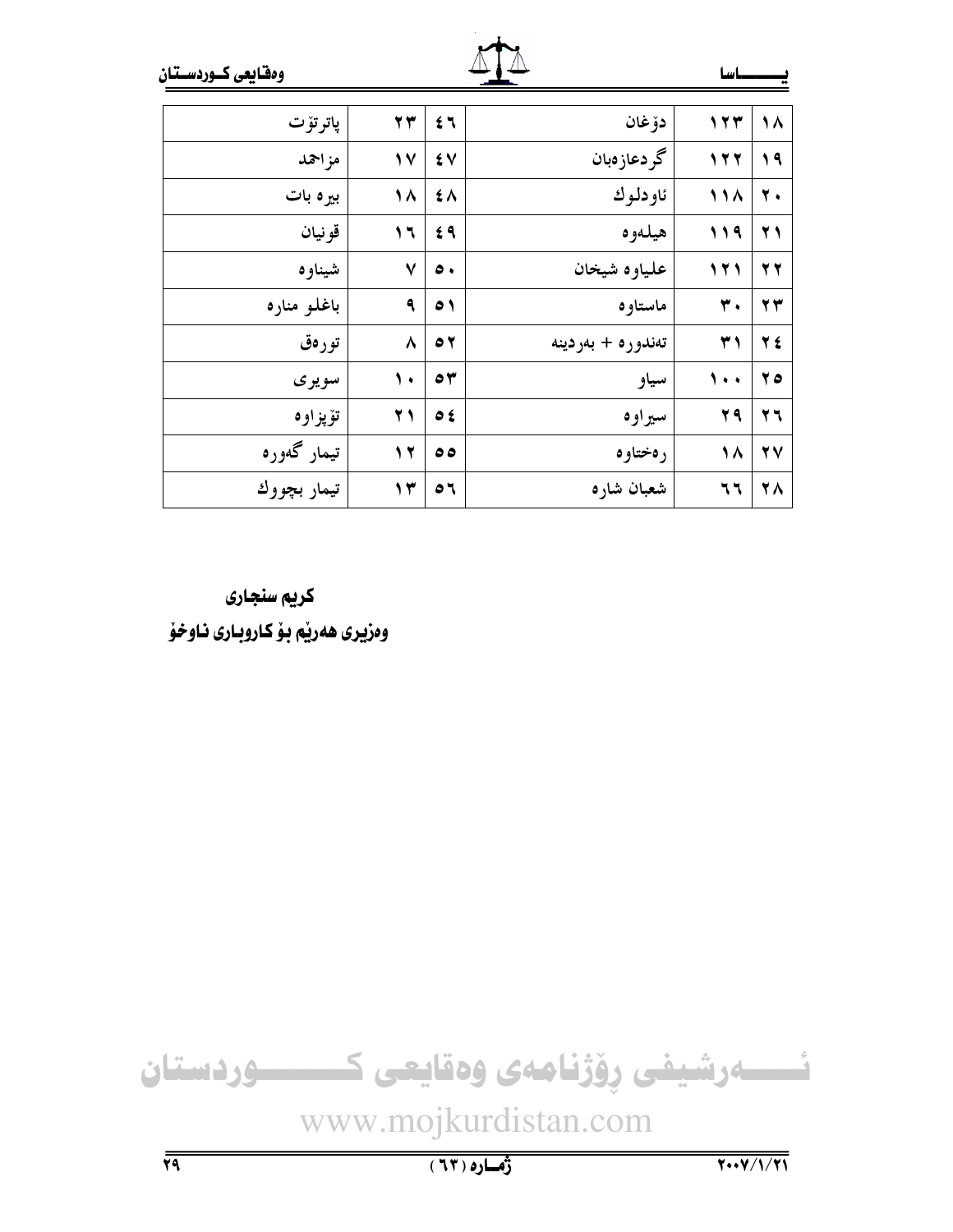| | | | | | |
|---|---|---|---|---|---|
| ١٨ | ١٢٣ | دۆغان | ٤٦ | ٢٣ | پاترتۆت |
| ١٩ | ١٢٢ | گردعازەبان | ٤٧ | ١٧ | مزاحمد |
| ٢٠ | ١١٨ | ئاودلوك | ٤٨ | ١٨ | بیرە بات |
| ٢١ | ١١٩ | هیلەوە | ٤٩ | ١٦ | قونیان |
| ٢٢ | ١٢١ | علیاوە شیخان | ٥٠ | ٧ | شیناوە |
| ٢٣ | ٣٠ | ماستاوە | ٥١ | ٩ | باغلو منارە |
| ٢٤ | ٣١ | تەندورە + بەردینە | ٥٢ | ٨ | تورەق |
| ٢٥ | ١٠٠ | سیاو | ٥٣ | ١٠ | سویری |
| ٢٦ | ٢٩ | سیراوە | ٥٤ | ٢١ | تۆپزاوە |
| ٢٧ | ١٨ | رەختاوە | ٥٥ | ١٢ | تیمار گەورە |
| ٢٨ | ٦٦ | شعبان شارە | ٥٦ | ١٣ | تیمار بچووك |

**كريم سنجاری**

**وەزیری هەرێم بۆ كاروباری ناوخۆ**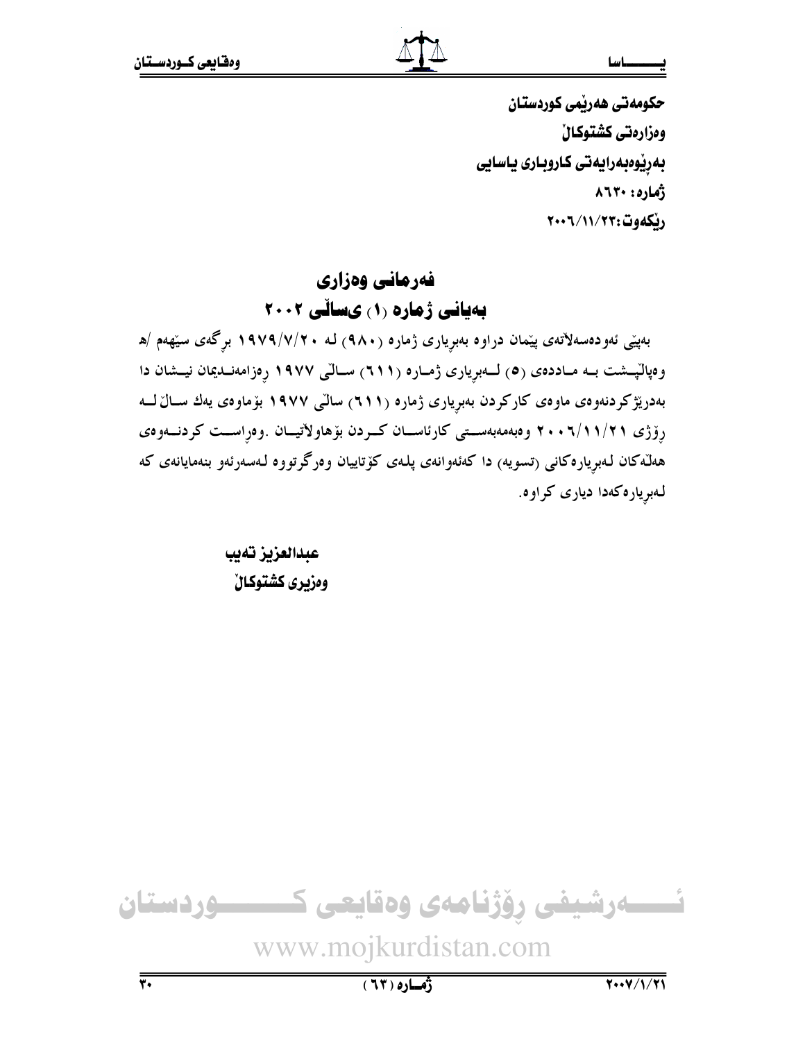حکومەتی هەرێمی کوردستان

وەزارەتی کشتوکاڵ

بەڕێوەبەرایەتی کاروباری یاسایی

ژمارە: ٨٦٣٠

ڕێکەوت: ٢٠٠٦/١١/٢٣

## فەرمانی وەزاری
## بەیانی ژمارە (١) ی ساڵی ٢٠٠٢

بەپێی ئەودەسەڵاتەی پێمان دراوە بەبڕیاری ژمارە (٩٨٠) لە ١٩٧٩/٧/٢٠ بڕگەی سێهەم /هـ وەپاڵپشت بە ماددەی (٥) لەبڕیاری ژمارە (٦١١) ساڵی ١٩٧٧ ڕەزامەندیمان نیشان دا بەدرێژکردنەوەی ماوەی کارکردن بەبڕیاری ژمارە (٦١١) ساڵی ١٩٧٧ بۆماوەی یەك ساڵ لە ڕۆژی ٢٠٠٦/١١/٢١ وەبەمەبەستی کارئاسان کردن بۆهاولاتیان .وەڕاست کردنەوەی هەڵەکان لەبڕیارەکانی (تسویە) دا کەئەوانەی پلەی کۆتاییان وەرگرتووە لەسەرئەو بنەمایانەی کە لەبڕیارەکەدا دیاری کراوە.

**عبدالعزیز تەیب**
**وەزیری کشتوکاڵ**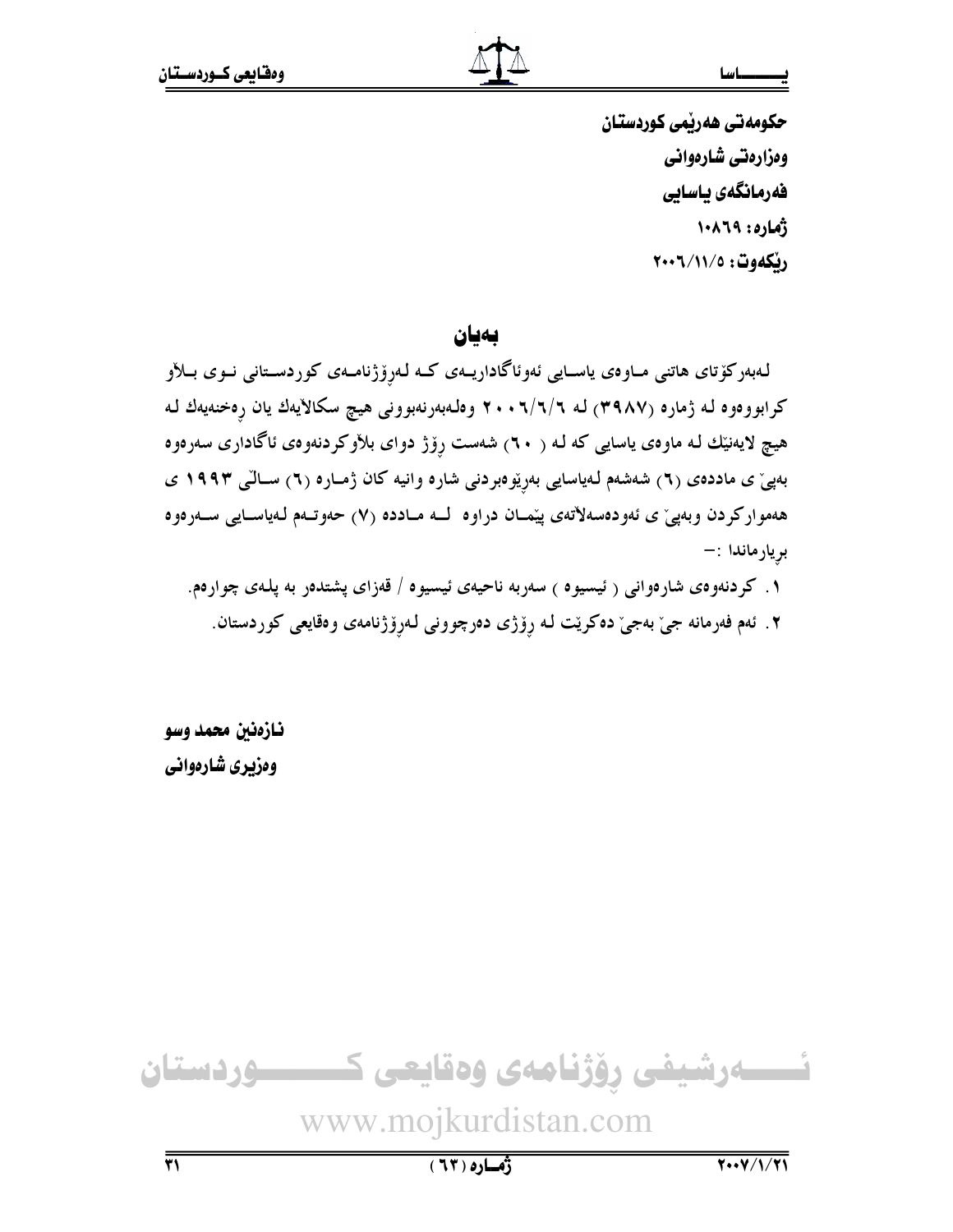حكومەتى هەرێمى كوردستان

وەزارەتى شارەوانى

فەرمانگەى ياسايى

ژمارە: ١٠٨٦٩

رێكەوت: ٢٠٠٦/١١/٥

## بەيان

لەبەركۆتاى هاتنى ماوەى ياسايى ئەوئاگاداريەى كە لەرۆژنامەى كوردستانى نوى بلاّو كرابووەوە لە ژمارە (٣٩٨٧) لە ٢٠٠٦/٦/٦ وەلەبەرنەبوونى هيچ سكالاّيەك يان رەخنەيەك لە هيچ لايەنێك لە ماوەى ياسايى كە لە (٦٠) شەست رۆژ دواى بلاّوكردنەوەى ئاگادارى سەرەوە بەپێ ى ماددەى (٦) شەشەم لەياسايى بەرێوەبردنى شارە وانيە كان ژمارە (٦) سالّى ١٩٩٣ ى هەمواركردن وبەپێ ى ئەودەسەلاّتەى پێمان دراوە لە ماددە (٧) حەوتەم لەياسايى سەرەوە بريارماندا :-

١. كردنەوەى شارەوانى ( ئيسيوە ) سەربە ناحيەى ئيسيوە / قەزاى پشتدەر بە پلەى چوارەم.

٢. ئەم فەرمانە جێ بەجێ دەكرێت لە رۆژى دەرچوونى لەرۆژنامەى وەقايعى كوردستان.

**نازەنين محمد وسو**

**وەزيرى شارەوانى**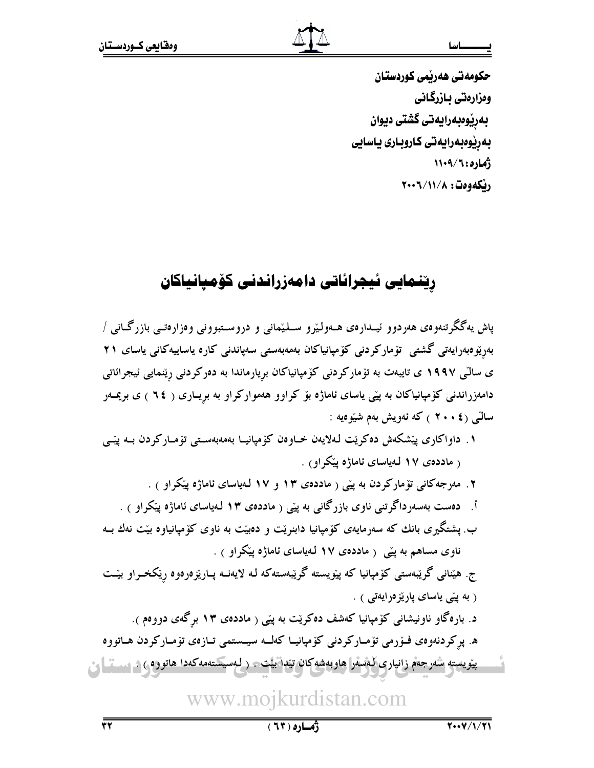حكومەتی هەرێمی كوردستان
وەزارەتی بازرگانی
بەڕێوەبەرایەتی گشتی دیوان
بەڕێوەبەرایەتی كاروباری یاسایی
ژمارە: ٦/١١٠٩
ڕێكەوت: ٢٠٠٦/١١/٨

# ڕێنمایی ئیجرائاتی دامەزراندنی كۆمپانیاكان

پاش یەگگرتنەوەی هەردوو ئیدارەی هەولێرو سلێمانی و دروستبوونی وەزارەتی بازرگانی / بەڕێوەبەرایەتی گشتی تۆماركردنی كۆمپانیاكان بەمەبەستی سەپاندنی كارە یاساییەكانی یاسای ٢١ ی ساڵی ١٩٩٧ ی تایبەت بە تۆماركردنی كۆمپانیاكان بڕیارماندا بە دەركردنی ڕێنمایی ئیجرائاتی دامەزراندنی كۆمپانیاكان بە پێی یاسای ئاماژە بۆ كراوو هەمواركراو بە بڕیاری ( ٦٤ ) ی بریمەر ساڵی (٢٠٠٤ ) كە ئەویش بەم شێوەیە :

١. داواكاری پێشكەش دەكرێت لەلایەن خاوەن كۆمپانیا بەمەبەستی تۆماركردن بە پێی ( ماددەی ١٧ لەیاسای ئاماژە پێكراو) .

٢. مەرجەكانی تۆماركردن بە پێی ( ماددەی ١٣ و ١٧ لەیاسای ئاماژە پێكراو ) .

أ. دەست بەسەرداگرتنی ناوی بازرگانی بە پێی ( ماددەی ١٣ لەیاسای ئاماژە پێكراو ) .

ب. پشتگیری بانك كە سەرمایەی كۆمپانیا دابنرێت و دەبێت بە ناوی كۆمپانیاوە بێت نەك بە ناوی مساهم بە پێی ( ماددەی ١٧ لەیاسای ئاماژە پێكراو ) .

ج. هێنانی گرێبەستی كۆمپانیا كە پێویستە گرێبەستەكە لە لایەنە پارێزەرەوە ڕێكخراو بێت ( بە پێی یاسای پارێزەرایەتی ) .

د. بارەگاو ناونیشانی كۆمپانیا كەشف دەكرێت بە پێی ( ماددەی ١٣ بڕگەی دووەم ).

هـ. پڕكردنەوەی فۆرمی تۆماركردنی كۆمپانیا كەلە سیستمی تازەی تۆماركردن هاتووە پێویستە سەرجەم زانیاری لەسەر هاوبەشەكان تێدا بێت . ( لەسیستەمەكەدا هاتووە ) .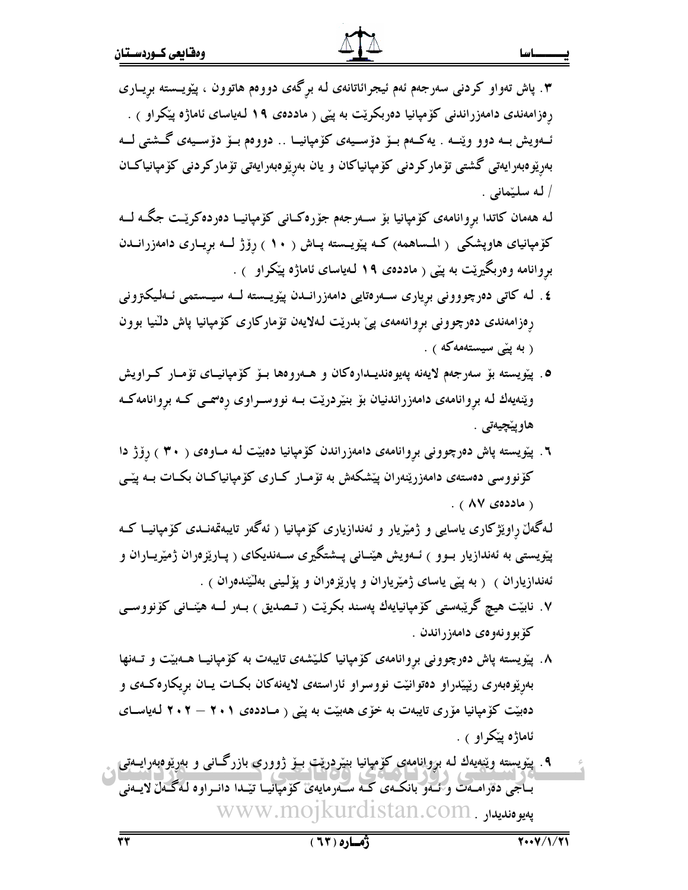٣. پاش تەواو كردنی سەرجەم ئەم ئیجرائاتانەی لە برگەی دووەم هاتوون ، پێویستە بڕیاری ڕەزامەندی دامەزراندنی كۆمپانیا دەربكرێت بە پێی ( ماددەی ١٩ لەیاسای ئاماژە پێكراو ) . ئەویش بە دوو وێنە . یەكەم بۆ دۆسیەی كۆمپانیا .. دووەم بۆ دۆسیەی گشتی لە بەڕێوەبەرایەتی گشتی تۆماركردنی كۆمپانیاكان و یان بەڕێوەبەرایەتی تۆماركردنی كۆمپانیاكان / لە سلێمانی .

لە هەمان كاتدا بڕوانامەی كۆمپانیا بۆ سەرجەم جۆرەكانی كۆمپانیا دەردەكرێت جگە لە كۆمپانیای هاوپشكی ( المساهمە ) كە پێویستە پاش ( ١٠ ) ڕۆژ لە بڕیاری دامەزراندن بڕوانامە وەربگیرێت بە پێی ( ماددەی ١٩ لەیاسای ئاماژە پێكراو ) .

٤. لە كاتی دەرچوونی بڕیاری سەرەتایی دامەزراندن پێویستە لە سیستمی ئەلیكترونی ڕەزامەندی دەرچوونی بڕوانەمەی پێ بدرێت لەلایەن تۆماركاری كۆمپانیا پاش دڵنیا بوون ( بە پێی سیستەمەكە ) .

٥. پێویستە بۆ سەرجەم لایەنە پەیوەندیدارەكان و هەروەها بۆ كۆمپانیای تۆمار كراویش وێنەیەك لە بڕوانامەی دامەزراندنیان بۆ بنێردرێت بە نووسراوی ڕەسمی كە بڕوانامەكە هاوپێچیەتی .

٦. پێویستە پاش دەرچوونی بڕوانامەی دامەزراندن كۆمپانیا دەبێت لە ماوەی ( ٣٠ ) ڕۆژ دا كۆنووسی دەستەی دامەزرێنەران پێشكەش بە تۆمار كاری كۆمپانیاكان بكات بە پێی ( ماددەی ٨٧ ) .

لەگەڵ ڕاوێژكاری یاسایی و ژمێریار و ئەندازیاری كۆمپانیا ( ئەگەر تایبەتمەندی كۆمپانیا كە پێویستی بە ئەندازیار بوو ) ئەویش هێنانی پشتگیری سەندیكای ( پارێزەران ژمێریاران و ئەندازیاران ) ( بە پێی یاسای ژمێریاران و پارێزەران و پۆلینی بەڵێندەران ) .

٧. نابێت هیچ گرێبەستی كۆمپانیایەك پەسند بكرێت ( تصدیق ) بەر لە هێنانی كۆنووسی كۆبوونەوەی دامەزراندن .

٨. پێویستە پاش دەرچوونی بڕوانامەی كۆمپانیا كلێشەی تایبەت بە كۆمپانیا هەبێت و تەنها بەڕێوەبەری ڕێپێدراو دەتوانێت نووسراو ئاراستەی لایەنەكان بكات یان بڕیكارەكەی و دەبێت كۆمپانیا مۆری تایبەت بە خۆی هەبێت بە پێی ( ماددەی ٢٠١ – ٢٠٢ لەیاسای ئاماژە پێكراو ) .

٩. پێویستە وێنەیەك لە بڕوانامەی كۆمپانیا بنێردرێت بۆ ژووری بازرگانی و بەڕێوەبەرایەتی باجی دەرامەت و ئەو بانكەی كە سەرمایەی كۆمپانیا تێدا دانراوە لەگەڵ لایەنی پەیوەندیدار .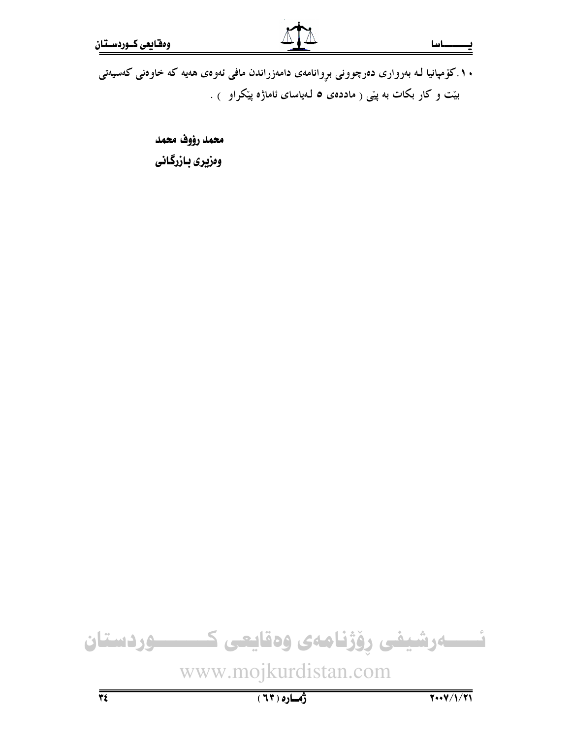١٠. كۆمپانيا لـه بەرواری دەرچوونی بڕوانامەی دامەزراندن مافی ئەوەی هەیە کە خاوەنی کەسیەتی بێت و کار بکات بە پێی ( ماددەی ٥ لـەیاسای ئاماژە پێکراو ) .

**محمد رؤوف محمد**
**وەزیری بازرگانی**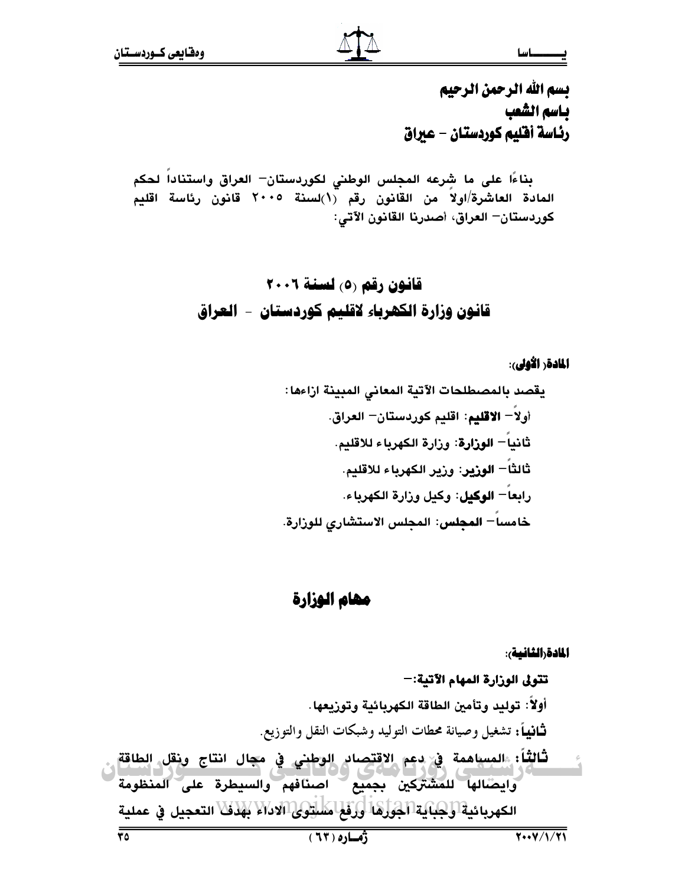بسم الله الرحمن الرحيم

باسم الشعب

رئاسة أقليم كوردستان – عيراق

بناءًا على ما شرعه المجلس الوطني لكوردستان– العراق واستناداً لحكم المادة العاشرة/اولاً من القانون رقم (١)لسنة ٢٠٠٥ قانون رئاسة اقليم كوردستان– العراق، أصدرنا القانون الآتي:

# قانون رقم (٥) لسنة ٢٠٠٦
# قانون وزارة الكهرباء لاقليم كوردستان - العراق

**المادة( الأولى):**

يقصد بالمصطلحات الآتية المعاني المبينة ازاءها:

أولاً– **الاقليم**: اقليم كوردستان– العراق.

ثانياً– **الوزارة**: وزارة الكهرباء للاقليم.

ثالثاً– **الوزير**: وزير الكهرباء للاقليم.

رابعاً– **الوكيل**: وكيل وزارة الكهرباء.

خامساً– **المجلس**: المجلس الاستشاري للوزارة.

## مهام الوزارة

**المادة(الثانية):**

**تتولى الوزارة المهام الآتية:–**

أولاً: توليد وتأمين الطاقة الكهربائية وتوزيعها.

**ثانياً**: تشغيل وصيانة محطات التوليد وشبكات النقل والتوزيع.

**ثالثاً**: المساهمة في دعم الاقتصاد الوطني في مجال انتاج ونقل الطاقة وايصالها للمشتركين بجميع اصنافهم والسيطرة على المنظومة الكهربائية وجباية اجورها ورفع مستوى الاداء بهدف التعجيل في عملية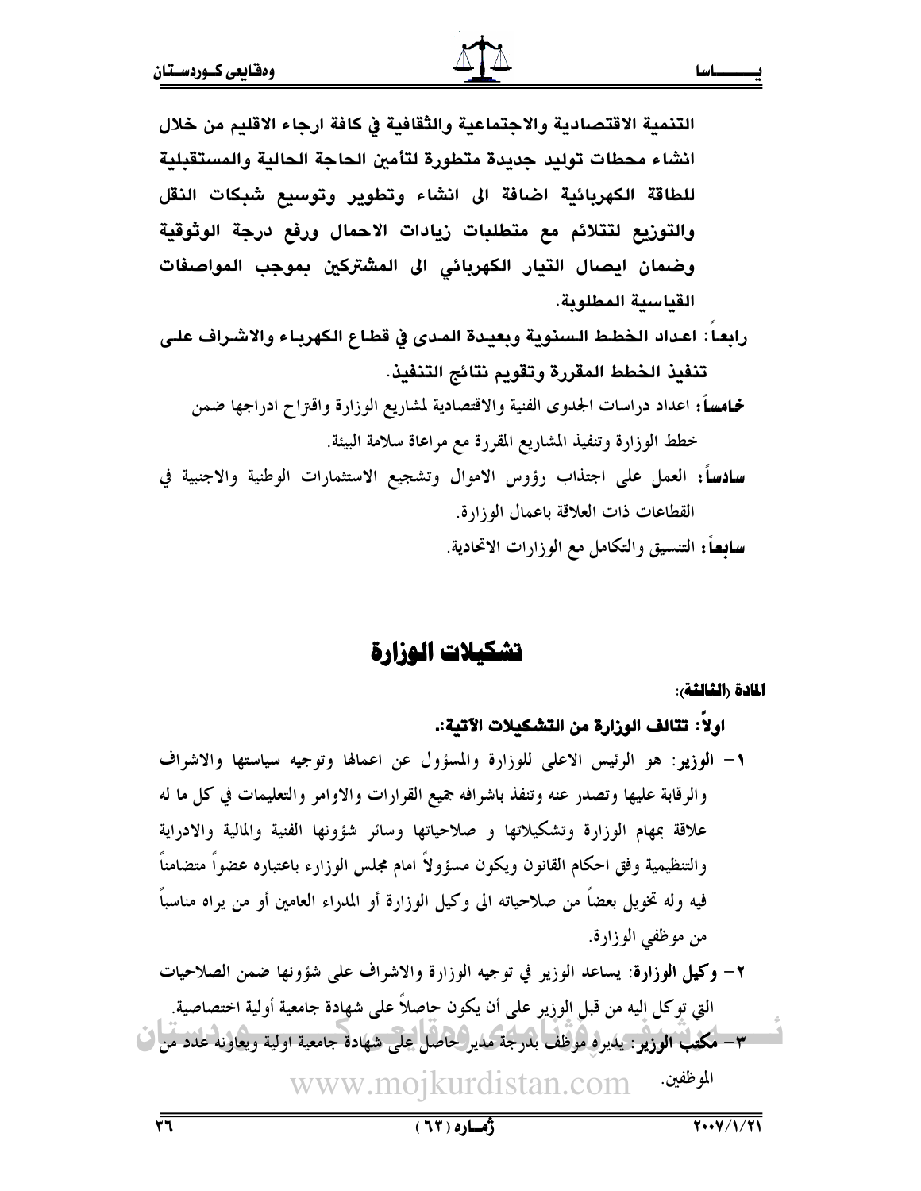التنمية الاقتصادية والاجتماعية والثقافية في كافة ارجاء الاقليم من خلال انشاء محطات توليد جديدة متطورة لتأمين الحاجة الحالية والمستقبلية للطاقة الكهربائية اضافة الى انشاء وتطوير وتوسيع شبكات النقل والتوزيع لتتلائم مع متطلبات زيادات الاحمال ورفع درجة الوثوقية وضمان ايصال التيار الكهربائي الى المشتركين بموجب المواصفات القياسية المطلوبة.

**رابعاً**: اعداد الخطط السنوية وبعيدة المدى في قطاع الكهرباء والاشراف على تنفيذ الخطط المقررة وتقويم نتائج التنفيذ.

**خامساً**: اعداد دراسات الجدوى الفنية والاقتصادية لمشاريع الوزارة واقتراح ادراجها ضمن خطط الوزارة وتنفيذ المشاريع المقررة مع مراعاة سلامة البيئة.

**سادساً**: العمل على اجتذاب رؤوس الاموال وتشجيع الاستثمارات الوطنية والاجنبية في القطاعات ذات العلاقة باعمال الوزارة.

**سابعاً**: التنسيق والتكامل مع الوزارات الاتحادية.

## تشكيلات الوزارة

**المادة (الثالثة):**

**اولاً: تتالف الوزارة من التشكيلات الآتية:.**

١- **الوزير**: هو الرئيس الاعلى للوزارة والمسؤول عن اعمالها وتوجيه سياستها والاشراف والرقابة عليها وتصدر عنه وتنفذ باشرافه جميع القرارات والاوامر والتعليمات في كل ما له علاقة بمهام الوزارة وتشكيلاتها و صلاحياتها وسائر شؤونها الفنية والمالية والادراية والتنظيمية وفق احكام القانون ويكون مسؤولاً امام مجلس الوزراء باعتباره عضواً متضامناً فيه وله تخويل بعضاً من صلاحياته الى وكيل الوزارة أو المدراء العامين أو من يراه مناسباً من موظفي الوزارة.

٢- **وكيل الوزارة**: يساعد الوزير في توجيه الوزارة والاشراف على شؤونها ضمن الصلاحيات التي توكل اليه من قبل الوزير على أن يكون حاصلاً على شهادة جامعية أولية اختصاصية.

٣- **مكتب الوزير**: يديره موظف بدرجة مدير حاصل على شهادة جامعية اولية ويعاونه عدد من الموظفين.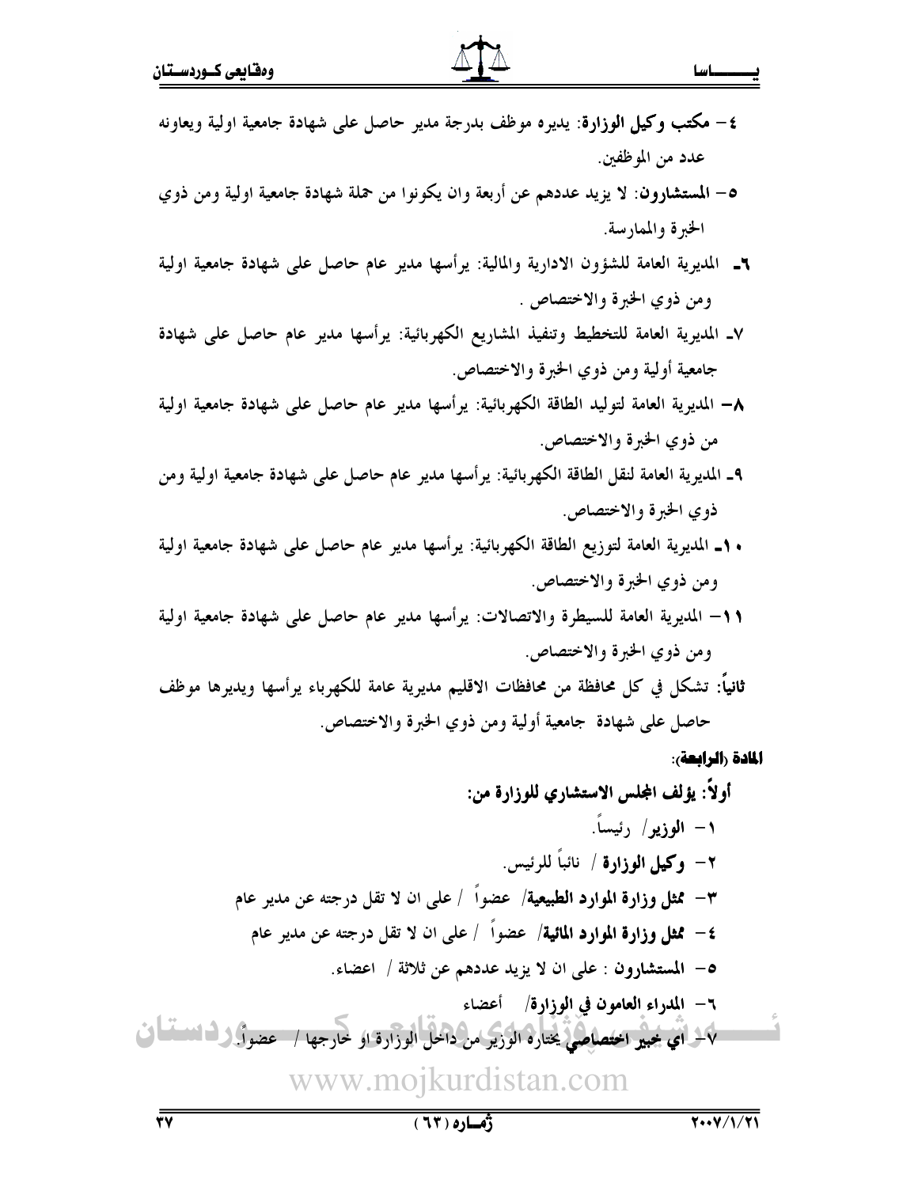٤- **مكتب وكيل الوزارة**: يديره موظف بدرجة مدير حاصل على شهادة جامعية اولية ويعاونه عدد من الموظفين.

٥- **المستشارون**: لا يزيد عددهم عن أربعة وان يكونوا من حملة شهادة جامعية اولية ومن ذوي الخبرة والممارسة.

٦- المديرية العامة للشؤون الادارية والمالية: يرأسها مدير عام حاصل على شهادة جامعية اولية ومن ذوي الخبرة والاختصاص .

٧- المديرية العامة للتخطيط وتنفيذ المشاريع الكهربائية: يرأسها مدير عام حاصل على شهادة جامعية أولية ومن ذوي الخبرة والاختصاص.

٨- المديرية العامة لتوليد الطاقة الكهربائية: يرأسها مدير عام حاصل على شهادة جامعية اولية من ذوي الخبرة والاختصاص.

٩- المديرية العامة لنقل الطاقة الكهربائية: يرأسها مدير عام حاصل على شهادة جامعية اولية ومن ذوي الخبرة والاختصاص.

١٠- المديرية العامة لتوزيع الطاقة الكهربائية: يرأسها مدير عام حاصل على شهادة جامعية اولية ومن ذوي الخبرة والاختصاص.

١١- المديرية العامة للسيطرة والاتصالات: يرأسها مدير عام حاصل على شهادة جامعية اولية ومن ذوي الخبرة والاختصاص.

**ثانياً**: تشكل في كل محافظة من محافظات الاقليم مديرية عامة للكهرباء يرأسها ويديرها موظف حاصل على شهادة جامعية أولية ومن ذوي الخبرة والاختصاص.

**المادة (الرابعة):**

**أولاً: يؤلف المجلس الاستشاري للوزارة من:**

١- **الوزير**/ رئيساً.

٢- **وكيل الوزارة** / نائباً للرئيس.

٣- **ممثل وزارة الموارد الطبيعية**/ عضواً / على ان لا تقل درجته عن مدير عام

٤- **ممثل وزارة الموارد المائية**/ عضواً / على ان لا تقل درجته عن مدير عام

٥- **المستشارون** : على ان لا يزيد عددهم عن ثلاثة / اعضاء.

٦- **المدراء العامون في الوزارة**/ أعضاء

٧- **اي خبير اختصاصي** يختاره الوزير من داخل الوزارة او خارجها / عضواً.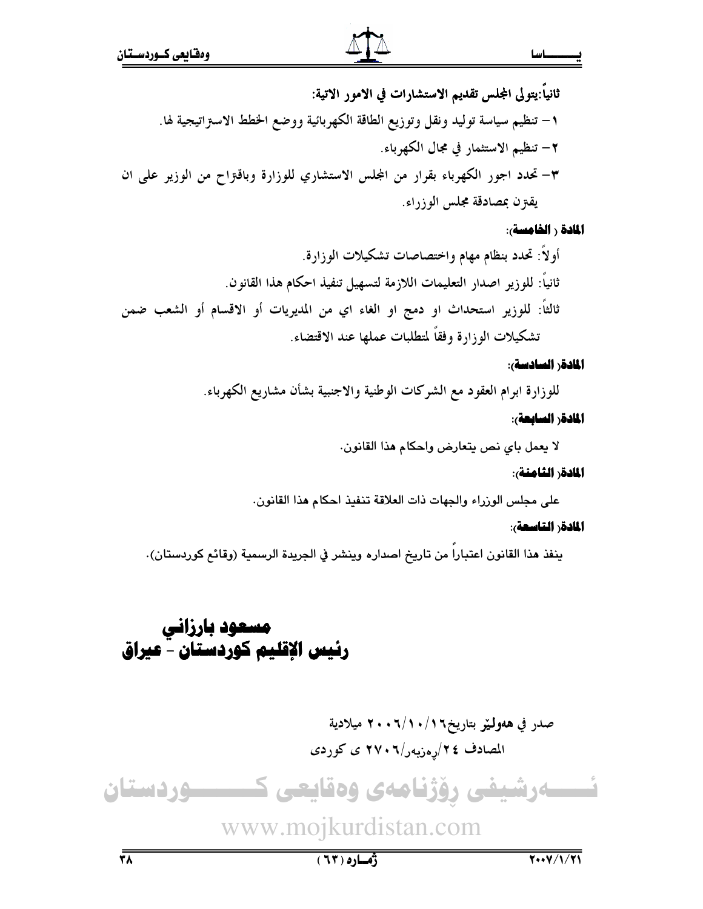ثانياً: يتولى المجلس تقديم الاستشارات في الامور الاتية:

١- تنظيم سياسة توليد ونقل وتوزيع الطاقة الكهربائية ووضع الخطط الاستراتيجية لها.

٢- تنظيم الاستثمار في مجال الكهرباء.

٣- تحدد اجور الكهرباء بقرار من المجلس الاستشاري للوزارة وباقتراح من الوزير على ان يقترن بمصادقة مجلس الوزراء.

**المادة ( الخامسة):**

أولاً: تحدد بنظام مهام واختصاصات تشكيلات الوزارة.

ثانياً: للوزير اصدار التعليمات اللازمة لتسهيل تنفيذ احكام هذا القانون.

ثالثاً: للوزير استحداث او دمج او الغاء اي من المديريات أو الاقسام أو الشعب ضمن تشكيلات الوزارة وفقاً لمتطلبات عملها عند الاقتضاء.

**المادة( السادسة):**

للوزارة ابرام العقود مع الشركات الوطنية والاجنبية بشأن مشاريع الكهرباء.

**المادة( السابعة):**

لا يعمل باي نص يتعارض واحكام هذا القانون.

**المادة( الثامنة):**

على مجلس الوزراء والجهات ذات العلاقة تنفيذ احكام هذا القانون.

**المادة( التاسعة):**

ينفذ هذا القانون اعتباراً من تاريخ اصداره وينشر في الجريدة الرسمية (وقائع كوردستان).

**مسعود بارزاني**
**رئيس الإقليم كوردستان - عيراق**

صدر في هەولێر بتاريخ١٦/١٠/٢٠٠٦ ميلادية

المصادف ٢٤/ڕەزبەر/٢٧٠٦ ى كوردى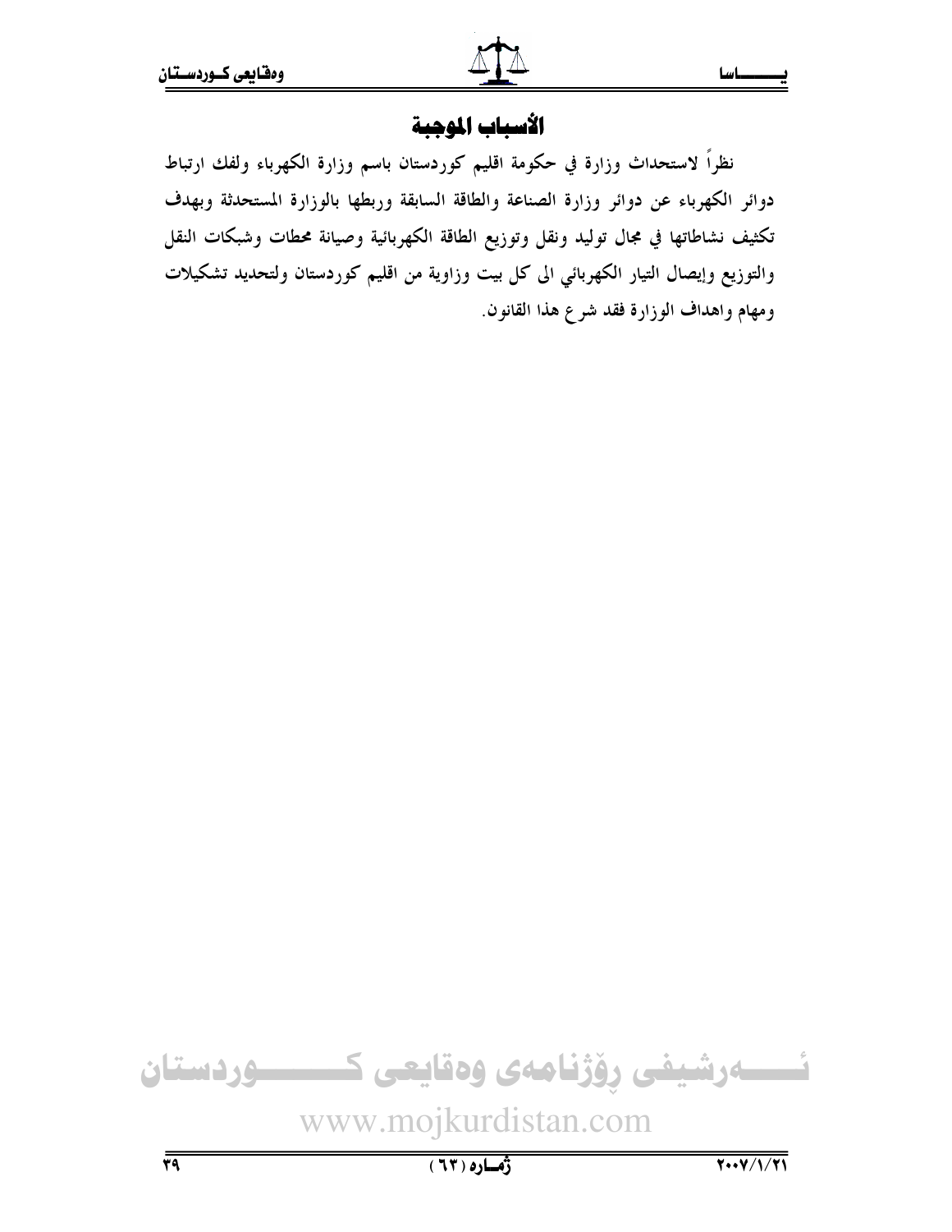## الأسباب الموجبة

نظراً لاستحداث وزارة في حكومة اقليم كوردستان باسم وزارة الكهرباء ولفك ارتباط دوائر الكهرباء عن دوائر وزارة الصناعة والطاقة السابقة وربطها بالوزارة المستحدثة وبهدف تكثيف نشاطاتها في مجال توليد ونقل وتوزيع الطاقة الكهربائية وصيانة محطات وشبكات النقل والتوزيع وإيصال التيار الكهربائي الى كل بيت وزاوية من اقليم كوردستان ولتحديد تشكيلات ومهام واهداف الوزارة فقد شرع هذا القانون.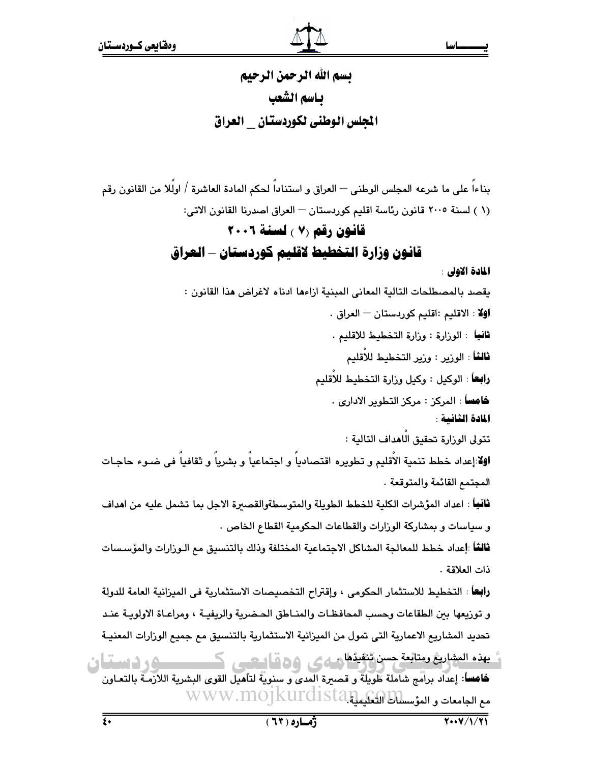# بسم الله الرحمن الرحيم

## باسم الشعب

## المجلس الوطنى لكوردستان _ العراق

بناءاً على ما شرعه المجلس الوطنى – العراق و استناداً لحكم المادة العاشرة / اولًا من القانون رقم (١ ) لسنة ٢٠٠٥ قانون رئاسة اقليم كوردستان – العراق اصدرنا القانون الاتى:

## قانون رقم (٧ ) لسنة ٢٠٠٦

## قانون وزارة التخطيط لاقليم كوردستان – العراق

**المادة الاولى** :

يقصد بالمصطلحات التالية المعانى المبنية ازاءها ادناه لاغراض هذا القانون :

**اولا** : الاقليم :اقليم كوردستان – العراق .

**ثانياً** : الوزارة : وزارة التخطيط للاقليم .

**ثالثاً** : الوزير : وزير التخطيط للاْقليم

**رابعاً** : الوكيل : وكيل وزارة التخطيط للاْقليم

**خامساً** : المركز : مركز التطوير الادارى .

**المادة الثانية** :

تتولى الوزارة تحقيق الاْهداف التالية :

**اولاً**:إعداد خطط تنمية الاْقليم و تطويره اقتصادياً و اجتماعياً و بشرياً و ثقافياً فى ضوء حاجات المجتمع القائمة والمتوقعة .

**ثانياً** : اعداد المؤشرات الكلية للخطط الطويلة والمتوسطةوالقصيرة الاجل بما تشمل عليه من اهداف و سياسات و بمشاركة الوزارات والقطاعات الحكومية القطاع الخاص .

**ثالثاً** :إعداد خطط للمعالجة المشاكل الاجتماعية المختلفة وذلك بالتنسيق مع الوزارات والمؤسسات ذات العلاقة .

**رابعاً** : التخطيط للاستثمار الحكومى ، وإقتراح التخصيصات الاستثمارية فى الميزانية العامة للدولة و توزيعها بين القطاعات وحسب المحافظات والمناطق الحضرية والريفية ، ومراعاة الاولوية عند تحديد المشاريع الاعمارية التى تمول من الميزانية الاستثمارية بالتنسيق مع جميع الوزارات المعنية بهذه المشاريع ومتابعة حسن تنفيذها .

**خامساً**: إعداد برامج شاملة طويلة و قصيرة المدى و سنوية لتأهيل القوى البشرية اللازمة بالتعاون مع الجامعات و المؤسسات التعليمية.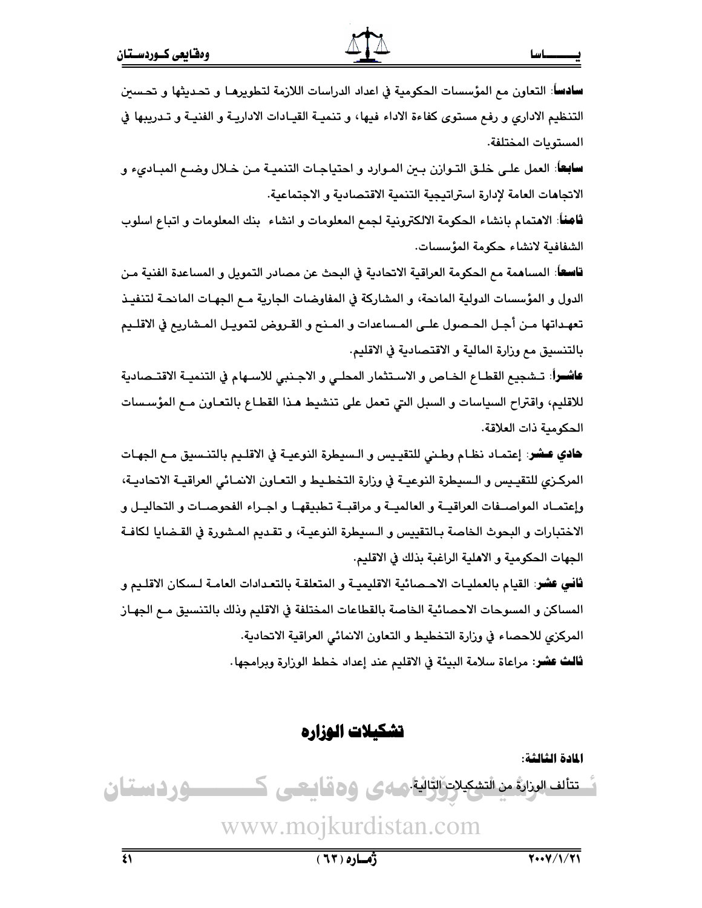**سادساً**: التعاون مع المؤسسات الحكومية في اعداد الدراسات اللازمة لتطويرها و تحديثها و تحسين التنظيم الاداري و رفع مستوى كفاءة الاداء فيها، و تنمية القيادات الادارية و الفنية و تدريبها في المستويات المختلفة.

**سابعاً**: العمل على خلق التوازن بين الموارد و احتياجات التنمية من خلال وضع المبادىء و الاتجاهات العامة لإدارة استراتيجية التنمية الاقتصادية و الاجتماعية.

**ثامناً**: الاهتمام بانشاء الحكومة الالكترونية لجمع المعلومات و انشاء بنك المعلومات و اتباع اسلوب الشفافية لانشاء حكومة المؤسسات.

**تاسعاً**: المساهمة مع الحكومة العراقية الاتحادية في البحث عن مصادر التمويل و المساعدة الفنية من الدول و المؤسسات الدولية المانحة، و المشاركة في المفاوضات الجارية مع الجهات المانحة لتنفيذ تعهداتها من أجل الحصول على المساعدات و المنح و القروض لتمويل المشاريع في الاقليم بالتنسيق مع وزارة المالية و الاقتصادية في الاقليم.

**عاشراً**: تشجيع القطاع الخاص و الاستثمار المحلي و الاجنبي للاسهام في التنمية الاقتصادية للاقليم، واقتراح السياسات و السبل التي تعمل على تنشيط هذا القطاع بالتعاون مع المؤسسات الحكومية ذات العلاقة.

**حادي عشر**: إعتماد نظام وطني للتقييس و السيطرة النوعية في الاقليم بالتنسيق مع الجهات المركزي للتقييس و السيطرة النوعية في وزارة التخطيط و التعاون الانمائي العراقية الاتحادية، وإعتماد المواصفات العراقية و العالمية و مراقبة تطبيقها و اجراء الفحوصات و التحاليل و الاختبارات و البحوث الخاصة بالتقييس و السيطرة النوعية، و تقديم المشورة في القضايا لكافة الجهات الحكومية و الاهلية الراغبة بذلك في الاقليم.

**ثاني عشر**: القيام بالعمليات الاحصائية الاقليمية و المتعلقة بالتعدادات العامة لسكان الاقليم و المساكن و المسوحات الاحصائية الخاصة بالقطاعات المختلفة في الاقليم وذلك بالتنسيق مع الجهاز المركزي للاحصاء في وزارة التخطيط و التعاون الانمائي العراقية الاتحادية.

**ثالث عشر**: مراعاة سلامة البيئة في الاقليم عند إعداد خطط الوزارة وبرامجها.

## تشكيلات الوزاره

**المادة الثالثة:**

تتألف الوزارة من التشكيلات التالية: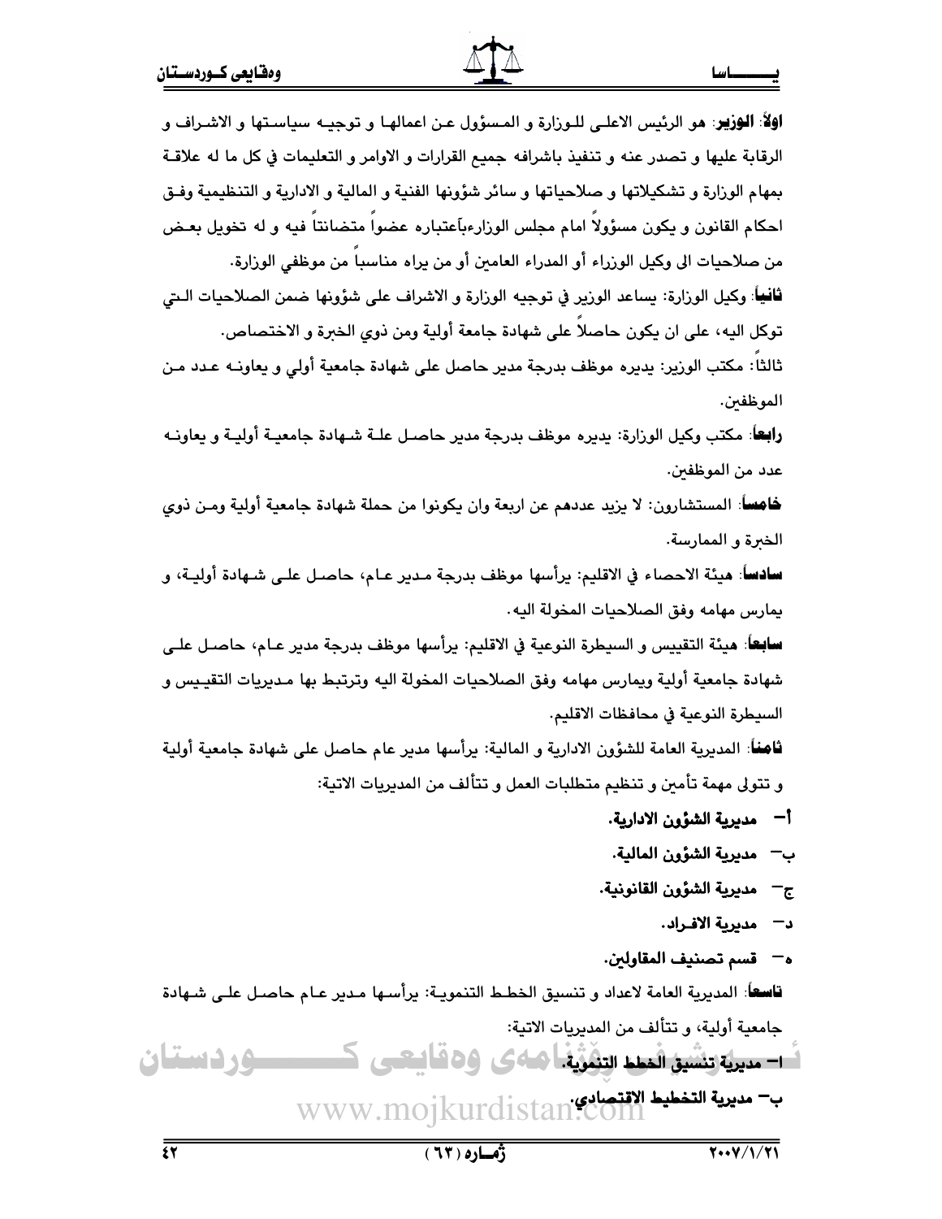**اولاً: الوزير**: هو الرئيس الاعلى للوزارة و المسؤول عن اعمالها و توجيه سياستها و الاشراف و الرقابة عليها و تصدر عنه و تنفيذ باشرافه جميع القرارات و الاوامر و التعليمات في كل ما له علاقة بمهام الوزارة و تشكيلاتها و صلاحياتها و سائر شؤونها الفنية و المالية و الادارية و التنظيمية وفق احكام القانون و يكون مسؤولاً امام مجلس الوزراءبآعتباره عضواً متضامناً فيه و له تخويل بعض من صلاحيات الى وكيل الوزراء أو المدراء العامين أو من يراه مناسباً من موظفي الوزارة.

**ثانياً**: وكيل الوزارة: يساعد الوزير في توجيه الوزارة و الاشراف على شؤونها ضمن الصلاحيات التي توكل اليه، على ان يكون حاصلاً على شهادة جامعة أولية ومن ذوي الخبرة و الاختصاص.

ثالثاً: مكتب الوزير: يديره موظف بدرجة مدير حاصل على شهادة جامعية أولي و يعاونه عدد من الموظفين.

**رابعاً**: مكتب وكيل الوزارة: يديره موظف بدرجة مدير حاصل علة شهادة جامعية أولية و يعاونه عدد من الموظفين.

**خامساً**: المستشارون: لا يزيد عددهم عن اربعة وان يكونوا من حملة شهادة جامعية أولية ومن ذوي الخبرة و الممارسة.

**سادساً**: هيئة الاحصاء في الاقليم: يرأسها موظف بدرجة مدير عام، حاصل على شهادة أولية، و يمارس مهامه وفق الصلاحيات المخولة اليه.

**سابعاً**: هيئة التقييس و السيطرة النوعية في الاقليم: يرأسها موظف بدرجة مدير عام، حاصل على شهادة جامعية أولية ويمارس مهامه وفق الصلاحيات المخولة اليه وترتبط بها مديريات التقييس و السيطرة النوعية في محافظات الاقليم.

**ثامناً**: المديرية العامة للشؤون الادارية و المالية: يرأسها مدير عام حاصل على شهادة جامعية أولية و تتولى مهمة تأمين و تنظيم متطلبات العمل و تتألف من المديريات الاتية:

**أ- مديرية الشؤون الادارية.**

**ب- مديرية الشؤون المالية.**

**ج- مديرية الشؤون القانونية.**

**د- مديرية الافراد.**

**ه- قسم تصنيف المقاولين.**

**تاسعاً**: المديرية العامة لاعداد و تنسيق الخطط التنموية: يرأسها مدير عام حاصل على شهادة جامعية أولية، و تتألف من المديريات الاتية:

**ا- مديرية تنسيق الخطط التنموية.**

**ب- مديرية التخطيط الاقتصادي.**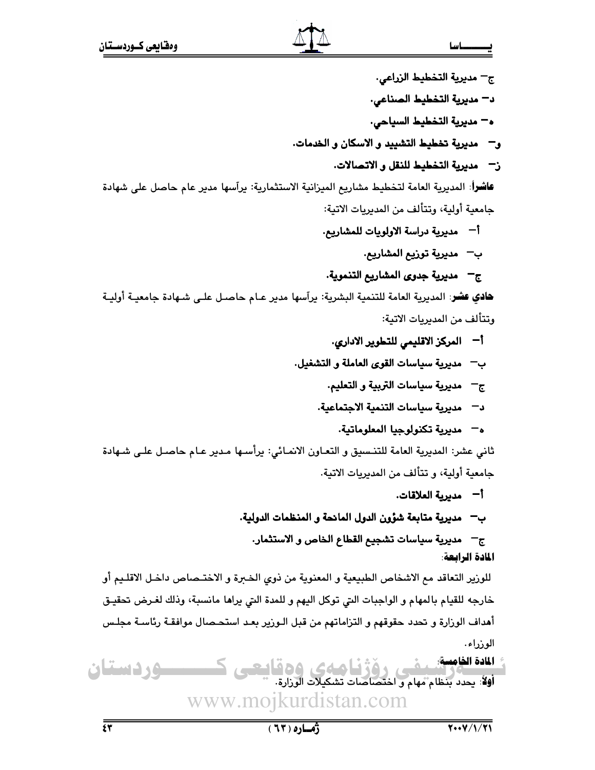**ج– مديرية التخطيط الزراعي.**

**د– مديرية التخطيط الصناعي.**

**ه– مديرية التخطيط السياحي.**

**و– مديرية تخطيط التشييد و الاسكان و الخدمات.**

**ز– مديرية التخطيط للنقل و الاتصالات.**

**عاشراً**: المديرية العامة لتخطيط مشاريع الميزانية الاستثمارية: يرآسها مدير عام حاصل على شهادة جامعية أولية، وتتألف من المديريات الاتية:

**أ– مديرية دراسة الاولويات للمشاريع.**

**ب– مديرية توزيع المشاريع.**

**ج– مديرية جدوى المشاريع التنموية.**

**حادي عشر**: المديرية العامة للتنمية البشرية: يرآسها مدير عام حاصل على شهادة جامعية أولية وتتألف من المديريات الاتية:

**أ– المركز الاقليمي للتطوير الاداري.**

**ب– مديرية سياسات القوى العاملة و التشغيل.**

**ج– مديرية سياسات التربية و التعليم.**

**د– مديرية سياسات التنمية الاجتماعية.**

**ه– مديرية تكنولوجيا المعلوماتية.**

ثاني عشر: المديرية العامة للتنسيق و التعاون الانمائي: يرأسها مدير عام حاصل على شهادة جامعية أولية، و تتألف من المديريات الاتية.

**أ– مديرية العلاقات.**

**ب– مديرية متابعة شؤون الدول المانحة و المنظمات الدولية.**

**ج– مديرية سياسات تشجيع القطاع الخاص و الاستثمار.**

**المادة الرابعة**:

للوزير التعاقد مع الاشخاص الطبيعية و المعنوية من ذوي الخبرة و الاختصاص داخل الاقليم أو خارجه للقيام بالمهام و الواجبات التي توكل اليهم و للمدة التي يراها مانسبة، وذلك لغرض تحقيق أهداف الوزارة و تحدد حقوقهم و التزاماتهم من قبل الوزير بعد استحصال موافقة رئاسة مجلس الوزراء.

**المادة الخامسة**:

**أولاً**: يحدد بنظام مهام و اختصاصات تشكيلات الوزارة.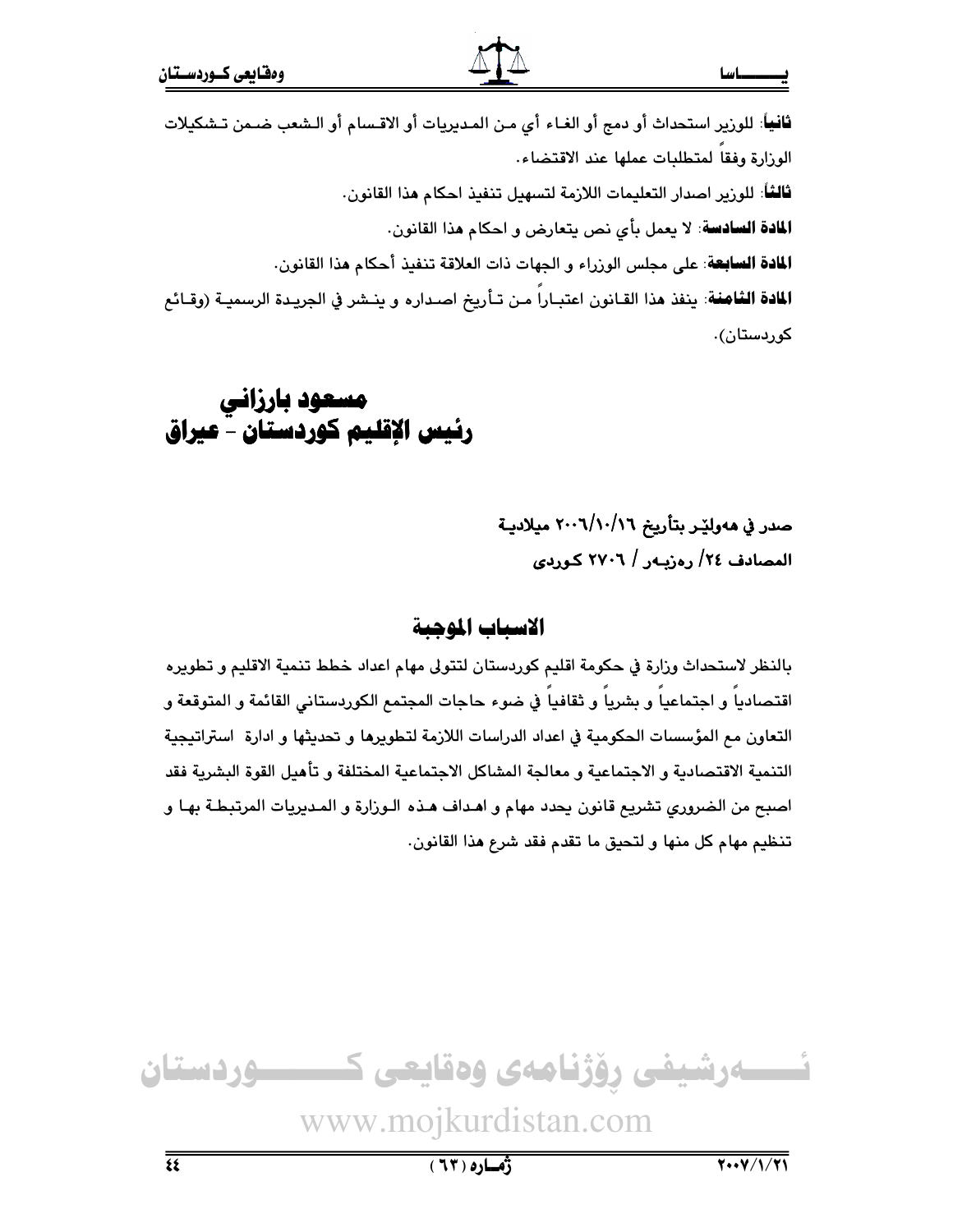**ثانياً**: للوزير استحداث أو دمج أو الغاء أي من المديريات أو الاقسام أو الشعب ضمن تشكيلات الوزارة وفقاً لمتطلبات عملها عند الاقتضاء.

**ثالثاً**: للوزير اصدار التعليمات اللازمة لتسهيل تنفيذ احكام هذا القانون.

**المادة السادسة**: لا يعمل بأي نص يتعارض و احكام هذا القانون.

**المادة السابعة**: على مجلس الوزراء و الجهات ذات العلاقة تنفيذ أحكام هذا القانون.

**المادة الثامنة**: ينفذ هذا القانون اعتباراً من تأريخ اصداره و ينشر في الجريدة الرسمية (وقائع كوردستان).

## مسعود بارزاني
## رئيس الإقليم كوردستان - عيراق

**صدر في هەولێر بتأريخ ٢٠٠٦/١٠/١٦ ميلادية**
**المصادف ٢٤/ رەزبەر / ٢٧٠٦ كوردى**

## الاسباب الموجبة

بالنظر لاستحداث وزارة في حكومة اقليم كوردستان لتتولى مهام اعداد خطط تنمية الاقليم و تطويره اقتصادياً و اجتماعياً و بشرياً و ثقافياً في ضوء حاجات المجتمع الكوردستاني القائمة و المتوقعة و التعاون مع المؤسسات الحكومية في اعداد الدراسات اللازمة لتطويرها و تحديثها و ادارة استراتيجية التنمية الاقتصادية و الاجتماعية و معالجة المشاكل الاجتماعية المختلفة و تأهيل القوة البشرية فقد اصبح من الضروري تشريع قانون يحدد مهام و اهداف هذه الوزارة و المديريات المرتبطة بها و تنظيم مهام كل منها و لتحيق ما تقدم فقد شرع هذا القانون.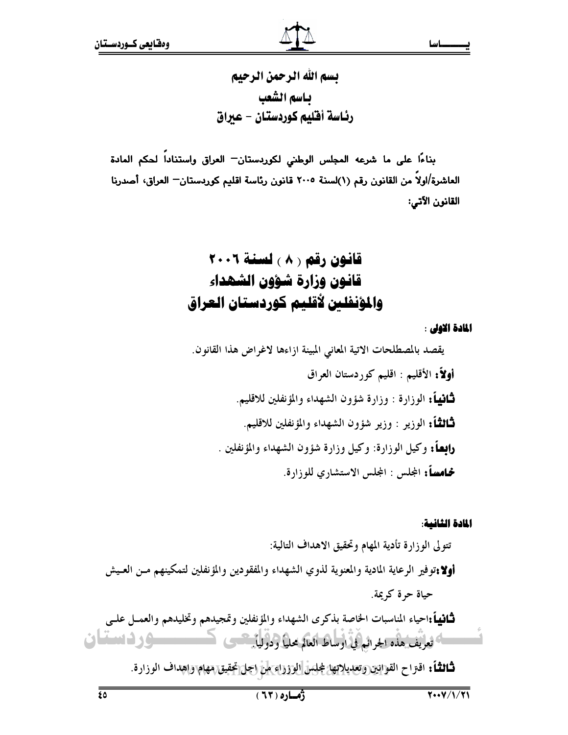بسم الله الرحمن الرحيم

باسم الشعب

رئاسة أقليم كوردستان - عيراق

بناءًا على ما شرعه المجلس الوطني لكوردستان– العراق واستناداً لحكم المادة العاشرة/اولاً من القانون رقم (١)لسنة ٢٠٠٥ قانون رئاسة اقليم كوردستان– العراق، أصدرنا القانون الآتي:

# قانون رقم ( ٨ ) لسنة ٢٠٠٦
# قانون وزارة شؤون الشهداء والمؤنفلين لأقليم كوردستان العراق

**المادة الاولى** :

يقصد بالمصطلحات الاتية المعاني المبينة ازاءها لاغراض هذا القانون.

**أولاً:** الأقليم : اقليم كوردستان العراق

**ثانياً:** الوزارة : وزارة شؤون الشهداء والمؤنفلين للاقليم.

**ثالثاً:** الوزير : وزير شؤون الشهداء والمؤنفلين للاقليم.

**رابعاً:** وكيل الوزارة: وكيل وزارة شؤون الشهداء والمؤنفلين .

**خامساً:** المجلس : المجلس الاستشاري للوزارة.

**المادة الثانية**:

تتولى الوزارة تأدية المهام وتحقيق الاهداف التالية:

**أولا:**توفير الرعاية المادية والمعنوية لذوي الشهداء والمفقودين والمؤنفلين لتمكينهم من العيش حياة حرة كريمة.

**ثانياً:**احياء المناسبات الخاصة بذكرى الشهداء والمؤنفلين وتمجيدهم وتخليدهم والعمل على تعريف هذه الجرائم في اوساط العالم محلياً ودولياً.

**ثالثاً:** اقتراح القوانين وتعديلاتها لمجلس الوزراء من اجل تحقيق مهام واهداف الوزارة.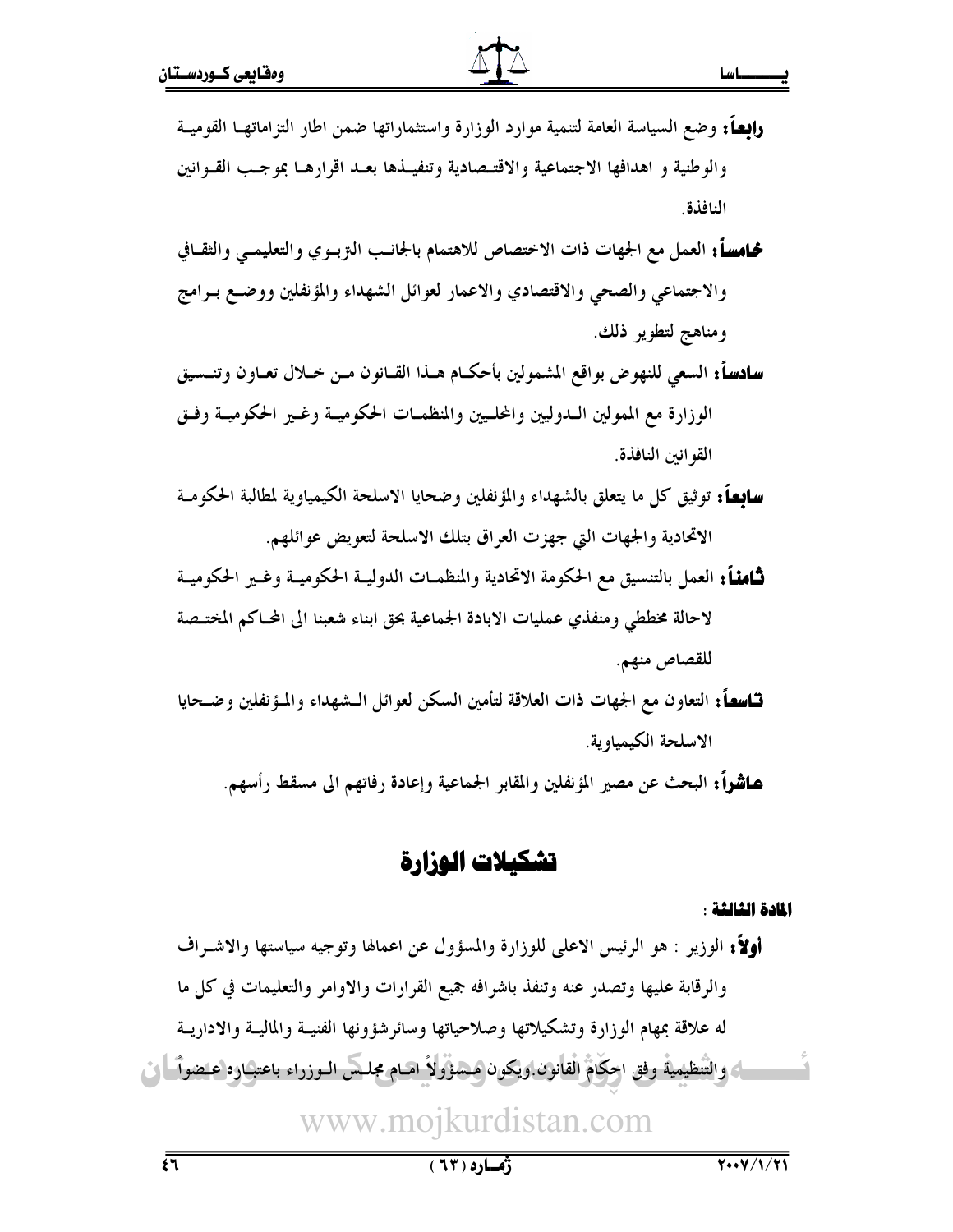**رابعاً:** وضع السياسة العامة لتنمية موارد الوزارة واستثماراتها ضمن اطار التزاماتها القومية والوطنية و اهدافها الاجتماعية والاقتصادية وتنفيذها بعد اقرارها بموجب القوانين النافذة.

**خامساً:** العمل مع الجهات ذات الاختصاص للاهتمام بالجانب التربوي والتعليمي والثقافي والاجتماعي والصحي والاقتصادي والاعمار لعوائل الشهداء والمؤنفلين ووضع برامج ومناهج لتطوير ذلك.

**سادساً:** السعي للنهوض بواقع المشمولين بأحكام هذا القانون من خلال تعاون وتنسيق الوزارة مع الممولين الدوليين والمحليين والمنظمات الحكومية وغير الحكومية وفق القوانين النافذة.

**سابعاً:** توثيق كل ما يتعلق بالشهداء والمؤنفلين وضحايا الاسلحة الكيمياوية لمطالبة الحكومة الاتحادية والجهات التي جهزت العراق بتلك الاسلحة لتعويض عوائلهم.

**ثامناً:** العمل بالتنسيق مع الحكومة الاتحادية والمنظمات الدولية الحكومية وغير الحكومية لاحالة مخططي ومنفذي عمليات الابادة الجماعية بحق ابناء شعبنا الى المحاكم المختصة للقصاص منهم.

**تاسعاً:** التعاون مع الجهات ذات العلاقة لتأمين السكن لعوائل الشهداء والمؤنفلين وضحايا الاسلحة الكيمياوية.

**عاشراً:** البحث عن مصير المؤنفلين والمقابر الجماعية وإعادة رفاتهم الى مسقط رأسهم.

## تشكيلات الوزارة

**المادة الثالثة :**

**أولاً:** الوزير : هو الرئيس الاعلى للوزارة والمسؤول عن اعمالها وتوجيه سياستها والاشراف والرقابة عليها وتصدر عنه وتنفذ باشرافه جميع القرارات والاوامر والتعليمات في كل ما له علاقة بمهام الوزارة وتشكيلاتها وصلاحياتها وسائرشؤونها الفنية والمالية والادارية والتنظيمية وفق احكام القانون.ويكون مسؤولاً امام مجلس الوزراء باعتباره عضواً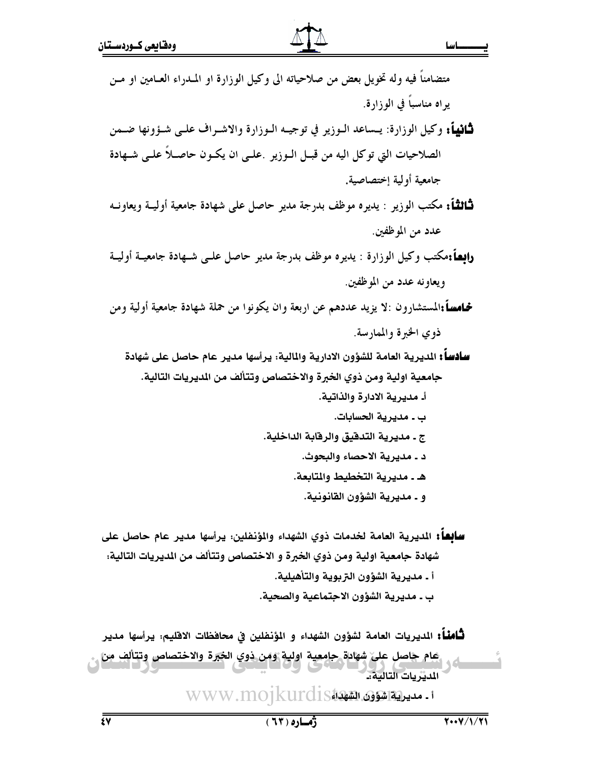متضامناً فيه وله تخويل بعض من صلاحياته الى وكيل الوزارة او المدراء العامين او من يراه مناسباً في الوزارة.

**ثانياً:** وكيل الوزارة: يساعد الوزير في توجيه الوزارة والاشراف على شؤونها ضمن الصلاحيات التي توكل اليه من قبل الوزير .على ان يكون حاصلاً على شهادة جامعية أولية إختصاصية.

**ثالثاً:** مكتب الوزير : يديره موظف بدرجة مدير حاصل على شهادة جامعية أولية ويعاونه عدد من الموظفين.

**رابعاً:**مكتب وكيل الوزارة : يديره موظف بدرجة مدير حاصل على شهادة جامعية أولية ويعاونه عدد من الموظفين.

**خامساً:**المستشارون :لا يزيد عددهم عن اربعة وان يكونوا من حملة شهادة جامعية أولية ومن ذوي الخبرة والممارسة.

**سادساً:** المديرية العامة للشؤون الادارية والمالية: يرأسها مدير عام حاصل على شهادة جامعية اولية ومن ذوي الخبرة والاختصاص وتتألف من المديريات التالية.

أ- مديرية الادارة والذاتية.

ب - مديرية الحسابات.

ج - مديرية التدقيق والرقابة الداخلية.

د - مديرية الاحصاء والبحوث.

هـ - مديرية التخطيط والمتابعة.

و - مديرية الشؤون القانونية.

**سابعاً:** المديرية العامة لخدمات ذوي الشهداء والمؤنفلين: يرأسها مدير عام حاصل على شهادة جامعية اولية ومن ذوي الخبرة و الاختصاص وتتألف من المديريات التالية:

أ - مديرية الشؤون التربوية والتأهيلية.

ب - مديرية الشؤون الاجتماعية والصحية.

**ثامناً:** المديريات العامة لشؤون الشهداء و المؤنفلين في محافظات الاقليم: يرأسها مدير عام حاصل على شهادة جامعية اولية ومن ذوي الخبرة والاختصاص وتتألف من المديريات التالية:-

أ - مديرية شؤون الشهداء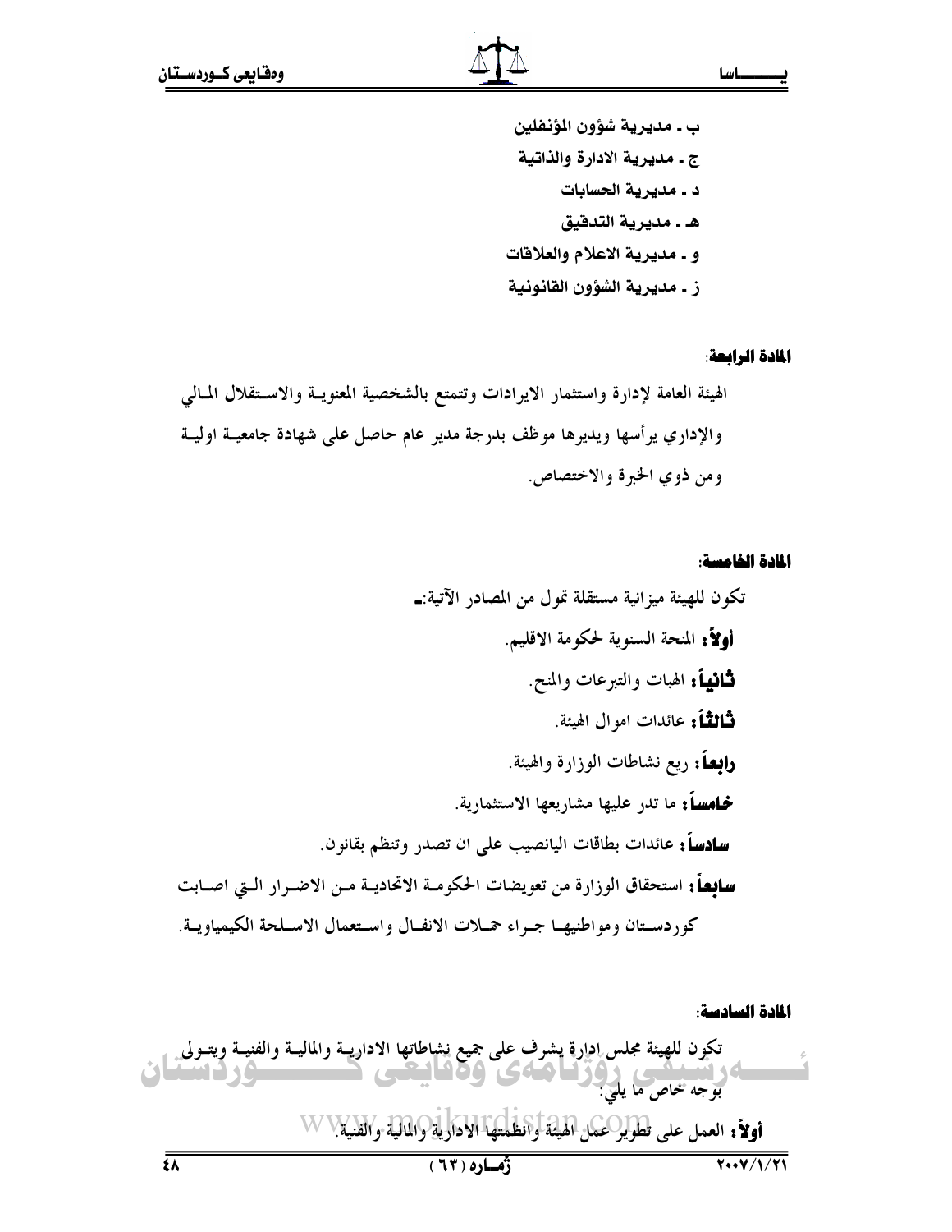ب ـ مديرية شؤون المؤنفلين

ج ـ مديرية الادارة والذاتية

د ـ مديرية الحسابات

هـ ـ مديرية التدقيق

و ـ مديرية الاعلام والعلاقات

ز ـ مديرية الشؤون القانونية

**المادة الرابعة:**

الهيئة العامة لإدارة واستثمار الايرادات وتتمتع بالشخصية المعنوية والاستقلال المالي والإداري يرأسها ويديرها موظف بدرجة مدير عام حاصل على شهادة جامعية اولية ومن ذوي الخبرة والاختصاص.

**المادة الخامسة:**

تكون للهيئة ميزانية مستقلة تمول من المصادر الآتية:ـ

**أولاً:** المنحة السنوية لحكومة الاقليم.

**ثانياً:** الهبات والتبرعات والمنح.

**ثالثاً:** عائدات اموال الهيئة.

**رابعاً:** ريع نشاطات الوزارة والهيئة.

**خامساً:** ما تدر عليها مشاريعها الاستثمارية.

**سادساً:** عائدات بطاقات اليانصيب على ان تصدر وتنظم بقانون.

**سابعاً:** استحقاق الوزارة من تعويضات الحكومة الاتحادية من الاضرار التي اصابت كوردستان ومواطنيها جراء حملات الانفال واستعمال الاسلحة الكيمياوية.

**المادة السادسة:**

تكون للهيئة مجلس ادارة يشرف على جميع نشاطاتها الادارية والمالية والفنية ويتولى بوجه خاص ما يلي:

**أولاً:** العمل على تطوير عمل الهيئة وانظمتها الادارية والمالية والفنية.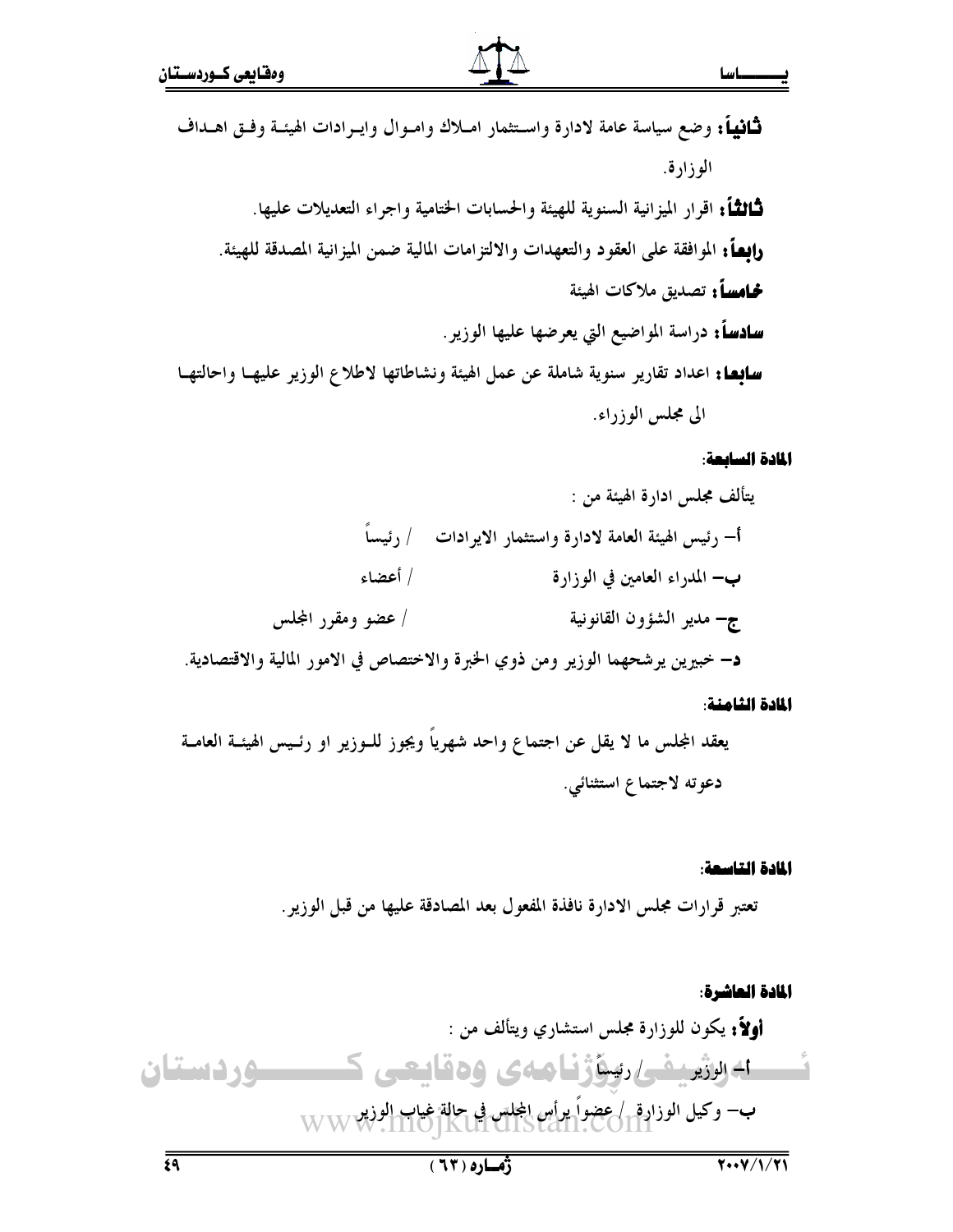**ثانياً:** وضع سياسة عامة لادارة واستثمار املاك واموال وايرادات الهيئة وفق اهداف الوزارة.

**ثالثاً:** اقرار الميزانية السنوية للهيئة والحسابات الختامية واجراء التعديلات عليها.

**رابعاً:** الموافقة على العقود والتعهدات والالتزامات المالية ضمن الميزانية المصدقة للهيئة.

**خامساً:** تصديق ملاكات الهيئة

**سادساً:** دراسة المواضيع التي يعرضها عليها الوزير.

**سابعا:** اعداد تقارير سنوية شاملة عن عمل الهيئة ونشاطاتها لاطلاع الوزير عليها واحالتها الى مجلس الوزراء.

**المادة السابعة:**

يتألف مجلس ادارة الهيئة من :

أ- رئيس الهيئة العامة لادارة واستثمار الايرادات / رئيساً

ب- المدراء العامين في الوزارة / أعضاء

ج- مدير الشؤون القانونية / عضو ومقرر المجلس

د- خبيرين يرشحهما الوزير ومن ذوي الخبرة والاختصاص في الامور المالية والاقتصادية.

**المادة الثامنة:**

يعقد المجلس ما لا يقل عن اجتماع واحد شهرياً ويجوز للوزير او رئيس الهيئة العامة دعوته لاجتماع استثنائي.

**المادة التاسعة:**

تعتبر قرارات مجلس الادارة نافذة المفعول بعد المصادقة عليها من قبل الوزير.

**المادة العاشرة:**

**أولاً:** يكون للوزارة مجلس استشاري ويتألف من :

أ- الوزير / رئيساً

ب- وكيل الوزارة / عضواً يرأس المجلس في حالة غياب الوزير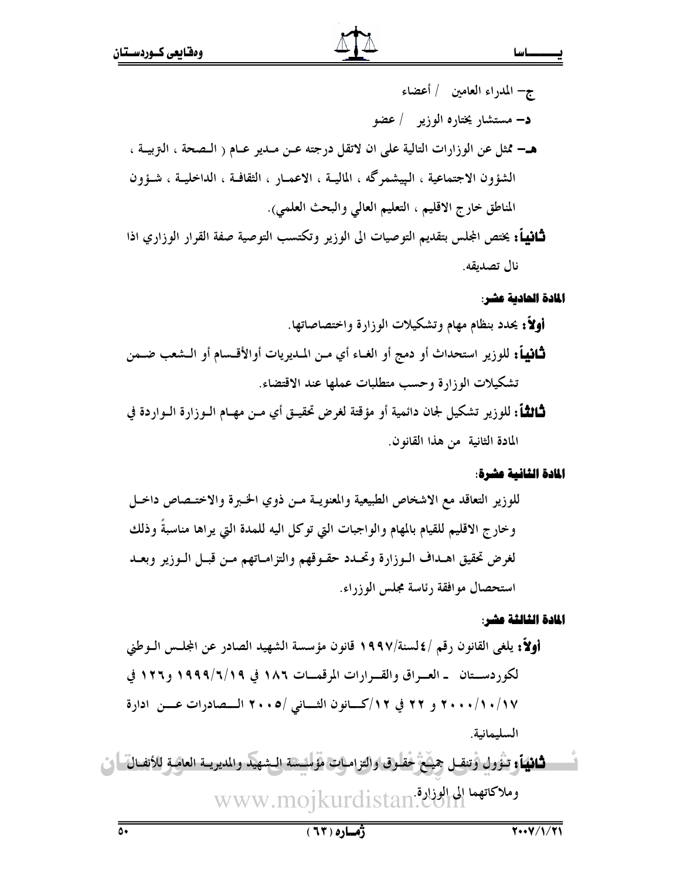ج– المدراء العامين / أعضاء

د– مستشار يختاره الوزير / عضو

هـ– ممثل عن الوزارات التالية على ان لاتقل درجته عن مدير عام ( الصحة ، التربية ، الشؤون الاجتماعية ، البيشمرگه ، المالية ، الاعمار ، الثقافة ، الداخلية ، شؤون المناطق خارج الاقليم ، التعليم العالي والبحث العلمي).

**ثانياً:** يختص المجلس بتقديم التوصيات الى الوزير وتكتسب التوصية صفة القرار الوزاري اذا نال تصديقه.

**المادة الحادية عشر:**

**أولاً:** يحدد بنظام مهام وتشكيلات الوزارة واختصاصاتها.

**ثانياً:** للوزير استحداث أو دمج أو الغاء أي من المديريات أوالأقسام أو الشعب ضمن تشكيلات الوزارة وحسب متطلبات عملها عند الاقتضاء.

**ثالثاً:** للوزير تشكيل لجان دائمية أو مؤقتة لغرض تحقيق أي من مهام الوزارة الواردة في المادة الثانية من هذا القانون.

**المادة الثانية عشرة:**

للوزير التعاقد مع الاشخاص الطبيعية والمعنوية من ذوي الخبرة والاختصاص داخل وخارج الاقليم للقيام بالمهام والواجبات التي توكل اليه للمدة التي يراها مناسبةً وذلك لغرض تحقيق اهداف الوزارة وتحدد حقوقهم والتزاماتهم من قبل الوزير وبعد استحصال موافقة رئاسة مجلس الوزراء.

**المادة الثالثة عشر:**

**أولاً:** يلغى القانون رقم /٤لسنة/١٩٩٧ قانون مؤسسة الشهيد الصادر عن المجلس الوطني لكوردستان ـ العراق والقرارات المرقمات ١٨٦ في ١٩٩٩/٦/١٩ و١٢٦ في ٢٠٠٠/١٠/١٧ و ٢٢ في ١٢/كانون الثاني /٢٠٠٥ الصادرات عن ادارة السليمانية.

**ثانياً:** تؤول وتنقل جميع حقوق والتزامات مؤسسة الشهيد والمديرية العامة للأنفال وملاكاتهما الى الوزارة.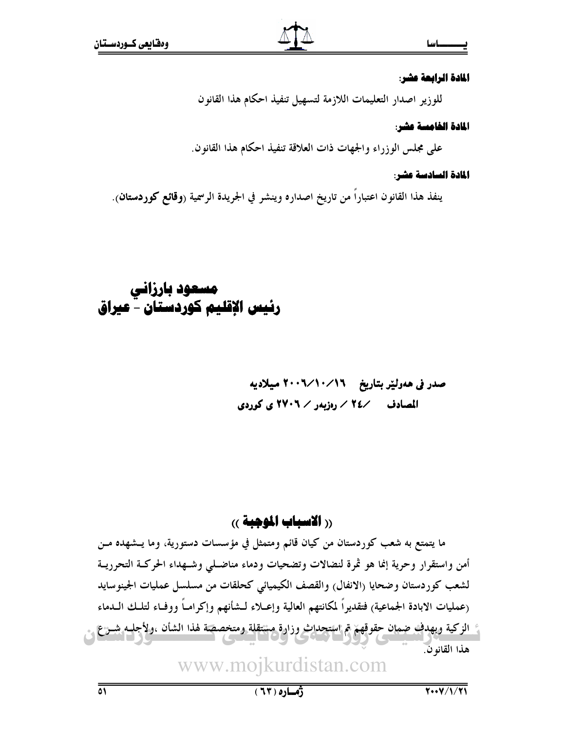**المادة الرابعة عشر:**

للوزير اصدار التعليمات اللازمة لتسهيل تنفيذ احكام هذا القانون

**المادة الخامسة عشر:**

على مجلس الوزراء والجهات ذات العلاقة تنفيذ احكام هذا القانون.

**المادة السادسة عشر:**

ينفذ هذا القانون اعتباراً من تاريخ اصداره وينشر في الجريدة الرسمية (**وقائع كوردستان**).

## مسعود بارزاني
## رئيس الإقليم كوردستان - عيراق

**صدر في هەولێر بتاريخ ١٦/١٠/٢٠٠٦ ميلاديه**

**المصادف /٢٤ / رەزبەر / ٢٧٠٦ ى كوردى**

## (( الاسباب الموجبة ))

ما يتمتع به شعب كوردستان من كيان قائم ومتمثل في مؤسسات دستورية، وما يشهده من أمن واستقرار وحرية إنما هو ثمرة لنضالات وتضحيات ودماء مناضلي وشهداء الحركة التحررية لشعب كوردستان وضحايا (الانفال) والقصف الكيميائي كحلقات من مسلسل عمليات الجينوسايد (عمليات الابادة الجماعية) فتقديراً لمكانتهم العالية وإعلاء لشأنهم وإكراماً ووفاء لتلك الدماء الزكية وبهدف ضمان حقوقهم تم استحداث وزارة مستقلة ومتخصصة لهذا الشأن ،ولأجله شرع هذا القانون.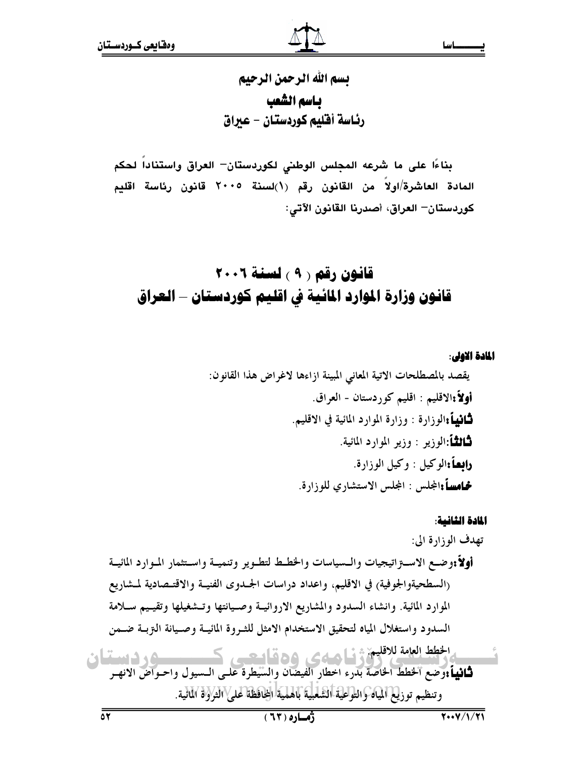**بسم الله الرحمن الرحيم**

**باسم الشعب**

**رئاسة أقليم كوردستان - عيراق**

**بناءًا على ما شرعه المجلس الوطني لكوردستان- العراق واستناداً لحكم المادة العاشرة/اولاً من القانون رقم (١)لسنة ٢٠٠٥ قانون رئاسة اقليم كوردستان- العراق، أصدرنا القانون الآتي:**

# قانون رقم ( ٩ ) لسنة ٢٠٠٦
# قانون وزارة الموارد المائية في اقليم كوردستان – العراق

**المادة الاولى:**

يقصد بالمصطلحات الاتية المعاني المبينة ازاءها لاغراض هذا القانون:

**أولاً:** الاقليم : اقليم كوردستان - العراق.

**ثانياً:** الوزارة : وزارة الموارد المائية في الاقليم.

**ثالثاً:** الوزير : وزير الموارد المائية.

**رابعاً:** الوكيل : وكيل الوزارة.

**خامساً:** المجلس : المجلس الاستشاري للوزارة.

**المادة الثانية:**

تهدف الوزارة الى:

**أولاً:** وضع الاستراتيجيات والسياسات والخطط لتطوير وتنمية واستثمار الموارد المائية (السطحيةوالجوفية) في الاقليم، واعداد دراسات الجدوى الفنية والاقتصادية لمشاريع الموارد المائية. وانشاء السدود والمشاريع الاروائية وصيانتها وتشغيلها وتقييم سلامة السدود واستغلال المياه لتحقيق الاستخدام الامثل للثروة المائية وصيانة التربة ضمن الخطط العامة للاقليم.

**ثانياً:** وضع الخطط الخاصة بدرء اخطار الفيضان والسيطرة على السيول واحواض الانهر وتنظيم توزيع المياه والتوعية الشعبية باهمية المحافظة على الثروة المائية.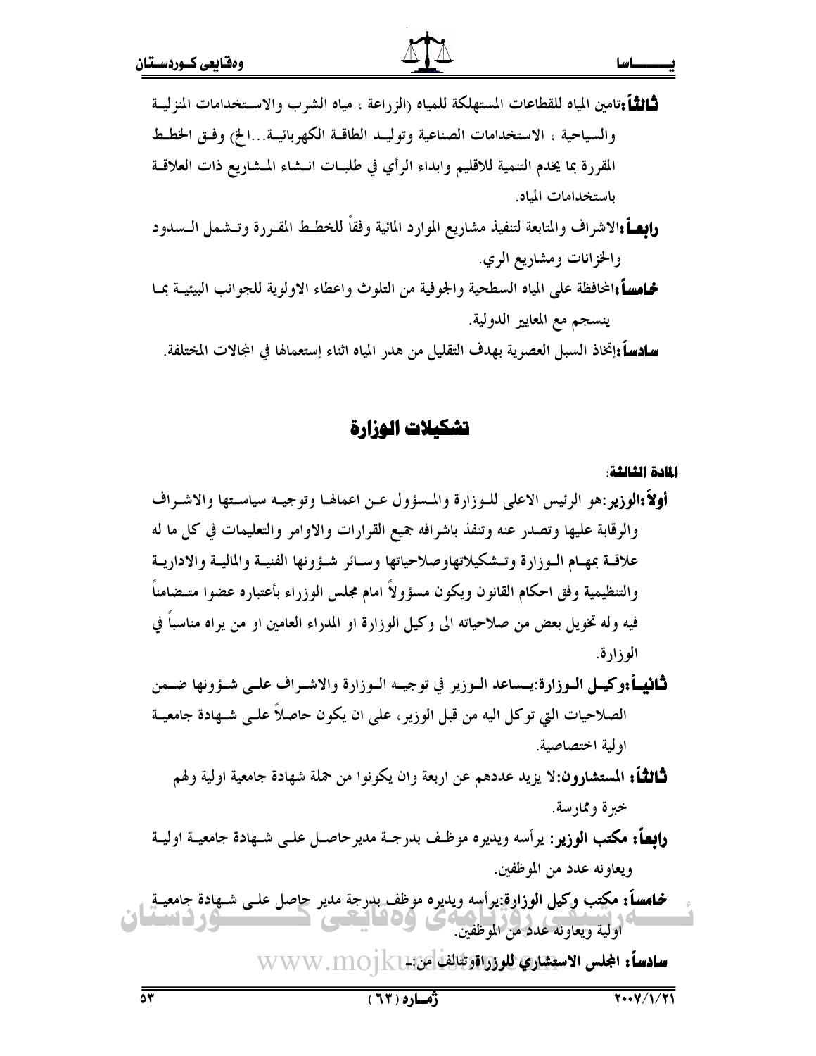**ثالثاً**:تامين المياه للقطاعات المستهلكة للمياه (الزراعة ، مياه الشرب والاستخدامات المنزلية والسياحية ، الاستخدامات الصناعية وتوليد الطاقة الكهربائية...الخ) وفق الخطط المقررة بما يخدم التنمية للاقليم وابداء الرأي في طلبات انشاء المشاريع ذات العلاقة باستخدامات المياه.

**رابعاً**:الاشراف والمتابعة لتنفيذ مشاريع الموارد المائية وفقاً للخطط المقررة وتشمل السدود والخزانات ومشاريع الري.

**خامساً**:المحافظة على المياه السطحية والجوفية من التلوث واعطاء الاولوية للجوانب البيئية بما ينسجم مع المعايير الدولية.

**سادساً**:إتخاذ السبل العصرية بهدف التقليل من هدر المياه اثناء إستعمالها في المجالات المختلفة.

## تشكيلات الوزارة

**المادة الثالثة**:

**أولاً:الوزير**:هو الرئيس الاعلى للوزارة والمسؤول عن اعمالها وتوجيه سياستها والاشراف والرقابة عليها وتصدر عنه وتنفذ باشرافه جميع القرارات والاوامر والتعليمات في كل ما له علاقة بمهام الوزارة وتشكيلاتهاوصلاحياتها وسائر شؤونها الفنية والمالية والادارية والتنظيمية وفق احكام القانون ويكون مسؤولاً امام مجلس الوزراء بأعتباره عضوا متضامناً فيه وله تخويل بعض من صلاحياته الى وكيل الوزارة او المدراء العامين او من يراه مناسباً في الوزارة.

**ثانياً:وكيل الوزارة**:يساعد الوزير في توجيه الوزارة والاشراف على شؤونها ضمن الصلاحيات التي توكل اليه من قبل الوزير، على ان يكون حاصلاً على شهادة جامعية اولية اختصاصية.

**ثالثاً: المستشارون**:لا يزيد عددهم عن اربعة وان يكونوا من حملة شهادة جامعية اولية ولهم خبرة وممارسة.

**رابعاً: مكتب الوزير**: يرأسه ويديره موظف بدرجة مديرحاصل على شهادة جامعية اولية ويعاونه عدد من الموظفين.

**خامساً: مكتب وكيل الوزارة**:يرأسه ويديره موظف بدرجة مدير حاصل على شهادة جامعية اولية ويعاونه عدد من الموظفين.

**سادساً: المجلس الاستشاري للوزارة**وتتالف من:-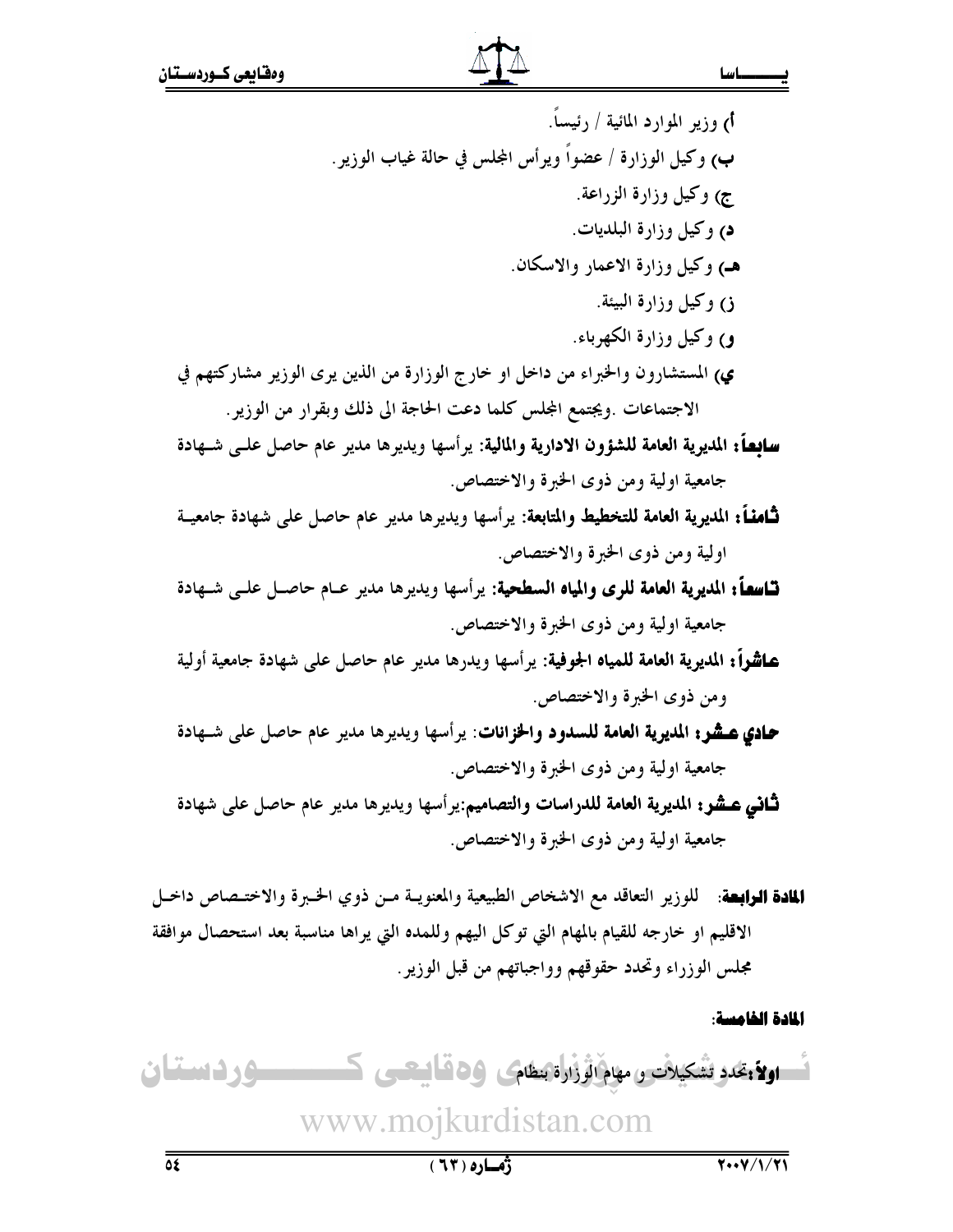أ) وزير الموارد المائية / رئيساً.

ب) وكيل الوزارة / عضواً ويرأس المجلس في حالة غياب الوزير.

ج) وكيل وزارة الزراعة.

د) وكيل وزارة البلديات.

هـ) وكيل وزارة الاعمار والاسكان.

ز) وكيل وزارة البيئة.

و) وكيل وزارة الكهرباء.

ي) المستشارون والخبراء من داخل او خارج الوزارة من الذين يرى الوزير مشاركتهم في الاجتماعات .ويجتمع المجلس كلما دعت الحاجة الى ذلك وبقرار من الوزير.

**سابعاً: المديرية العامة للشؤون الادارية والمالية:** يرأسها ويديرها مدير عام حاصل على شهادة جامعية اولية ومن ذوى الخبرة والاختصاص.

**ثامناً: المديرية العامة للتخطيط والمتابعة:** يرأسها ويديرها مدير عام حاصل على شهادة جامعية اولية ومن ذوى الخبرة والاختصاص.

**تاسعاً: المديرية العامة للرى والمياه السطحية:** يرأسها ويديرها مدير عام حاصل على شهادة جامعية اولية ومن ذوى الخبرة والاختصاص.

**عاشراً: المديرية العامة للمياه الجوفية:** يرأسها ويدرها مدير عام حاصل على شهادة جامعية أولية ومن ذوى الخبرة والاختصاص.

**حادي عشر: المديرية العامة للسدود والخزانات:** يرأسها ويديرها مدير عام حاصل على شهادة جامعية اولية ومن ذوى الخبرة والاختصاص.

**ثاني عشر: المديرية العامة للدراسات والتصاميم:**يرأسها ويديرها مدير عام حاصل على شهادة جامعية اولية ومن ذوى الخبرة والاختصاص.

**المادة الرابعة:** للوزير التعاقد مع الاشخاص الطبيعية والمعنوية من ذوي الخبرة والاختصاص داخل الاقليم او خارجه للقيام بالمهام التي توكل اليهم وللمده التي يراها مناسبة بعد استحصال موافقة مجلس الوزراء وتحدد حقوقهم وواجباتهم من قبل الوزير.

**المادة الخامسة:**

**اولاً:** تحدد تشكيلات و مهام الوزارة بنظام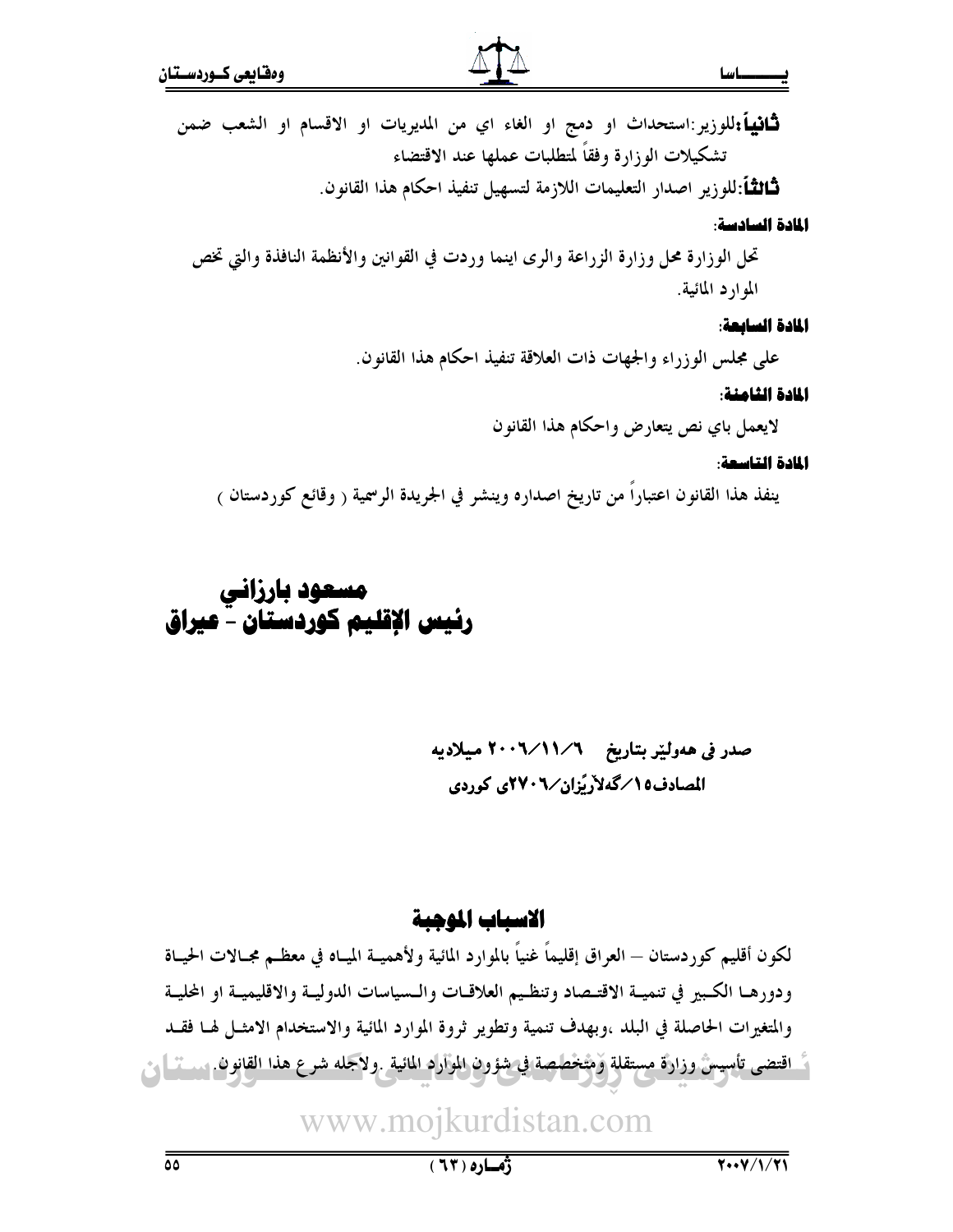**ثانياً**:للوزير:استحداث او دمج او الغاء اي من المديريات او الاقسام او الشعب ضمن تشكيلات الوزارة وفقاً لمتطلبات عملها عند الاقتضاء

**ثالثاً**:للوزير اصدار التعليمات اللازمة لتسهيل تنفيذ احكام هذا القانون.

**المادة السادسة**:

تحل الوزارة محل وزارة الزراعة والرى اينما وردت في القوانين والأنظمة النافذة والتي تخص الموارد المائية.

**المادة السابعة**:

على مجلس الوزراء والجهات ذات العلاقة تنفيذ احكام هذا القانون.

**المادة الثامنة**:

لايعمل باي نص يتعارض واحكام هذا القانون

**المادة التاسعة**:

ينفذ هذا القانون اعتباراً من تاريخ اصداره وينشر في الجريدة الرسمية ( وقائع كوردستان )

**مسعود بارزاني**
**رئيس الإقليم كوردستان - عيراق**

**صدر فى هەولێر بتاريخ ٦/١١/٢٠٠٦ ميلاديه**
**المصادف١٥/گەلاڕێزان/٢٧٠٦ى كوردى**

## الاسباب الموجبة

لكون أقليم كوردستان – العراق إقليماً غنياً بالموارد المائية ولأهمية المياه في معظم مجالات الحياة ودورها الكبير في تنمية الاقتصاد وتنظيم العلاقات والسياسات الدولية والاقليمية او المحلية والمتغيرات الحاصلة في البلد ،وبهدف تنمية وتطوير ثروة الموارد المائية والاستخدام الامثل لها فقد اقتضى تأسيس وزارة مستقلة ومتخصصة في شؤون الموارد المائية .ولاجله شرع هذا القانون.